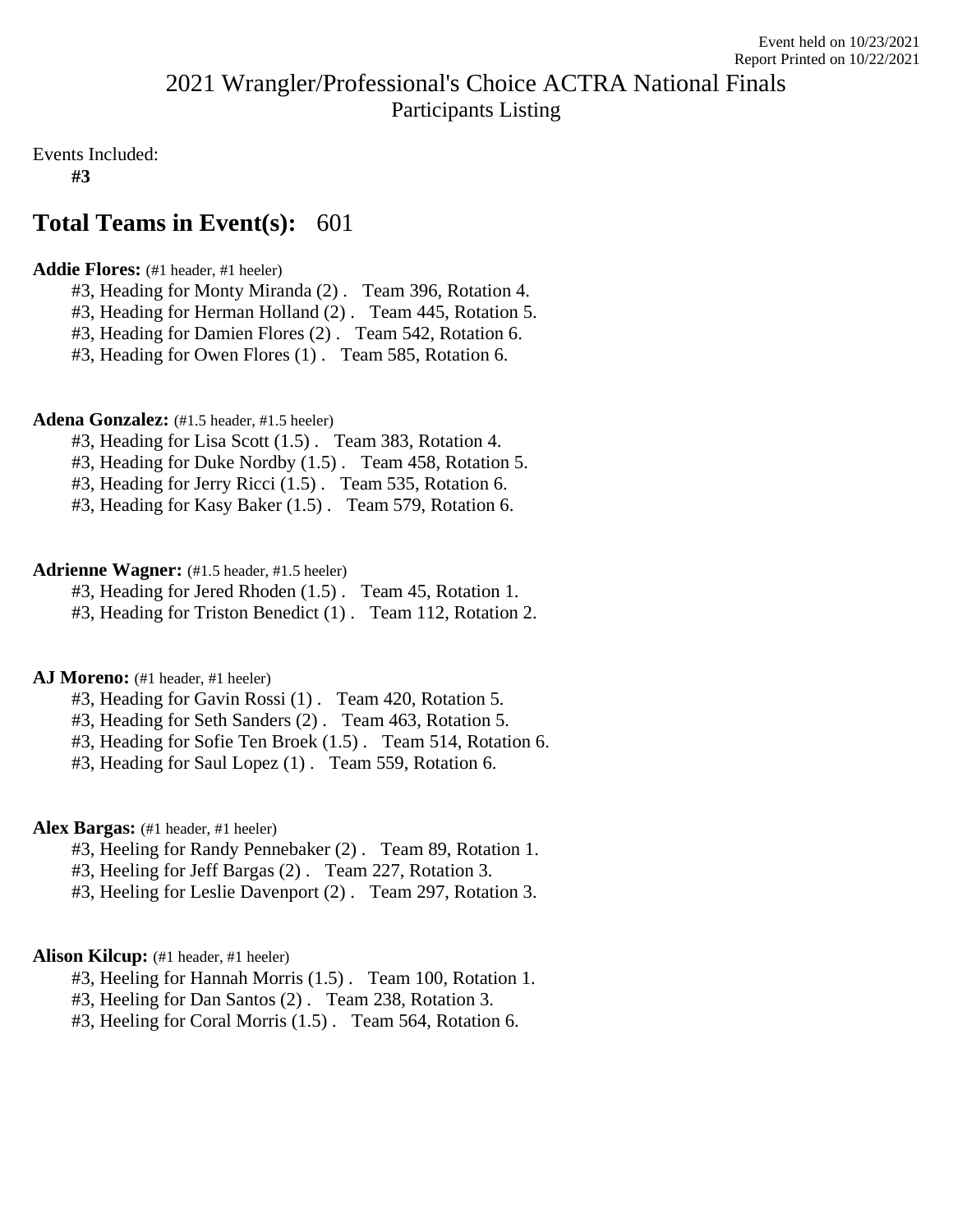Event held on 10/23/2021
Report Printed on 10/22/2021

# 2021 Wrangler/Professional's Choice ACTRA National Finals

Participants Listing

Events Included:

**#3**

## Total Teams in Event(s): 601

**Addie Flores:** (#1 header, #1 heeler)

- #3, Heading for Monty Miranda (2) . Team 396, Rotation 4.
- #3, Heading for Herman Holland (2) . Team 445, Rotation 5.
- #3, Heading for Damien Flores (2) . Team 542, Rotation 6.
- #3, Heading for Owen Flores (1) . Team 585, Rotation 6.

**Adena Gonzalez:** (#1.5 header, #1.5 heeler)

- #3, Heading for Lisa Scott (1.5) . Team 383, Rotation 4.
- #3, Heading for Duke Nordby (1.5) . Team 458, Rotation 5.
- #3, Heading for Jerry Ricci (1.5) . Team 535, Rotation 6.
- #3, Heading for Kasy Baker (1.5) . Team 579, Rotation 6.

**Adrienne Wagner:** (#1.5 header, #1.5 heeler)

- #3, Heading for Jered Rhoden (1.5) . Team 45, Rotation 1.
- #3, Heading for Triston Benedict (1) . Team 112, Rotation 2.

**AJ Moreno:** (#1 header, #1 heeler)

- #3, Heading for Gavin Rossi (1) . Team 420, Rotation 5.
- #3, Heading for Seth Sanders (2) . Team 463, Rotation 5.
- #3, Heading for Sofie Ten Broek (1.5) . Team 514, Rotation 6.
- #3, Heading for Saul Lopez (1) . Team 559, Rotation 6.

**Alex Bargas:** (#1 header, #1 heeler)

- #3, Heeling for Randy Pennebaker (2) . Team 89, Rotation 1.
- #3, Heeling for Jeff Bargas (2) . Team 227, Rotation 3.
- #3, Heeling for Leslie Davenport (2) . Team 297, Rotation 3.

**Alison Kilcup:** (#1 header, #1 heeler)

- #3, Heeling for Hannah Morris (1.5) . Team 100, Rotation 1.
- #3, Heeling for Dan Santos (2) . Team 238, Rotation 3.
- #3, Heeling for Coral Morris (1.5) . Team 564, Rotation 6.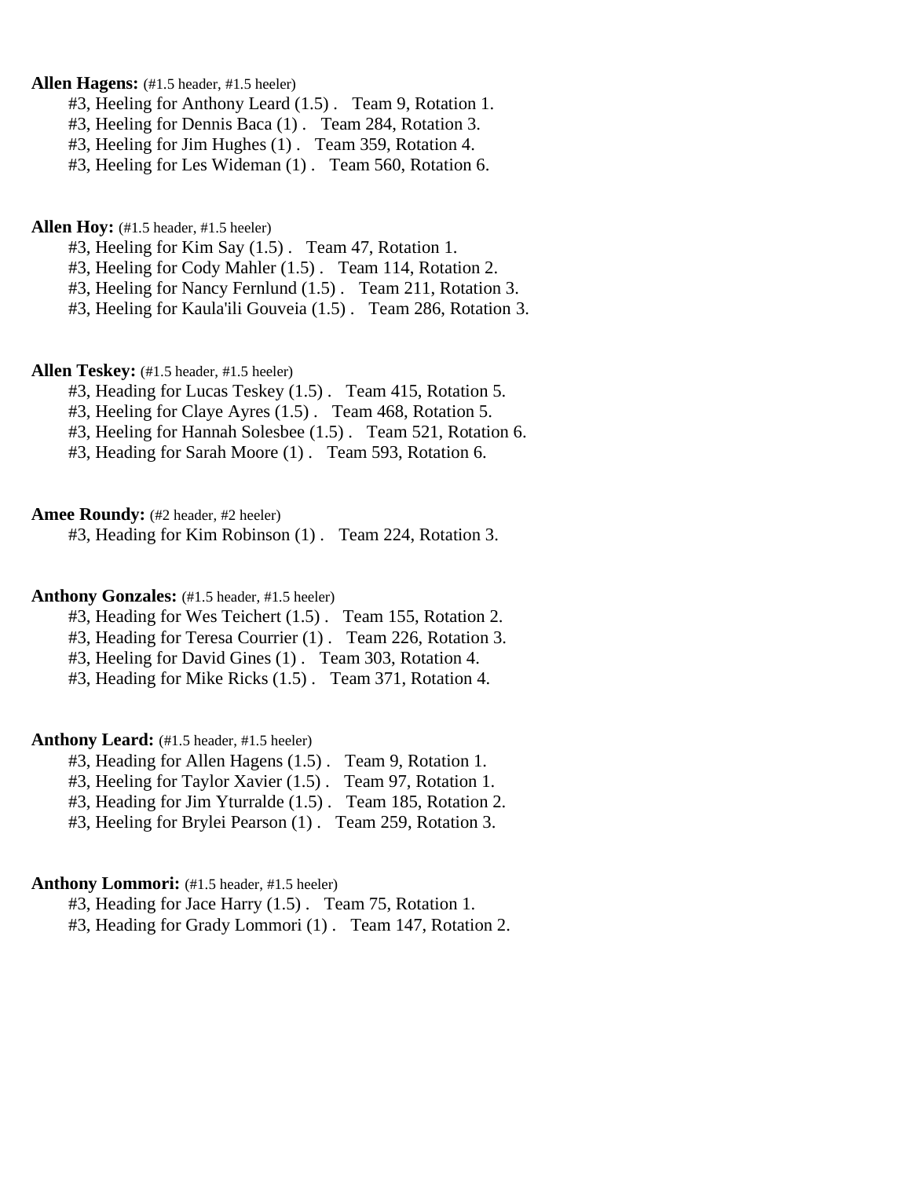**Allen Hagens:** (#1.5 header, #1.5 heeler)

#3, Heeling for Anthony Leard (1.5) .   Team 9, Rotation 1.
#3, Heeling for Dennis Baca (1) .   Team 284, Rotation 3.
#3, Heeling for Jim Hughes (1) .   Team 359, Rotation 4.
#3, Heeling for Les Wideman (1) .   Team 560, Rotation 6.

**Allen Hoy:** (#1.5 header, #1.5 heeler)

#3, Heeling for Kim Say (1.5) .   Team 47, Rotation 1.
#3, Heeling for Cody Mahler (1.5) .   Team 114, Rotation 2.
#3, Heeling for Nancy Fernlund (1.5) .   Team 211, Rotation 3.
#3, Heeling for Kaula'ili Gouveia (1.5) .   Team 286, Rotation 3.

**Allen Teskey:** (#1.5 header, #1.5 heeler)

#3, Heading for Lucas Teskey (1.5) .   Team 415, Rotation 5.
#3, Heeling for Claye Ayres (1.5) .   Team 468, Rotation 5.
#3, Heeling for Hannah Solesbee (1.5) .   Team 521, Rotation 6.
#3, Heading for Sarah Moore (1) .   Team 593, Rotation 6.

**Amee Roundy:** (#2 header, #2 heeler)

#3, Heading for Kim Robinson (1) .   Team 224, Rotation 3.

**Anthony Gonzales:** (#1.5 header, #1.5 heeler)

#3, Heading for Wes Teichert (1.5) .   Team 155, Rotation 2.
#3, Heading for Teresa Courrier (1) .   Team 226, Rotation 3.
#3, Heeling for David Gines (1) .   Team 303, Rotation 4.
#3, Heading for Mike Ricks (1.5) .   Team 371, Rotation 4.

**Anthony Leard:** (#1.5 header, #1.5 heeler)

#3, Heading for Allen Hagens (1.5) .   Team 9, Rotation 1.
#3, Heeling for Taylor Xavier (1.5) .   Team 97, Rotation 1.
#3, Heading for Jim Yturralde (1.5) .   Team 185, Rotation 2.
#3, Heeling for Brylei Pearson (1) .   Team 259, Rotation 3.

**Anthony Lommori:** (#1.5 header, #1.5 heeler)

#3, Heading for Jace Harry (1.5) .   Team 75, Rotation 1.
#3, Heading for Grady Lommori (1) .   Team 147, Rotation 2.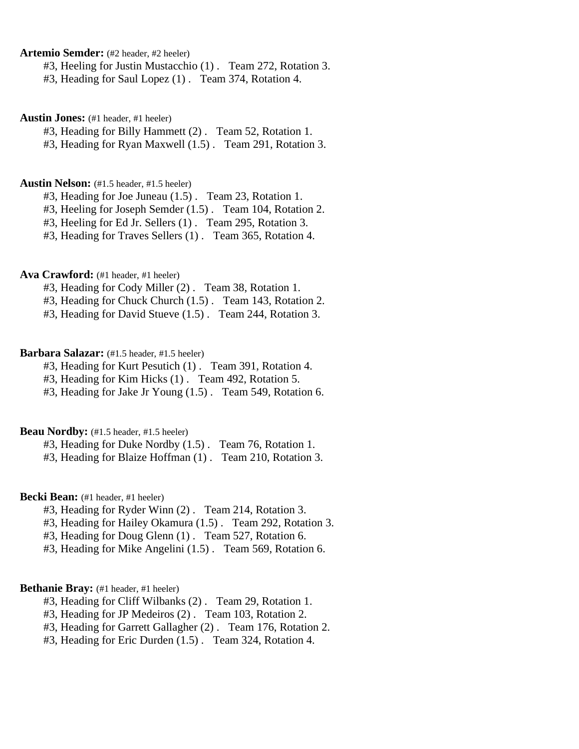**Artemio Semder:** (#2 header, #2 heeler)

#3, Heeling for Justin Mustacchio (1) . Team 272, Rotation 3.
#3, Heading for Saul Lopez (1) . Team 374, Rotation 4.

**Austin Jones:** (#1 header, #1 heeler)

#3, Heading for Billy Hammett (2) . Team 52, Rotation 1.
#3, Heading for Ryan Maxwell (1.5) . Team 291, Rotation 3.

**Austin Nelson:** (#1.5 header, #1.5 heeler)

#3, Heading for Joe Juneau (1.5) . Team 23, Rotation 1.
#3, Heeling for Joseph Semder (1.5) . Team 104, Rotation 2.
#3, Heeling for Ed Jr. Sellers (1) . Team 295, Rotation 3.
#3, Heading for Traves Sellers (1) . Team 365, Rotation 4.

**Ava Crawford:** (#1 header, #1 heeler)

#3, Heading for Cody Miller (2) . Team 38, Rotation 1.
#3, Heading for Chuck Church (1.5) . Team 143, Rotation 2.
#3, Heading for David Stueve (1.5) . Team 244, Rotation 3.

**Barbara Salazar:** (#1.5 header, #1.5 heeler)

#3, Heading for Kurt Pesutich (1) . Team 391, Rotation 4.
#3, Heading for Kim Hicks (1) . Team 492, Rotation 5.
#3, Heading for Jake Jr Young (1.5) . Team 549, Rotation 6.

**Beau Nordby:** (#1.5 header, #1.5 heeler)

#3, Heading for Duke Nordby (1.5) . Team 76, Rotation 1.
#3, Heading for Blaize Hoffman (1) . Team 210, Rotation 3.

**Becki Bean:** (#1 header, #1 heeler)

#3, Heading for Ryder Winn (2) . Team 214, Rotation 3.
#3, Heading for Hailey Okamura (1.5) . Team 292, Rotation 3.
#3, Heading for Doug Glenn (1) . Team 527, Rotation 6.
#3, Heading for Mike Angelini (1.5) . Team 569, Rotation 6.

**Bethanie Bray:** (#1 header, #1 heeler)

#3, Heading for Cliff Wilbanks (2) . Team 29, Rotation 1.
#3, Heading for JP Medeiros (2) . Team 103, Rotation 2.
#3, Heading for Garrett Gallagher (2) . Team 176, Rotation 2.
#3, Heading for Eric Durden (1.5) . Team 324, Rotation 4.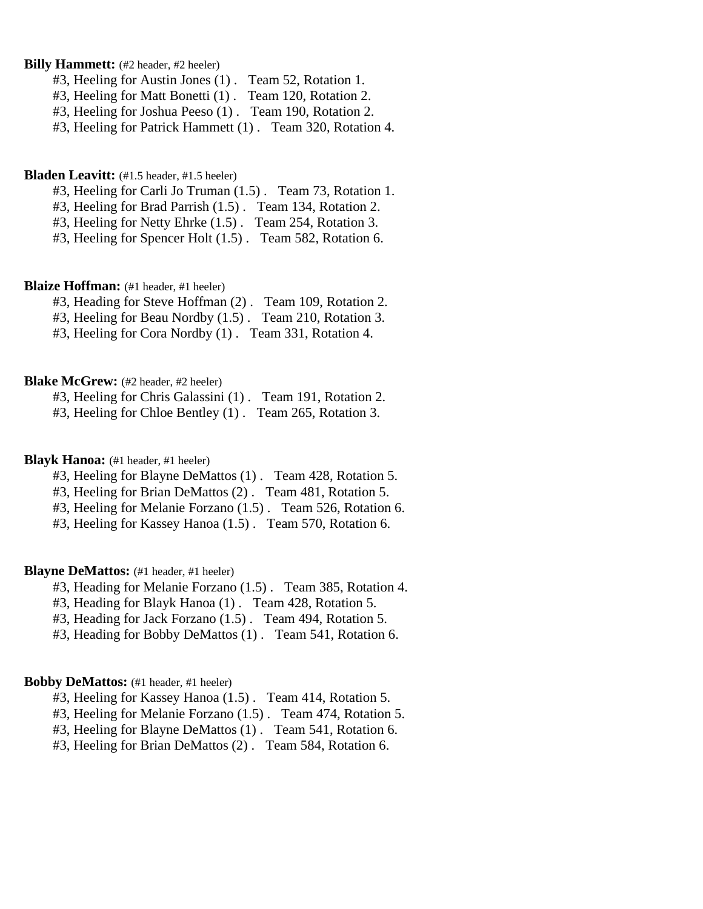**Billy Hammett:** (#2 header, #2 heeler)

#3, Heeling for Austin Jones (1) . Team 52, Rotation 1.
#3, Heeling for Matt Bonetti (1) . Team 120, Rotation 2.
#3, Heeling for Joshua Peeso (1) . Team 190, Rotation 2.
#3, Heeling for Patrick Hammett (1) . Team 320, Rotation 4.

**Bladen Leavitt:** (#1.5 header, #1.5 heeler)

#3, Heeling for Carli Jo Truman (1.5) . Team 73, Rotation 1.
#3, Heeling for Brad Parrish (1.5) . Team 134, Rotation 2.
#3, Heeling for Netty Ehrke (1.5) . Team 254, Rotation 3.
#3, Heeling for Spencer Holt (1.5) . Team 582, Rotation 6.

**Blaize Hoffman:** (#1 header, #1 heeler)

#3, Heading for Steve Hoffman (2) . Team 109, Rotation 2.
#3, Heeling for Beau Nordby (1.5) . Team 210, Rotation 3.
#3, Heeling for Cora Nordby (1) . Team 331, Rotation 4.

**Blake McGrew:** (#2 header, #2 heeler)

#3, Heeling for Chris Galassini (1) . Team 191, Rotation 2.
#3, Heeling for Chloe Bentley (1) . Team 265, Rotation 3.

**Blayk Hanoa:** (#1 header, #1 heeler)

#3, Heeling for Blayne DeMattos (1) . Team 428, Rotation 5.
#3, Heeling for Brian DeMattos (2) . Team 481, Rotation 5.
#3, Heeling for Melanie Forzano (1.5) . Team 526, Rotation 6.
#3, Heeling for Kassey Hanoa (1.5) . Team 570, Rotation 6.

**Blayne DeMattos:** (#1 header, #1 heeler)

#3, Heading for Melanie Forzano (1.5) . Team 385, Rotation 4.
#3, Heading for Blayk Hanoa (1) . Team 428, Rotation 5.
#3, Heading for Jack Forzano (1.5) . Team 494, Rotation 5.
#3, Heading for Bobby DeMattos (1) . Team 541, Rotation 6.

**Bobby DeMattos:** (#1 header, #1 heeler)

#3, Heeling for Kassey Hanoa (1.5) . Team 414, Rotation 5.
#3, Heeling for Melanie Forzano (1.5) . Team 474, Rotation 5.
#3, Heeling for Blayne DeMattos (1) . Team 541, Rotation 6.
#3, Heeling for Brian DeMattos (2) . Team 584, Rotation 6.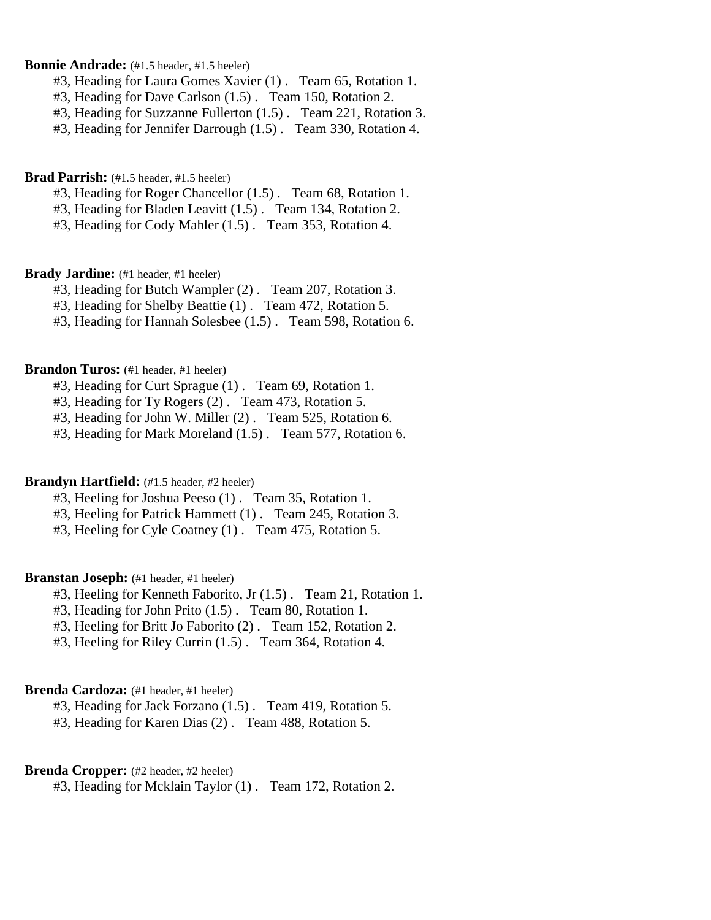**Bonnie Andrade:** (#1.5 header, #1.5 heeler)

#3, Heading for Laura Gomes Xavier (1) . Team 65, Rotation 1.
#3, Heading for Dave Carlson (1.5) . Team 150, Rotation 2.
#3, Heading for Suzzanne Fullerton (1.5) . Team 221, Rotation 3.
#3, Heading for Jennifer Darrough (1.5) . Team 330, Rotation 4.

**Brad Parrish:** (#1.5 header, #1.5 heeler)

#3, Heading for Roger Chancellor (1.5) . Team 68, Rotation 1.
#3, Heading for Bladen Leavitt (1.5) . Team 134, Rotation 2.
#3, Heading for Cody Mahler (1.5) . Team 353, Rotation 4.

**Brady Jardine:** (#1 header, #1 heeler)

#3, Heading for Butch Wampler (2) . Team 207, Rotation 3.
#3, Heading for Shelby Beattie (1) . Team 472, Rotation 5.
#3, Heading for Hannah Solesbee (1.5) . Team 598, Rotation 6.

**Brandon Turos:** (#1 header, #1 heeler)

#3, Heading for Curt Sprague (1) . Team 69, Rotation 1.
#3, Heading for Ty Rogers (2) . Team 473, Rotation 5.
#3, Heading for John W. Miller (2) . Team 525, Rotation 6.
#3, Heading for Mark Moreland (1.5) . Team 577, Rotation 6.

**Brandyn Hartfield:** (#1.5 header, #2 heeler)

#3, Heeling for Joshua Peeso (1) . Team 35, Rotation 1.
#3, Heeling for Patrick Hammett (1) . Team 245, Rotation 3.
#3, Heeling for Cyle Coatney (1) . Team 475, Rotation 5.

**Branstan Joseph:** (#1 header, #1 heeler)

#3, Heeling for Kenneth Faborito, Jr (1.5) . Team 21, Rotation 1.
#3, Heading for John Prito (1.5) . Team 80, Rotation 1.
#3, Heeling for Britt Jo Faborito (2) . Team 152, Rotation 2.
#3, Heeling for Riley Currin (1.5) . Team 364, Rotation 4.

**Brenda Cardoza:** (#1 header, #1 heeler)

#3, Heading for Jack Forzano (1.5) . Team 419, Rotation 5.
#3, Heading for Karen Dias (2) . Team 488, Rotation 5.

**Brenda Cropper:** (#2 header, #2 heeler)

#3, Heading for Mcklain Taylor (1) . Team 172, Rotation 2.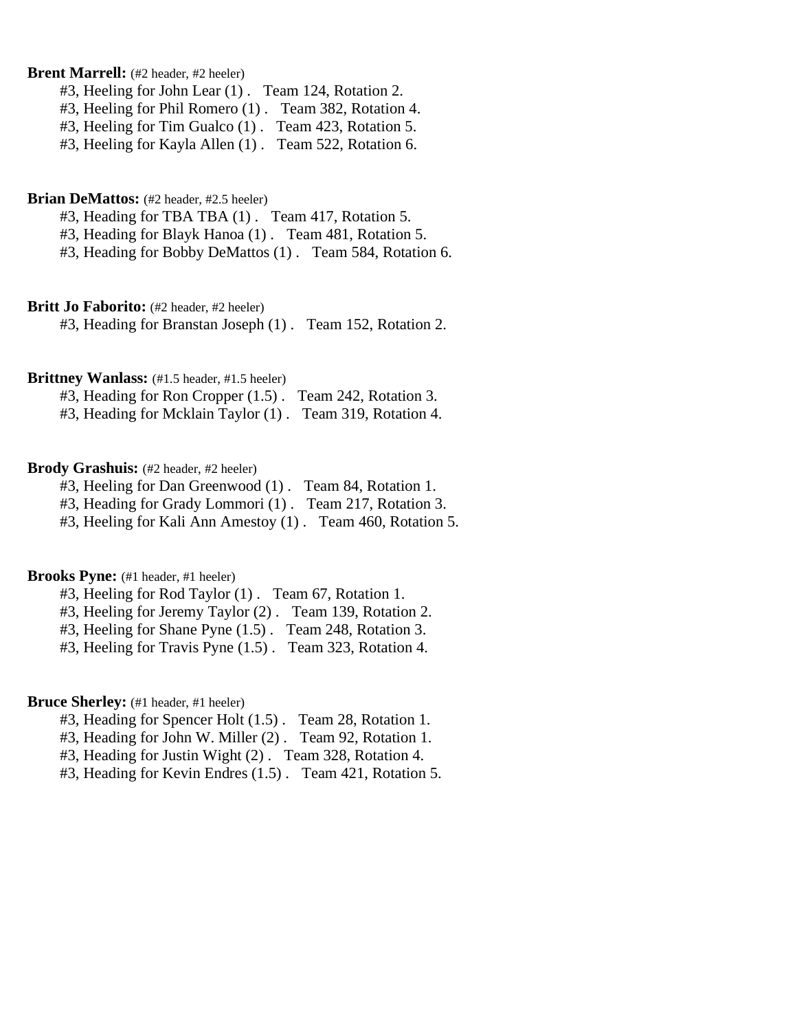**Brent Marrell:** (#2 header, #2 heeler)

#3, Heeling for John Lear (1) .   Team 124, Rotation 2.
#3, Heeling for Phil Romero (1) .   Team 382, Rotation 4.
#3, Heeling for Tim Gualco (1) .   Team 423, Rotation 5.
#3, Heeling for Kayla Allen (1) .   Team 522, Rotation 6.

**Brian DeMattos:** (#2 header, #2.5 heeler)

#3, Heading for TBA TBA (1) .   Team 417, Rotation 5.
#3, Heading for Blayk Hanoa (1) .   Team 481, Rotation 5.
#3, Heading for Bobby DeMattos (1) .   Team 584, Rotation 6.

**Britt Jo Faborito:** (#2 header, #2 heeler)

#3, Heading for Branstan Joseph (1) .   Team 152, Rotation 2.

**Brittney Wanlass:** (#1.5 header, #1.5 heeler)

#3, Heading for Ron Cropper (1.5) .   Team 242, Rotation 3.
#3, Heading for Mcklain Taylor (1) .   Team 319, Rotation 4.

**Brody Grashuis:** (#2 header, #2 heeler)

#3, Heeling for Dan Greenwood (1) .   Team 84, Rotation 1.
#3, Heading for Grady Lommori (1) .   Team 217, Rotation 3.
#3, Heeling for Kali Ann Amestoy (1) .   Team 460, Rotation 5.

**Brooks Pyne:** (#1 header, #1 heeler)

#3, Heeling for Rod Taylor (1) .   Team 67, Rotation 1.
#3, Heeling for Jeremy Taylor (2) .   Team 139, Rotation 2.
#3, Heeling for Shane Pyne (1.5) .   Team 248, Rotation 3.
#3, Heeling for Travis Pyne (1.5) .   Team 323, Rotation 4.

**Bruce Sherley:** (#1 header, #1 heeler)

#3, Heading for Spencer Holt (1.5) .   Team 28, Rotation 1.
#3, Heading for John W. Miller (2) .   Team 92, Rotation 1.
#3, Heading for Justin Wight (2) .   Team 328, Rotation 4.
#3, Heading for Kevin Endres (1.5) .   Team 421, Rotation 5.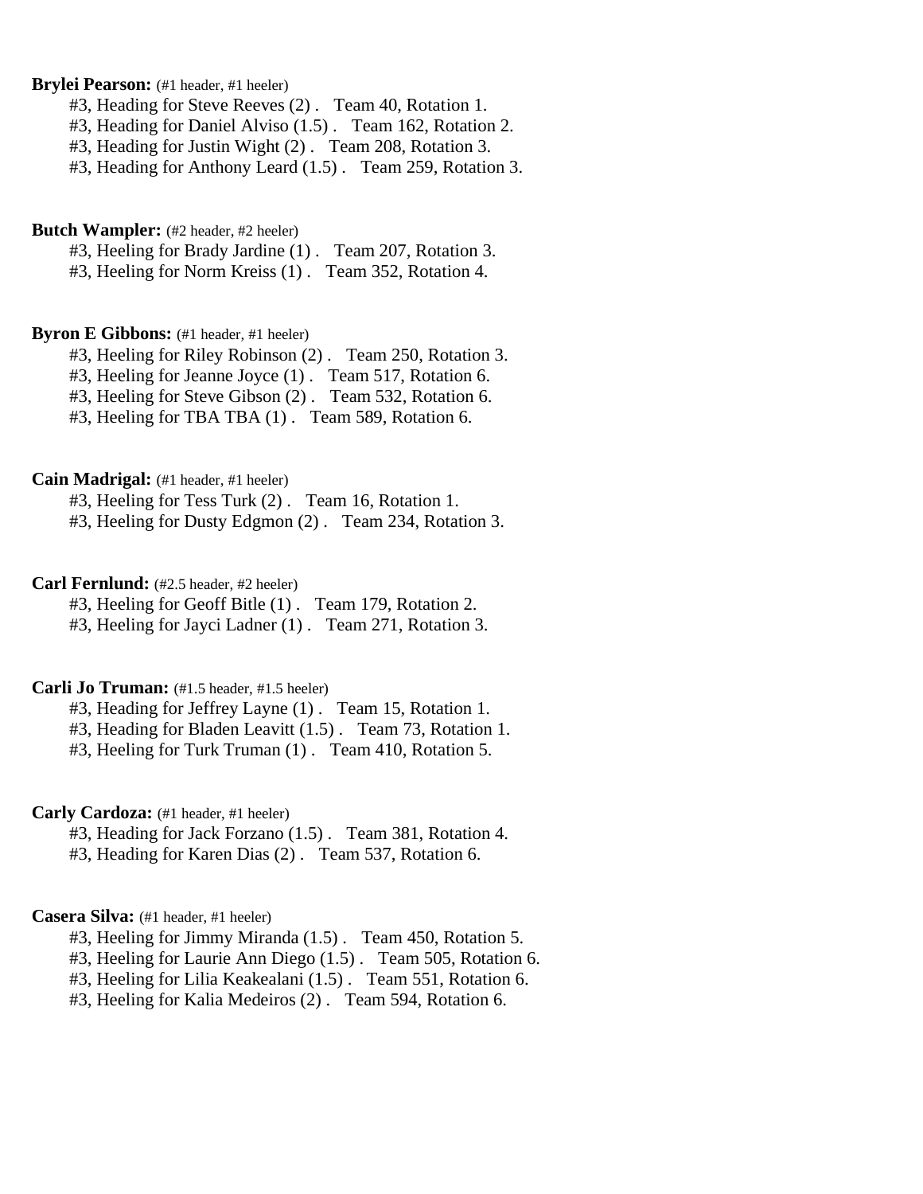**Brylei Pearson:** (#1 header, #1 heeler)

#3, Heading for Steve Reeves (2) .   Team 40, Rotation 1.
#3, Heading for Daniel Alviso (1.5) .   Team 162, Rotation 2.
#3, Heading for Justin Wight (2) .   Team 208, Rotation 3.
#3, Heading for Anthony Leard (1.5) .   Team 259, Rotation 3.

**Butch Wampler:** (#2 header, #2 heeler)

#3, Heeling for Brady Jardine (1) .   Team 207, Rotation 3.
#3, Heeling for Norm Kreiss (1) .   Team 352, Rotation 4.

**Byron E Gibbons:** (#1 header, #1 heeler)

#3, Heeling for Riley Robinson (2) .   Team 250, Rotation 3.
#3, Heeling for Jeanne Joyce (1) .   Team 517, Rotation 6.
#3, Heeling for Steve Gibson (2) .   Team 532, Rotation 6.
#3, Heeling for TBA TBA (1) .   Team 589, Rotation 6.

**Cain Madrigal:** (#1 header, #1 heeler)

#3, Heeling for Tess Turk (2) .   Team 16, Rotation 1.
#3, Heeling for Dusty Edgmon (2) .   Team 234, Rotation 3.

**Carl Fernlund:** (#2.5 header, #2 heeler)

#3, Heeling for Geoff Bitle (1) .   Team 179, Rotation 2.
#3, Heeling for Jayci Ladner (1) .   Team 271, Rotation 3.

**Carli Jo Truman:** (#1.5 header, #1.5 heeler)

#3, Heading for Jeffrey Layne (1) .   Team 15, Rotation 1.
#3, Heading for Bladen Leavitt (1.5) .   Team 73, Rotation 1.
#3, Heeling for Turk Truman (1) .   Team 410, Rotation 5.

**Carly Cardoza:** (#1 header, #1 heeler)

#3, Heading for Jack Forzano (1.5) .   Team 381, Rotation 4.
#3, Heading for Karen Dias (2) .   Team 537, Rotation 6.

**Casera Silva:** (#1 header, #1 heeler)

#3, Heeling for Jimmy Miranda (1.5) .   Team 450, Rotation 5.
#3, Heeling for Laurie Ann Diego (1.5) .   Team 505, Rotation 6.
#3, Heeling for Lilia Keakealani (1.5) .   Team 551, Rotation 6.
#3, Heeling for Kalia Medeiros (2) .   Team 594, Rotation 6.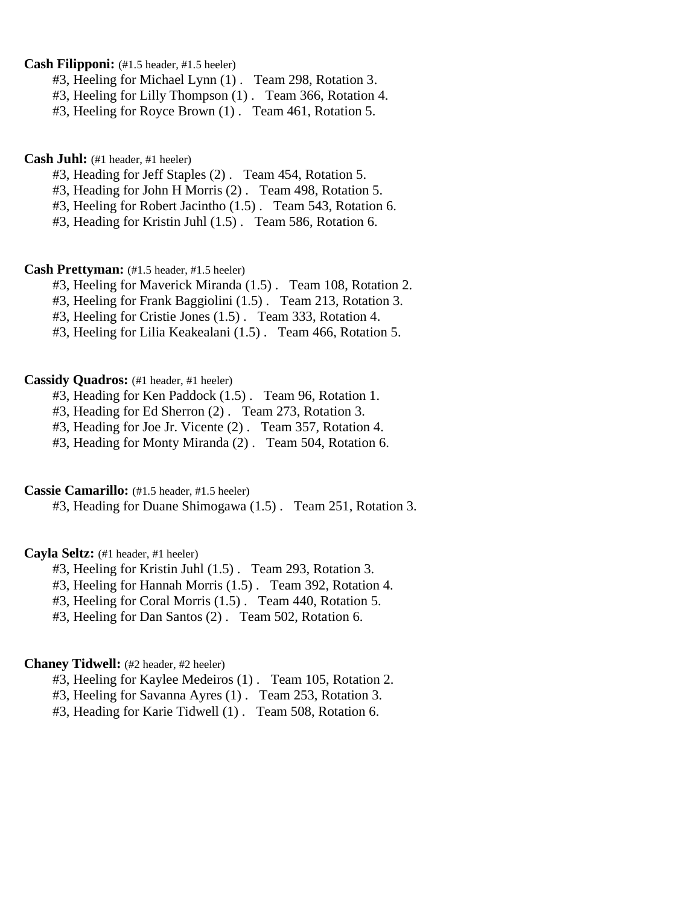**Cash Filipponi:** (#1.5 header, #1.5 heeler)

#3, Heeling for Michael Lynn (1) .   Team 298, Rotation 3.
#3, Heeling for Lilly Thompson (1) .   Team 366, Rotation 4.
#3, Heeling for Royce Brown (1) .   Team 461, Rotation 5.

**Cash Juhl:** (#1 header, #1 heeler)

#3, Heading for Jeff Staples (2) .   Team 454, Rotation 5.
#3, Heading for John H Morris (2) .   Team 498, Rotation 5.
#3, Heeling for Robert Jacintho (1.5) .   Team 543, Rotation 6.
#3, Heading for Kristin Juhl (1.5) .   Team 586, Rotation 6.

**Cash Prettyman:** (#1.5 header, #1.5 heeler)

#3, Heeling for Maverick Miranda (1.5) .   Team 108, Rotation 2.
#3, Heeling for Frank Baggiolini (1.5) .   Team 213, Rotation 3.
#3, Heeling for Cristie Jones (1.5) .   Team 333, Rotation 4.
#3, Heeling for Lilia Keakealani (1.5) .   Team 466, Rotation 5.

**Cassidy Quadros:** (#1 header, #1 heeler)

#3, Heading for Ken Paddock (1.5) .   Team 96, Rotation 1.
#3, Heading for Ed Sherron (2) .   Team 273, Rotation 3.
#3, Heading for Joe Jr. Vicente (2) .   Team 357, Rotation 4.
#3, Heading for Monty Miranda (2) .   Team 504, Rotation 6.

**Cassie Camarillo:** (#1.5 header, #1.5 heeler)

#3, Heading for Duane Shimogawa (1.5) .   Team 251, Rotation 3.

**Cayla Seltz:** (#1 header, #1 heeler)

#3, Heeling for Kristin Juhl (1.5) .   Team 293, Rotation 3.
#3, Heeling for Hannah Morris (1.5) .   Team 392, Rotation 4.
#3, Heeling for Coral Morris (1.5) .   Team 440, Rotation 5.
#3, Heeling for Dan Santos (2) .   Team 502, Rotation 6.

**Chaney Tidwell:** (#2 header, #2 heeler)

#3, Heeling for Kaylee Medeiros (1) .   Team 105, Rotation 2.
#3, Heeling for Savanna Ayres (1) .   Team 253, Rotation 3.
#3, Heading for Karie Tidwell (1) .   Team 508, Rotation 6.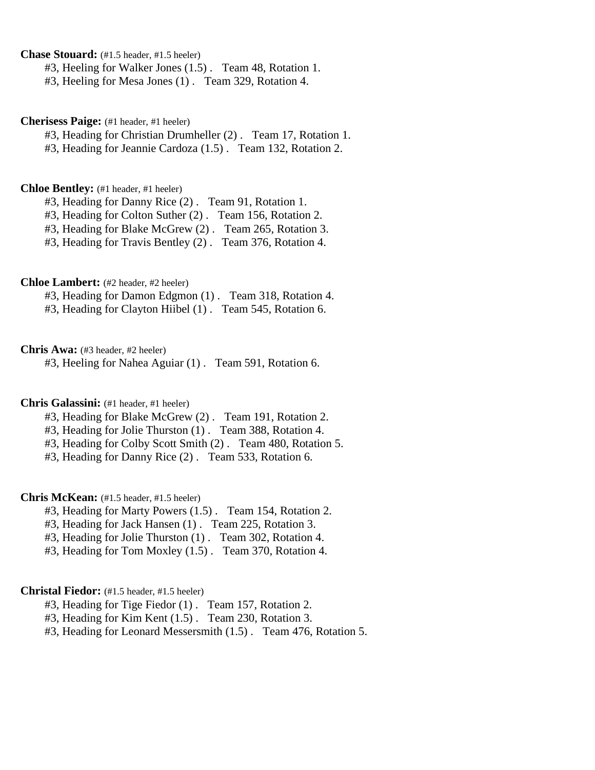**Chase Stouard:** (#1.5 header, #1.5 heeler)

#3, Heeling for Walker Jones (1.5) . Team 48, Rotation 1.
#3, Heeling for Mesa Jones (1) . Team 329, Rotation 4.

**Cherisess Paige:** (#1 header, #1 heeler)

#3, Heading for Christian Drumheller (2) . Team 17, Rotation 1.
#3, Heading for Jeannie Cardoza (1.5) . Team 132, Rotation 2.

**Chloe Bentley:** (#1 header, #1 heeler)

#3, Heading for Danny Rice (2) . Team 91, Rotation 1.
#3, Heading for Colton Suther (2) . Team 156, Rotation 2.
#3, Heading for Blake McGrew (2) . Team 265, Rotation 3.
#3, Heading for Travis Bentley (2) . Team 376, Rotation 4.

**Chloe Lambert:** (#2 header, #2 heeler)

#3, Heading for Damon Edgmon (1) . Team 318, Rotation 4.
#3, Heading for Clayton Hiibel (1) . Team 545, Rotation 6.

**Chris Awa:** (#3 header, #2 heeler)

#3, Heeling for Nahea Aguiar (1) . Team 591, Rotation 6.

**Chris Galassini:** (#1 header, #1 heeler)

#3, Heading for Blake McGrew (2) . Team 191, Rotation 2.
#3, Heading for Jolie Thurston (1) . Team 388, Rotation 4.
#3, Heading for Colby Scott Smith (2) . Team 480, Rotation 5.
#3, Heading for Danny Rice (2) . Team 533, Rotation 6.

**Chris McKean:** (#1.5 header, #1.5 heeler)

#3, Heading for Marty Powers (1.5) . Team 154, Rotation 2.
#3, Heading for Jack Hansen (1) . Team 225, Rotation 3.
#3, Heading for Jolie Thurston (1) . Team 302, Rotation 4.
#3, Heading for Tom Moxley (1.5) . Team 370, Rotation 4.

**Christal Fiedor:** (#1.5 header, #1.5 heeler)

#3, Heading for Tige Fiedor (1) . Team 157, Rotation 2.
#3, Heading for Kim Kent (1.5) . Team 230, Rotation 3.
#3, Heading for Leonard Messersmith (1.5) . Team 476, Rotation 5.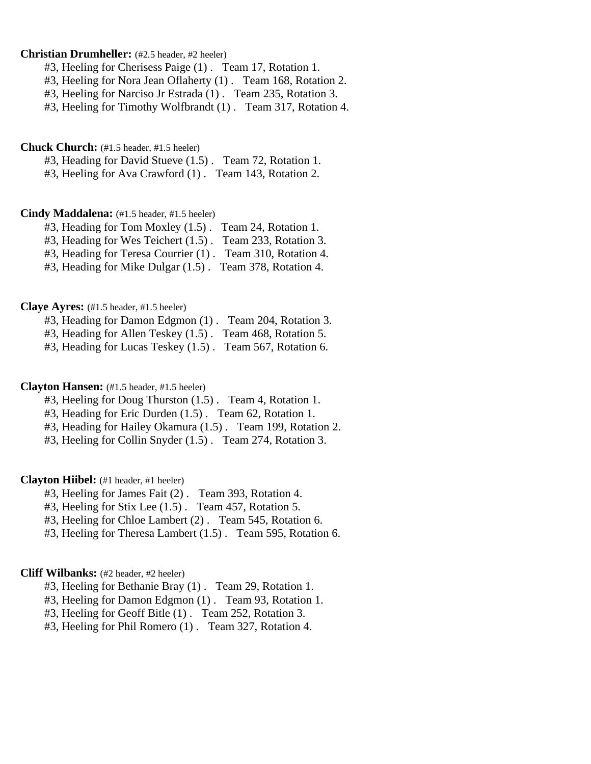**Christian Drumheller:** (#2.5 header, #2 heeler)

#3, Heeling for Cherisess Paige (1) . Team 17, Rotation 1.
#3, Heeling for Nora Jean Oflaherty (1) . Team 168, Rotation 2.
#3, Heeling for Narciso Jr Estrada (1) . Team 235, Rotation 3.
#3, Heeling for Timothy Wolfbrandt (1) . Team 317, Rotation 4.

**Chuck Church:** (#1.5 header, #1.5 heeler)

#3, Heading for David Stueve (1.5) . Team 72, Rotation 1.
#3, Heeling for Ava Crawford (1) . Team 143, Rotation 2.

**Cindy Maddalena:** (#1.5 header, #1.5 heeler)

#3, Heading for Tom Moxley (1.5) . Team 24, Rotation 1.
#3, Heading for Wes Teichert (1.5) . Team 233, Rotation 3.
#3, Heading for Teresa Courrier (1) . Team 310, Rotation 4.
#3, Heading for Mike Dulgar (1.5) . Team 378, Rotation 4.

**Claye Ayres:** (#1.5 header, #1.5 heeler)

#3, Heading for Damon Edgmon (1) . Team 204, Rotation 3.
#3, Heading for Allen Teskey (1.5) . Team 468, Rotation 5.
#3, Heading for Lucas Teskey (1.5) . Team 567, Rotation 6.

**Clayton Hansen:** (#1.5 header, #1.5 heeler)

#3, Heeling for Doug Thurston (1.5) . Team 4, Rotation 1.
#3, Heading for Eric Durden (1.5) . Team 62, Rotation 1.
#3, Heading for Hailey Okamura (1.5) . Team 199, Rotation 2.
#3, Heeling for Collin Snyder (1.5) . Team 274, Rotation 3.

**Clayton Hiibel:** (#1 header, #1 heeler)

#3, Heeling for James Fait (2) . Team 393, Rotation 4.
#3, Heeling for Stix Lee (1.5) . Team 457, Rotation 5.
#3, Heeling for Chloe Lambert (2) . Team 545, Rotation 6.
#3, Heeling for Theresa Lambert (1.5) . Team 595, Rotation 6.

**Cliff Wilbanks:** (#2 header, #2 heeler)

#3, Heeling for Bethanie Bray (1) . Team 29, Rotation 1.
#3, Heeling for Damon Edgmon (1) . Team 93, Rotation 1.
#3, Heeling for Geoff Bitle (1) . Team 252, Rotation 3.
#3, Heeling for Phil Romero (1) . Team 327, Rotation 4.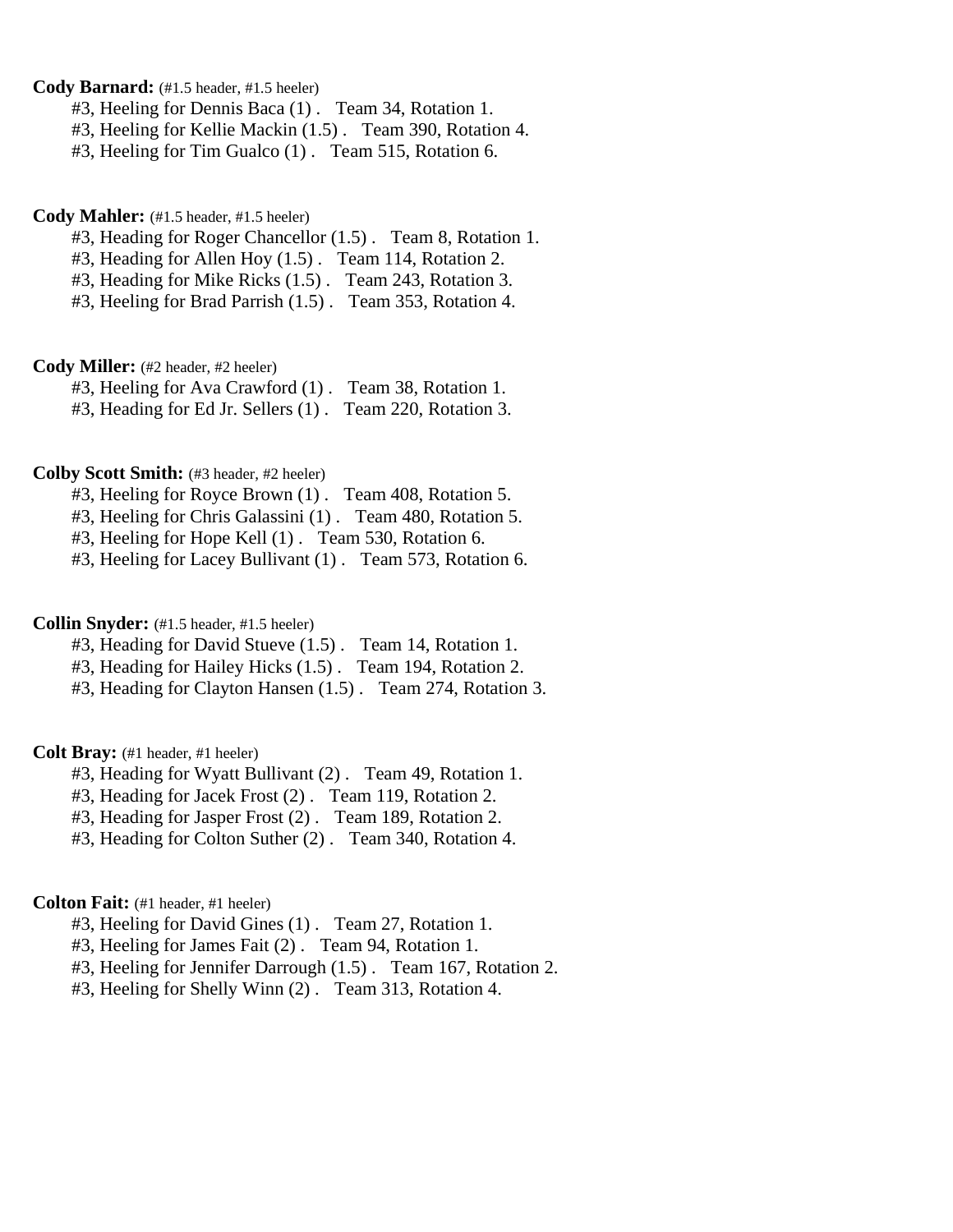**Cody Barnard:** (#1.5 header, #1.5 heeler)

#3, Heeling for Dennis Baca (1) . Team 34, Rotation 1.
#3, Heeling for Kellie Mackin (1.5) . Team 390, Rotation 4.
#3, Heeling for Tim Gualco (1) . Team 515, Rotation 6.

**Cody Mahler:** (#1.5 header, #1.5 heeler)

#3, Heading for Roger Chancellor (1.5) . Team 8, Rotation 1.
#3, Heading for Allen Hoy (1.5) . Team 114, Rotation 2.
#3, Heading for Mike Ricks (1.5) . Team 243, Rotation 3.
#3, Heeling for Brad Parrish (1.5) . Team 353, Rotation 4.

**Cody Miller:** (#2 header, #2 heeler)

#3, Heeling for Ava Crawford (1) . Team 38, Rotation 1.
#3, Heading for Ed Jr. Sellers (1) . Team 220, Rotation 3.

**Colby Scott Smith:** (#3 header, #2 heeler)

#3, Heeling for Royce Brown (1) . Team 408, Rotation 5.
#3, Heeling for Chris Galassini (1) . Team 480, Rotation 5.
#3, Heeling for Hope Kell (1) . Team 530, Rotation 6.
#3, Heeling for Lacey Bullivant (1) . Team 573, Rotation 6.

**Collin Snyder:** (#1.5 header, #1.5 heeler)

#3, Heading for David Stueve (1.5) . Team 14, Rotation 1.
#3, Heading for Hailey Hicks (1.5) . Team 194, Rotation 2.
#3, Heading for Clayton Hansen (1.5) . Team 274, Rotation 3.

**Colt Bray:** (#1 header, #1 heeler)

#3, Heading for Wyatt Bullivant (2) . Team 49, Rotation 1.
#3, Heading for Jacek Frost (2) . Team 119, Rotation 2.
#3, Heading for Jasper Frost (2) . Team 189, Rotation 2.
#3, Heading for Colton Suther (2) . Team 340, Rotation 4.

**Colton Fait:** (#1 header, #1 heeler)

#3, Heeling for David Gines (1) . Team 27, Rotation 1.
#3, Heeling for James Fait (2) . Team 94, Rotation 1.
#3, Heeling for Jennifer Darrough (1.5) . Team 167, Rotation 2.
#3, Heeling for Shelly Winn (2) . Team 313, Rotation 4.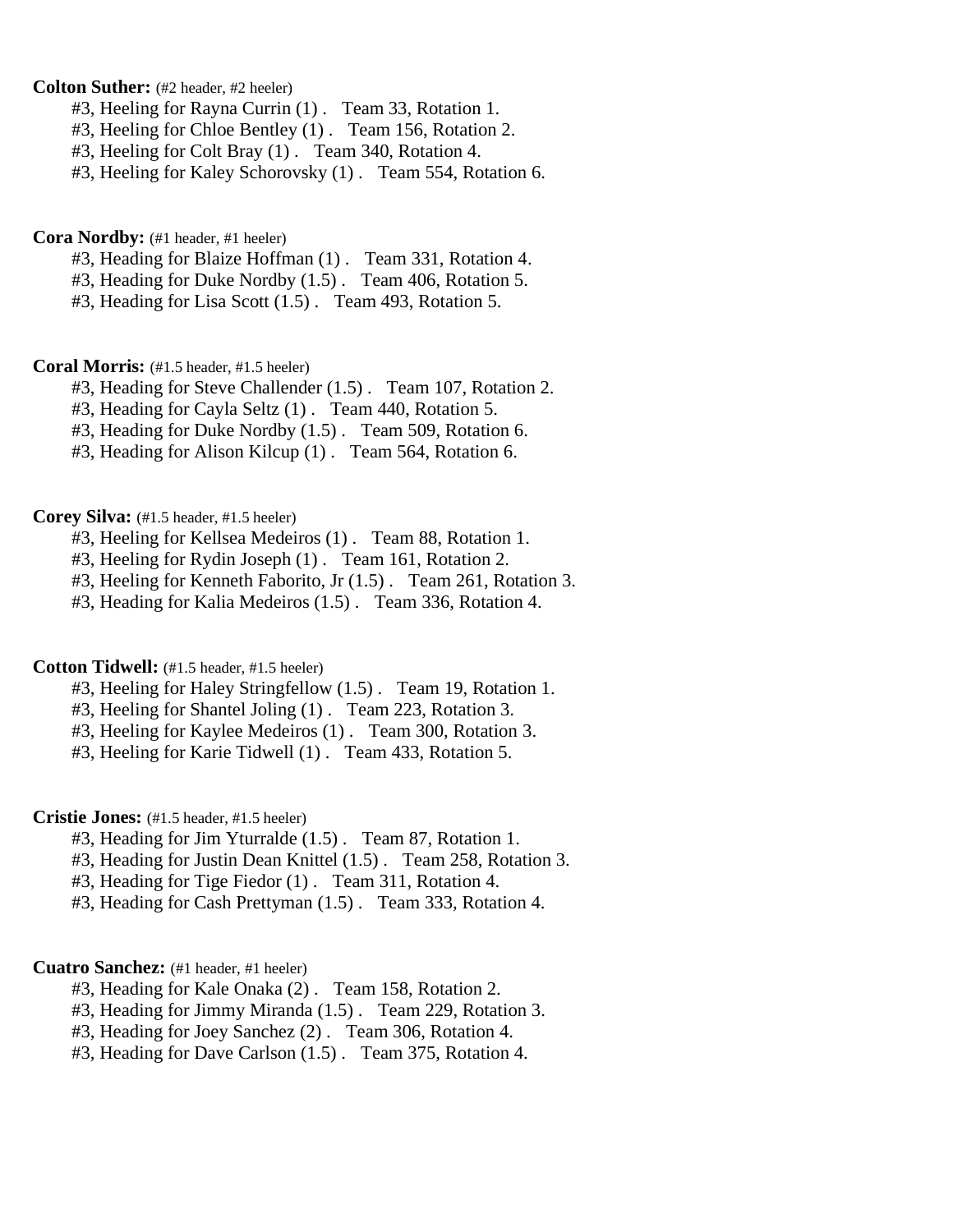**Colton Suther:** (#2 header, #2 heeler)

#3, Heeling for Rayna Currin (1) . Team 33, Rotation 1.
#3, Heeling for Chloe Bentley (1) . Team 156, Rotation 2.
#3, Heeling for Colt Bray (1) . Team 340, Rotation 4.
#3, Heeling for Kaley Schorovsky (1) . Team 554, Rotation 6.

**Cora Nordby:** (#1 header, #1 heeler)

#3, Heading for Blaize Hoffman (1) . Team 331, Rotation 4.
#3, Heading for Duke Nordby (1.5) . Team 406, Rotation 5.
#3, Heading for Lisa Scott (1.5) . Team 493, Rotation 5.

**Coral Morris:** (#1.5 header, #1.5 heeler)

#3, Heading for Steve Challender (1.5) . Team 107, Rotation 2.
#3, Heading for Cayla Seltz (1) . Team 440, Rotation 5.
#3, Heading for Duke Nordby (1.5) . Team 509, Rotation 6.
#3, Heading for Alison Kilcup (1) . Team 564, Rotation 6.

**Corey Silva:** (#1.5 header, #1.5 heeler)

#3, Heeling for Kellsea Medeiros (1) . Team 88, Rotation 1.
#3, Heeling for Rydin Joseph (1) . Team 161, Rotation 2.
#3, Heeling for Kenneth Faborito, Jr (1.5) . Team 261, Rotation 3.
#3, Heading for Kalia Medeiros (1.5) . Team 336, Rotation 4.

**Cotton Tidwell:** (#1.5 header, #1.5 heeler)

#3, Heeling for Haley Stringfellow (1.5) . Team 19, Rotation 1.
#3, Heeling for Shantel Joling (1) . Team 223, Rotation 3.
#3, Heeling for Kaylee Medeiros (1) . Team 300, Rotation 3.
#3, Heeling for Karie Tidwell (1) . Team 433, Rotation 5.

**Cristie Jones:** (#1.5 header, #1.5 heeler)

#3, Heading for Jim Yturralde (1.5) . Team 87, Rotation 1.
#3, Heading for Justin Dean Knittel (1.5) . Team 258, Rotation 3.
#3, Heading for Tige Fiedor (1) . Team 311, Rotation 4.
#3, Heading for Cash Prettyman (1.5) . Team 333, Rotation 4.

**Cuatro Sanchez:** (#1 header, #1 heeler)

#3, Heading for Kale Onaka (2) . Team 158, Rotation 2.
#3, Heading for Jimmy Miranda (1.5) . Team 229, Rotation 3.
#3, Heading for Joey Sanchez (2) . Team 306, Rotation 4.
#3, Heading for Dave Carlson (1.5) . Team 375, Rotation 4.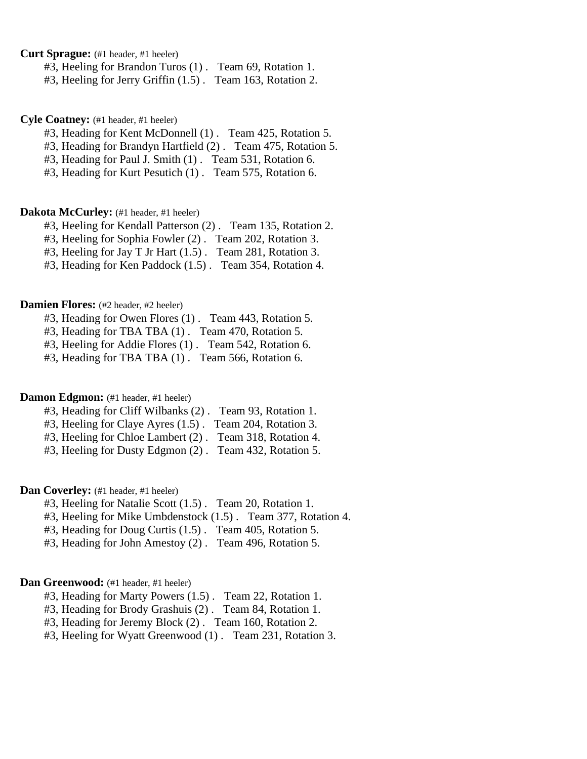**Curt Sprague:** (#1 header, #1 heeler)

#3, Heeling for Brandon Turos (1) . Team 69, Rotation 1.
#3, Heeling for Jerry Griffin (1.5) . Team 163, Rotation 2.

**Cyle Coatney:** (#1 header, #1 heeler)

#3, Heading for Kent McDonnell (1) . Team 425, Rotation 5.
#3, Heading for Brandyn Hartfield (2) . Team 475, Rotation 5.
#3, Heading for Paul J. Smith (1) . Team 531, Rotation 6.
#3, Heading for Kurt Pesutich (1) . Team 575, Rotation 6.

**Dakota McCurley:** (#1 header, #1 heeler)

#3, Heeling for Kendall Patterson (2) . Team 135, Rotation 2.
#3, Heeling for Sophia Fowler (2) . Team 202, Rotation 3.
#3, Heeling for Jay T Jr Hart (1.5) . Team 281, Rotation 3.
#3, Heading for Ken Paddock (1.5) . Team 354, Rotation 4.

**Damien Flores:** (#2 header, #2 heeler)

#3, Heading for Owen Flores (1) . Team 443, Rotation 5.
#3, Heading for TBA TBA (1) . Team 470, Rotation 5.
#3, Heeling for Addie Flores (1) . Team 542, Rotation 6.
#3, Heading for TBA TBA (1) . Team 566, Rotation 6.

**Damon Edgmon:** (#1 header, #1 heeler)

#3, Heading for Cliff Wilbanks (2) . Team 93, Rotation 1.
#3, Heeling for Claye Ayres (1.5) . Team 204, Rotation 3.
#3, Heeling for Chloe Lambert (2) . Team 318, Rotation 4.
#3, Heeling for Dusty Edgmon (2) . Team 432, Rotation 5.

**Dan Coverley:** (#1 header, #1 heeler)

#3, Heeling for Natalie Scott (1.5) . Team 20, Rotation 1.
#3, Heeling for Mike Umbdenstock (1.5) . Team 377, Rotation 4.
#3, Heading for Doug Curtis (1.5) . Team 405, Rotation 5.
#3, Heading for John Amestoy (2) . Team 496, Rotation 5.

**Dan Greenwood:** (#1 header, #1 heeler)

#3, Heading for Marty Powers (1.5) . Team 22, Rotation 1.
#3, Heading for Brody Grashuis (2) . Team 84, Rotation 1.
#3, Heading for Jeremy Block (2) . Team 160, Rotation 2.
#3, Heeling for Wyatt Greenwood (1) . Team 231, Rotation 3.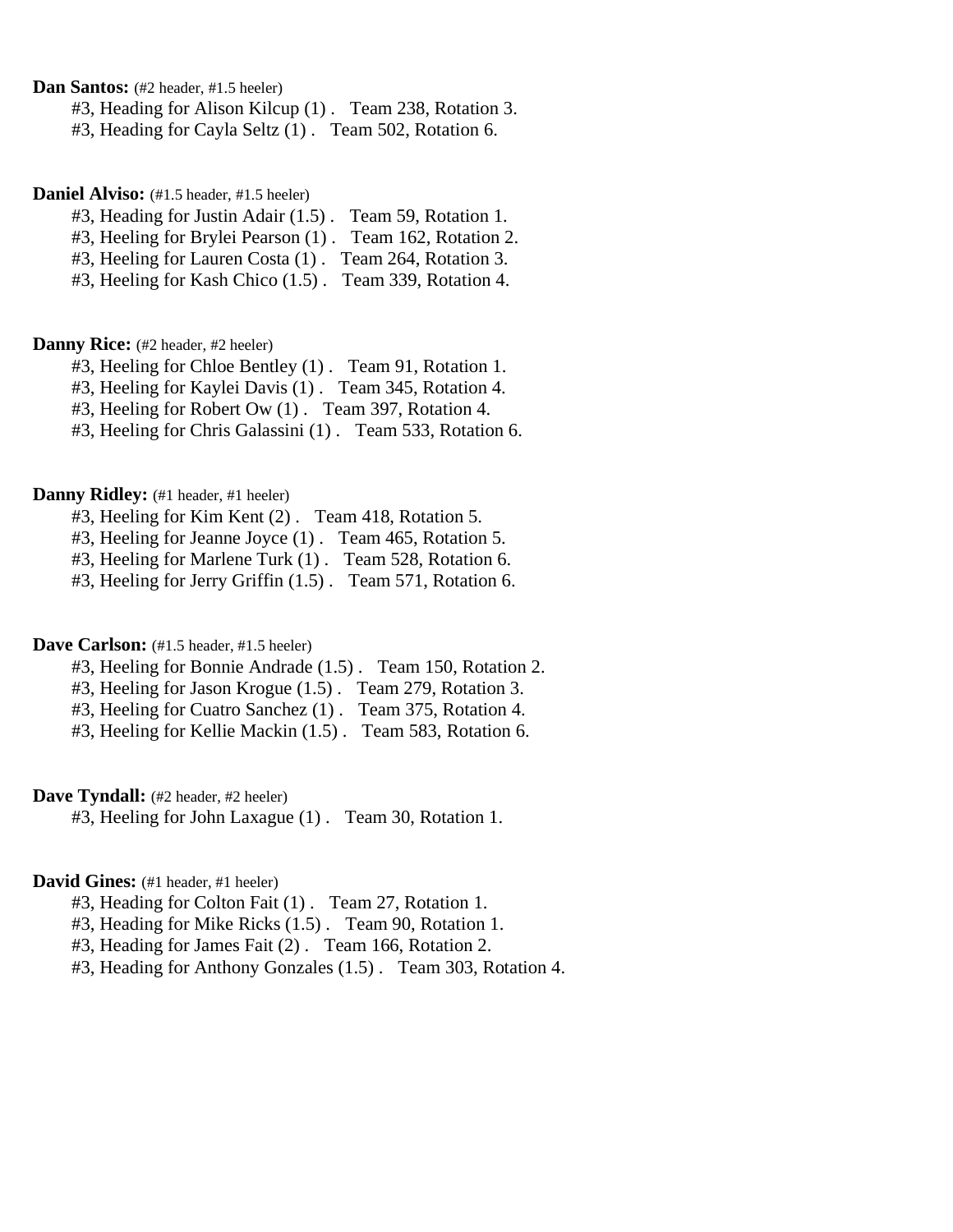**Dan Santos:** (#2 header, #1.5 heeler)

#3, Heading for Alison Kilcup (1) . Team 238, Rotation 3.
#3, Heading for Cayla Seltz (1) . Team 502, Rotation 6.

**Daniel Alviso:** (#1.5 header, #1.5 heeler)

#3, Heading for Justin Adair (1.5) . Team 59, Rotation 1.
#3, Heeling for Brylei Pearson (1) . Team 162, Rotation 2.
#3, Heeling for Lauren Costa (1) . Team 264, Rotation 3.
#3, Heeling for Kash Chico (1.5) . Team 339, Rotation 4.

**Danny Rice:** (#2 header, #2 heeler)

#3, Heeling for Chloe Bentley (1) . Team 91, Rotation 1.
#3, Heeling for Kaylei Davis (1) . Team 345, Rotation 4.
#3, Heeling for Robert Ow (1) . Team 397, Rotation 4.
#3, Heeling for Chris Galassini (1) . Team 533, Rotation 6.

**Danny Ridley:** (#1 header, #1 heeler)

#3, Heeling for Kim Kent (2) . Team 418, Rotation 5.
#3, Heeling for Jeanne Joyce (1) . Team 465, Rotation 5.
#3, Heeling for Marlene Turk (1) . Team 528, Rotation 6.
#3, Heeling for Jerry Griffin (1.5) . Team 571, Rotation 6.

**Dave Carlson:** (#1.5 header, #1.5 heeler)

#3, Heeling for Bonnie Andrade (1.5) . Team 150, Rotation 2.
#3, Heeling for Jason Krogue (1.5) . Team 279, Rotation 3.
#3, Heeling for Cuatro Sanchez (1) . Team 375, Rotation 4.
#3, Heeling for Kellie Mackin (1.5) . Team 583, Rotation 6.

**Dave Tyndall:** (#2 header, #2 heeler)

#3, Heeling for John Laxague (1) . Team 30, Rotation 1.

**David Gines:** (#1 header, #1 heeler)

#3, Heading for Colton Fait (1) . Team 27, Rotation 1.
#3, Heading for Mike Ricks (1.5) . Team 90, Rotation 1.
#3, Heading for James Fait (2) . Team 166, Rotation 2.
#3, Heading for Anthony Gonzales (1.5) . Team 303, Rotation 4.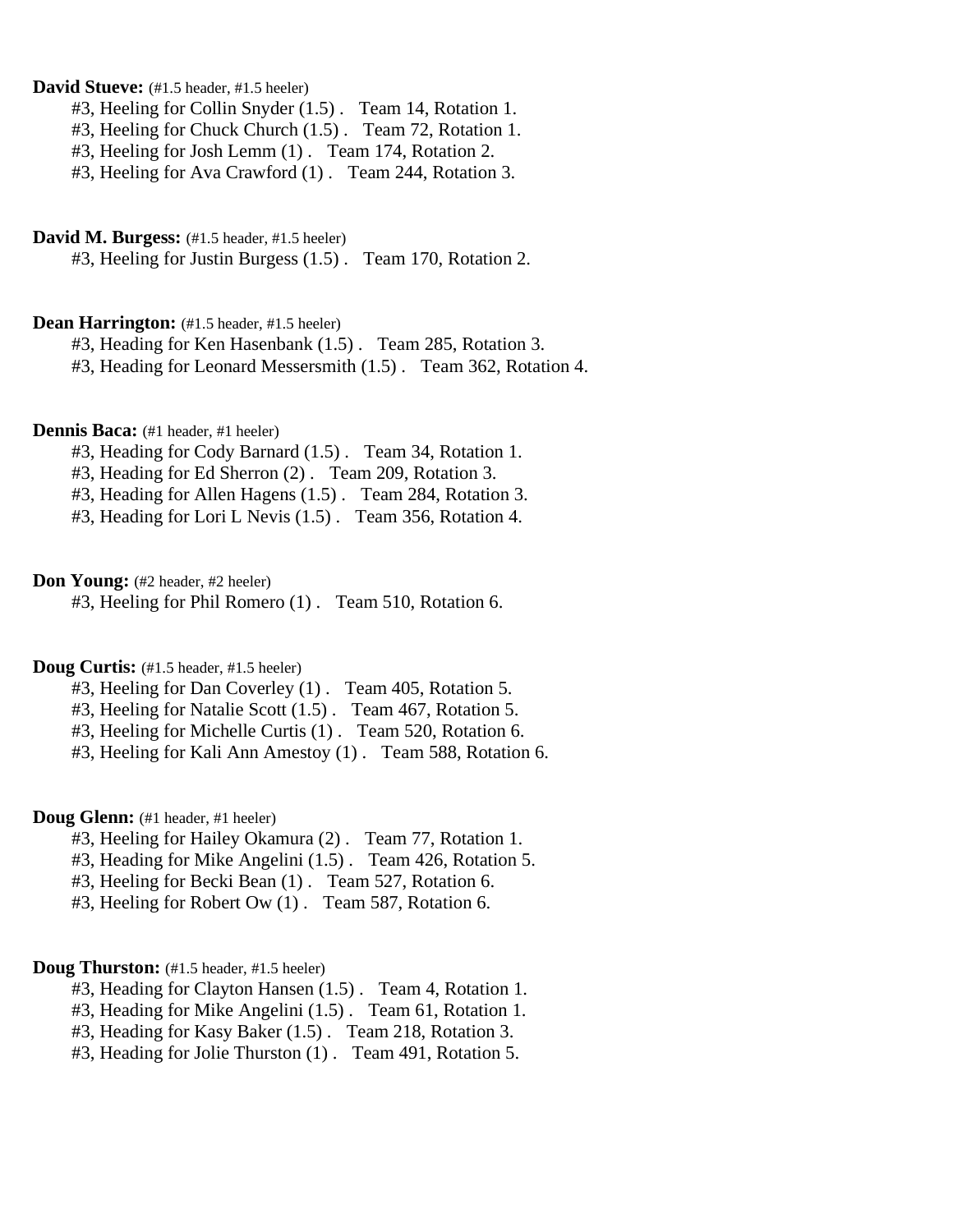**David Stueve:** (#1.5 header, #1.5 heeler)

#3, Heeling for Collin Snyder (1.5) .   Team 14, Rotation 1.
#3, Heeling for Chuck Church (1.5) .   Team 72, Rotation 1.
#3, Heeling for Josh Lemm (1) .   Team 174, Rotation 2.
#3, Heeling for Ava Crawford (1) .   Team 244, Rotation 3.

**David M. Burgess:** (#1.5 header, #1.5 heeler)

#3, Heeling for Justin Burgess (1.5) .   Team 170, Rotation 2.

**Dean Harrington:** (#1.5 header, #1.5 heeler)

#3, Heading for Ken Hasenbank (1.5) .   Team 285, Rotation 3.
#3, Heading for Leonard Messersmith (1.5) .   Team 362, Rotation 4.

**Dennis Baca:** (#1 header, #1 heeler)

#3, Heading for Cody Barnard (1.5) .   Team 34, Rotation 1.
#3, Heading for Ed Sherron (2) .   Team 209, Rotation 3.
#3, Heading for Allen Hagens (1.5) .   Team 284, Rotation 3.
#3, Heading for Lori L Nevis (1.5) .   Team 356, Rotation 4.

**Don Young:** (#2 header, #2 heeler)

#3, Heeling for Phil Romero (1) .   Team 510, Rotation 6.

**Doug Curtis:** (#1.5 header, #1.5 heeler)

#3, Heeling for Dan Coverley (1) .   Team 405, Rotation 5.
#3, Heeling for Natalie Scott (1.5) .   Team 467, Rotation 5.
#3, Heeling for Michelle Curtis (1) .   Team 520, Rotation 6.
#3, Heeling for Kali Ann Amestoy (1) .   Team 588, Rotation 6.

**Doug Glenn:** (#1 header, #1 heeler)

#3, Heeling for Hailey Okamura (2) .   Team 77, Rotation 1.
#3, Heading for Mike Angelini (1.5) .   Team 426, Rotation 5.
#3, Heeling for Becki Bean (1) .   Team 527, Rotation 6.
#3, Heeling for Robert Ow (1) .   Team 587, Rotation 6.

**Doug Thurston:** (#1.5 header, #1.5 heeler)

#3, Heading for Clayton Hansen (1.5) .   Team 4, Rotation 1.
#3, Heading for Mike Angelini (1.5) .   Team 61, Rotation 1.
#3, Heading for Kasy Baker (1.5) .   Team 218, Rotation 3.
#3, Heading for Jolie Thurston (1) .   Team 491, Rotation 5.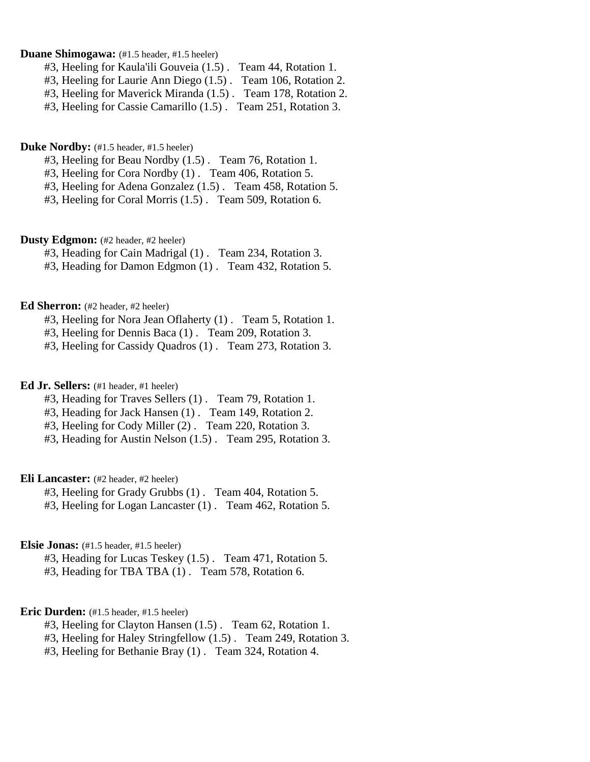**Duane Shimogawa:** (#1.5 header, #1.5 heeler)

#3, Heeling for Kaula'ili Gouveia (1.5) . Team 44, Rotation 1.
#3, Heeling for Laurie Ann Diego (1.5) . Team 106, Rotation 2.
#3, Heeling for Maverick Miranda (1.5) . Team 178, Rotation 2.
#3, Heeling for Cassie Camarillo (1.5) . Team 251, Rotation 3.

**Duke Nordby:** (#1.5 header, #1.5 heeler)

#3, Heeling for Beau Nordby (1.5) . Team 76, Rotation 1.
#3, Heeling for Cora Nordby (1) . Team 406, Rotation 5.
#3, Heeling for Adena Gonzalez (1.5) . Team 458, Rotation 5.
#3, Heeling for Coral Morris (1.5) . Team 509, Rotation 6.

**Dusty Edgmon:** (#2 header, #2 heeler)

#3, Heading for Cain Madrigal (1) . Team 234, Rotation 3.
#3, Heading for Damon Edgmon (1) . Team 432, Rotation 5.

**Ed Sherron:** (#2 header, #2 heeler)

#3, Heeling for Nora Jean Oflaherty (1) . Team 5, Rotation 1.
#3, Heeling for Dennis Baca (1) . Team 209, Rotation 3.
#3, Heeling for Cassidy Quadros (1) . Team 273, Rotation 3.

**Ed Jr. Sellers:** (#1 header, #1 heeler)

#3, Heading for Traves Sellers (1) . Team 79, Rotation 1.
#3, Heading for Jack Hansen (1) . Team 149, Rotation 2.
#3, Heeling for Cody Miller (2) . Team 220, Rotation 3.
#3, Heading for Austin Nelson (1.5) . Team 295, Rotation 3.

**Eli Lancaster:** (#2 header, #2 heeler)

#3, Heeling for Grady Grubbs (1) . Team 404, Rotation 5.
#3, Heeling for Logan Lancaster (1) . Team 462, Rotation 5.

**Elsie Jonas:** (#1.5 header, #1.5 heeler)

#3, Heading for Lucas Teskey (1.5) . Team 471, Rotation 5.
#3, Heading for TBA TBA (1) . Team 578, Rotation 6.

**Eric Durden:** (#1.5 header, #1.5 heeler)

#3, Heeling for Clayton Hansen (1.5) . Team 62, Rotation 1.
#3, Heeling for Haley Stringfellow (1.5) . Team 249, Rotation 3.
#3, Heeling for Bethanie Bray (1) . Team 324, Rotation 4.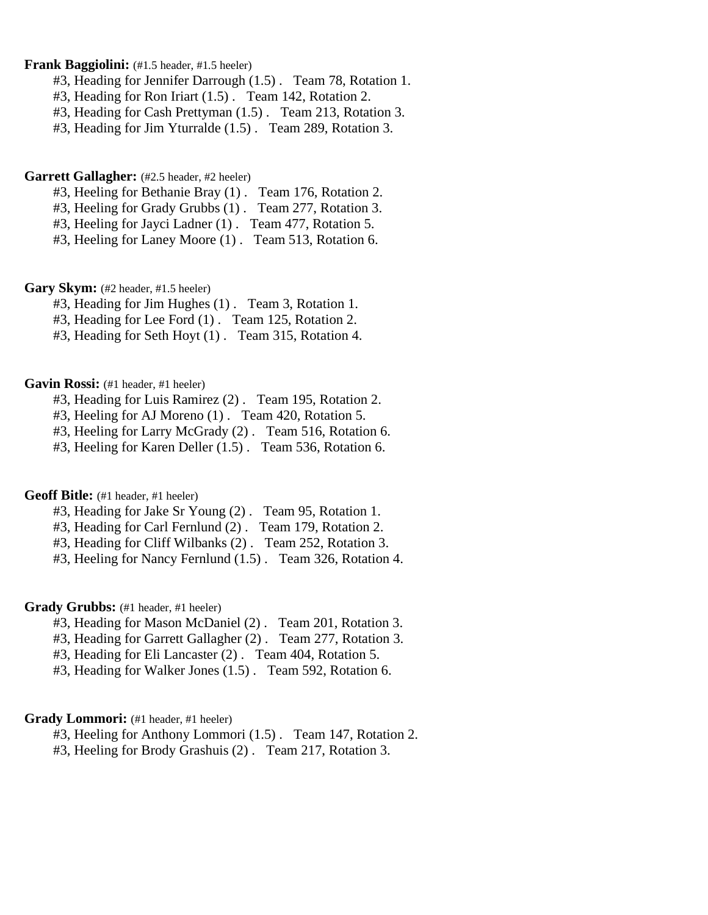**Frank Baggiolini:** (#1.5 header, #1.5 heeler)

#3, Heading for Jennifer Darrough (1.5) . Team 78, Rotation 1.
#3, Heading for Ron Iriart (1.5) . Team 142, Rotation 2.
#3, Heading for Cash Prettyman (1.5) . Team 213, Rotation 3.
#3, Heading for Jim Yturralde (1.5) . Team 289, Rotation 3.

**Garrett Gallagher:** (#2.5 header, #2 heeler)

#3, Heeling for Bethanie Bray (1) . Team 176, Rotation 2.
#3, Heeling for Grady Grubbs (1) . Team 277, Rotation 3.
#3, Heeling for Jayci Ladner (1) . Team 477, Rotation 5.
#3, Heeling for Laney Moore (1) . Team 513, Rotation 6.

**Gary Skym:** (#2 header, #1.5 heeler)

#3, Heading for Jim Hughes (1) . Team 3, Rotation 1.
#3, Heading for Lee Ford (1) . Team 125, Rotation 2.
#3, Heading for Seth Hoyt (1) . Team 315, Rotation 4.

**Gavin Rossi:** (#1 header, #1 heeler)

#3, Heading for Luis Ramirez (2) . Team 195, Rotation 2.
#3, Heeling for AJ Moreno (1) . Team 420, Rotation 5.
#3, Heeling for Larry McGrady (2) . Team 516, Rotation 6.
#3, Heeling for Karen Deller (1.5) . Team 536, Rotation 6.

**Geoff Bitle:** (#1 header, #1 heeler)

#3, Heading for Jake Sr Young (2) . Team 95, Rotation 1.
#3, Heading for Carl Fernlund (2) . Team 179, Rotation 2.
#3, Heading for Cliff Wilbanks (2) . Team 252, Rotation 3.
#3, Heeling for Nancy Fernlund (1.5) . Team 326, Rotation 4.

**Grady Grubbs:** (#1 header, #1 heeler)

#3, Heading for Mason McDaniel (2) . Team 201, Rotation 3.
#3, Heading for Garrett Gallagher (2) . Team 277, Rotation 3.
#3, Heading for Eli Lancaster (2) . Team 404, Rotation 5.
#3, Heading for Walker Jones (1.5) . Team 592, Rotation 6.

**Grady Lommori:** (#1 header, #1 heeler)

#3, Heeling for Anthony Lommori (1.5) . Team 147, Rotation 2.
#3, Heeling for Brody Grashuis (2) . Team 217, Rotation 3.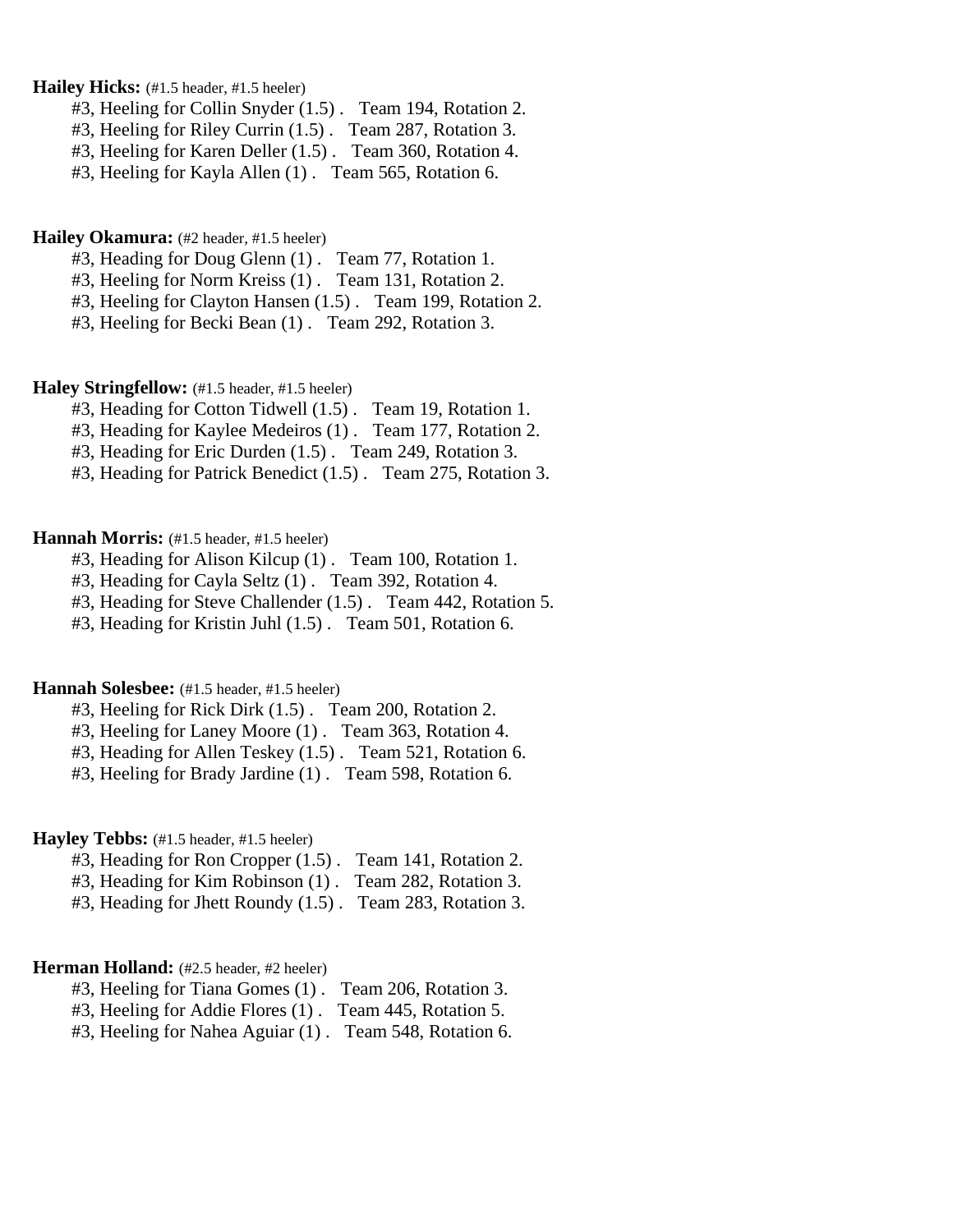**Hailey Hicks:** (#1.5 header, #1.5 heeler)

#3, Heeling for Collin Snyder (1.5) . Team 194, Rotation 2.
#3, Heeling for Riley Currin (1.5) . Team 287, Rotation 3.
#3, Heeling for Karen Deller (1.5) . Team 360, Rotation 4.
#3, Heeling for Kayla Allen (1) . Team 565, Rotation 6.

**Hailey Okamura:** (#2 header, #1.5 heeler)

#3, Heading for Doug Glenn (1) . Team 77, Rotation 1.
#3, Heeling for Norm Kreiss (1) . Team 131, Rotation 2.
#3, Heeling for Clayton Hansen (1.5) . Team 199, Rotation 2.
#3, Heeling for Becki Bean (1) . Team 292, Rotation 3.

**Haley Stringfellow:** (#1.5 header, #1.5 heeler)

#3, Heading for Cotton Tidwell (1.5) . Team 19, Rotation 1.
#3, Heading for Kaylee Medeiros (1) . Team 177, Rotation 2.
#3, Heading for Eric Durden (1.5) . Team 249, Rotation 3.
#3, Heading for Patrick Benedict (1.5) . Team 275, Rotation 3.

**Hannah Morris:** (#1.5 header, #1.5 heeler)

#3, Heading for Alison Kilcup (1) . Team 100, Rotation 1.
#3, Heading for Cayla Seltz (1) . Team 392, Rotation 4.
#3, Heading for Steve Challender (1.5) . Team 442, Rotation 5.
#3, Heading for Kristin Juhl (1.5) . Team 501, Rotation 6.

**Hannah Solesbee:** (#1.5 header, #1.5 heeler)

#3, Heeling for Rick Dirk (1.5) . Team 200, Rotation 2.
#3, Heeling for Laney Moore (1) . Team 363, Rotation 4.
#3, Heading for Allen Teskey (1.5) . Team 521, Rotation 6.
#3, Heeling for Brady Jardine (1) . Team 598, Rotation 6.

**Hayley Tebbs:** (#1.5 header, #1.5 heeler)

#3, Heading for Ron Cropper (1.5) . Team 141, Rotation 2.
#3, Heading for Kim Robinson (1) . Team 282, Rotation 3.
#3, Heading for Jhett Roundy (1.5) . Team 283, Rotation 3.

**Herman Holland:** (#2.5 header, #2 heeler)

#3, Heeling for Tiana Gomes (1) . Team 206, Rotation 3.
#3, Heeling for Addie Flores (1) . Team 445, Rotation 5.
#3, Heeling for Nahea Aguiar (1) . Team 548, Rotation 6.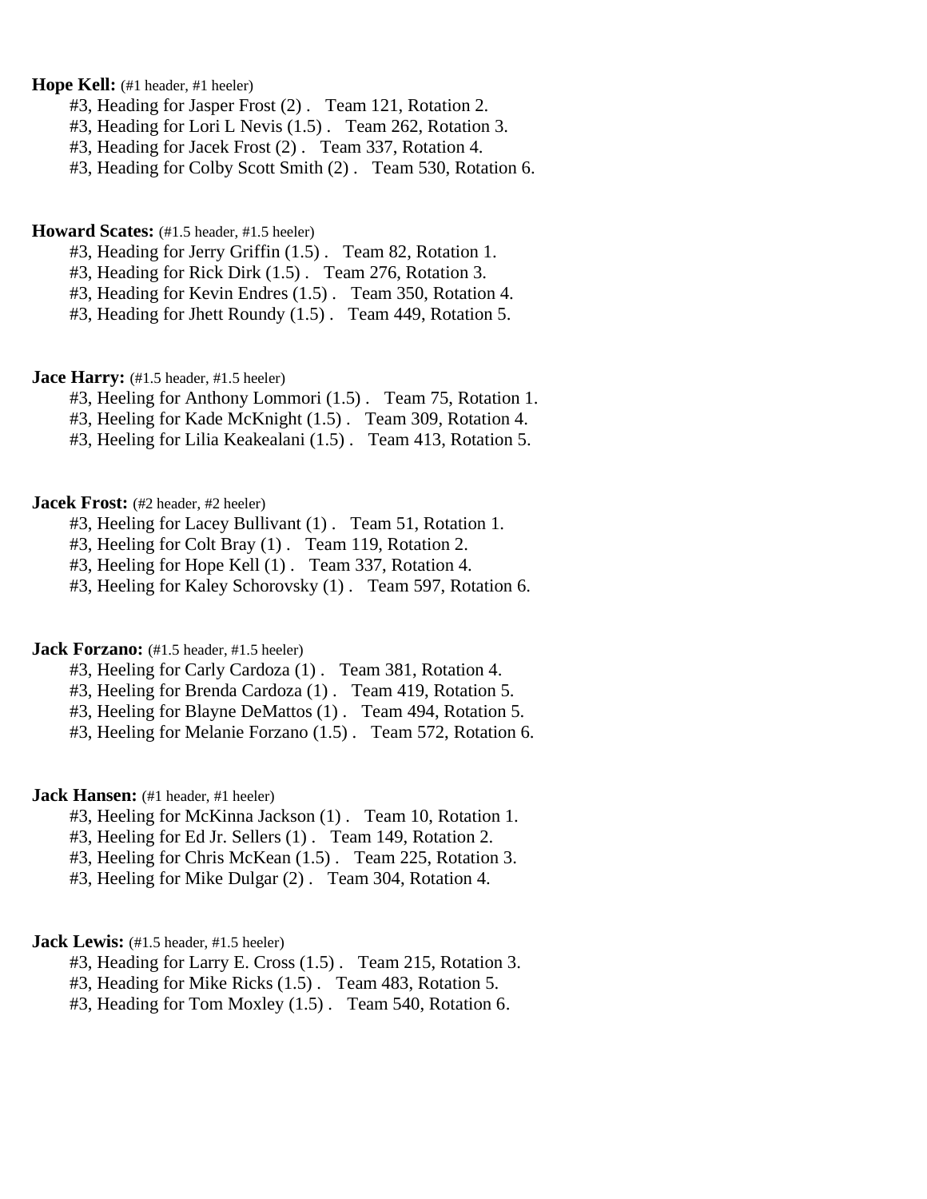**Hope Kell:** (#1 header, #1 heeler)

#3, Heading for Jasper Frost (2) .   Team 121, Rotation 2.
#3, Heading for Lori L Nevis (1.5) .   Team 262, Rotation 3.
#3, Heading for Jacek Frost (2) .   Team 337, Rotation 4.
#3, Heading for Colby Scott Smith (2) .   Team 530, Rotation 6.

**Howard Scates:** (#1.5 header, #1.5 heeler)

#3, Heading for Jerry Griffin (1.5) .   Team 82, Rotation 1.
#3, Heading for Rick Dirk (1.5) .   Team 276, Rotation 3.
#3, Heading for Kevin Endres (1.5) .   Team 350, Rotation 4.
#3, Heading for Jhett Roundy (1.5) .   Team 449, Rotation 5.

**Jace Harry:** (#1.5 header, #1.5 heeler)

#3, Heeling for Anthony Lommori (1.5) .   Team 75, Rotation 1.
#3, Heeling for Kade McKnight (1.5) .   Team 309, Rotation 4.
#3, Heeling for Lilia Keakealani (1.5) .   Team 413, Rotation 5.

**Jacek Frost:** (#2 header, #2 heeler)

#3, Heeling for Lacey Bullivant (1) .   Team 51, Rotation 1.
#3, Heeling for Colt Bray (1) .   Team 119, Rotation 2.
#3, Heeling for Hope Kell (1) .   Team 337, Rotation 4.
#3, Heeling for Kaley Schorovsky (1) .   Team 597, Rotation 6.

**Jack Forzano:** (#1.5 header, #1.5 heeler)

#3, Heeling for Carly Cardoza (1) .   Team 381, Rotation 4.
#3, Heeling for Brenda Cardoza (1) .   Team 419, Rotation 5.
#3, Heeling for Blayne DeMattos (1) .   Team 494, Rotation 5.
#3, Heeling for Melanie Forzano (1.5) .   Team 572, Rotation 6.

**Jack Hansen:** (#1 header, #1 heeler)

#3, Heeling for McKinna Jackson (1) .   Team 10, Rotation 1.
#3, Heeling for Ed Jr. Sellers (1) .   Team 149, Rotation 2.
#3, Heeling for Chris McKean (1.5) .   Team 225, Rotation 3.
#3, Heeling for Mike Dulgar (2) .   Team 304, Rotation 4.

**Jack Lewis:** (#1.5 header, #1.5 heeler)

#3, Heading for Larry E. Cross (1.5) .   Team 215, Rotation 3.
#3, Heading for Mike Ricks (1.5) .   Team 483, Rotation 5.
#3, Heading for Tom Moxley (1.5) .   Team 540, Rotation 6.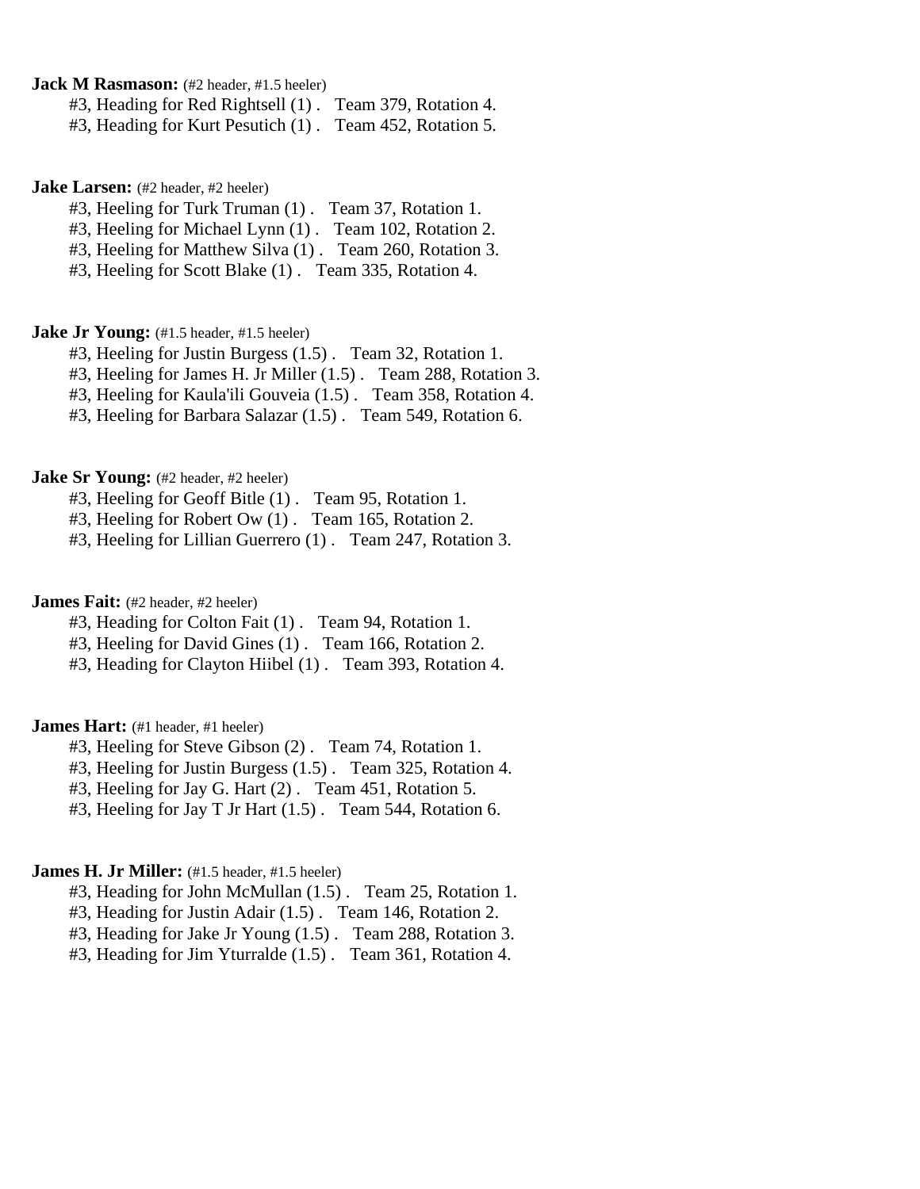**Jack M Rasmason:** (#2 header, #1.5 heeler)

#3, Heading for Red Rightsell (1) . Team 379, Rotation 4.
#3, Heading for Kurt Pesutich (1) . Team 452, Rotation 5.

**Jake Larsen:** (#2 header, #2 heeler)

#3, Heeling for Turk Truman (1) . Team 37, Rotation 1.
#3, Heeling for Michael Lynn (1) . Team 102, Rotation 2.
#3, Heeling for Matthew Silva (1) . Team 260, Rotation 3.
#3, Heeling for Scott Blake (1) . Team 335, Rotation 4.

**Jake Jr Young:** (#1.5 header, #1.5 heeler)

#3, Heeling for Justin Burgess (1.5) . Team 32, Rotation 1.
#3, Heeling for James H. Jr Miller (1.5) . Team 288, Rotation 3.
#3, Heeling for Kaula'ili Gouveia (1.5) . Team 358, Rotation 4.
#3, Heeling for Barbara Salazar (1.5) . Team 549, Rotation 6.

**Jake Sr Young:** (#2 header, #2 heeler)

#3, Heeling for Geoff Bitle (1) . Team 95, Rotation 1.
#3, Heeling for Robert Ow (1) . Team 165, Rotation 2.
#3, Heeling for Lillian Guerrero (1) . Team 247, Rotation 3.

**James Fait:** (#2 header, #2 heeler)

#3, Heading for Colton Fait (1) . Team 94, Rotation 1.
#3, Heeling for David Gines (1) . Team 166, Rotation 2.
#3, Heading for Clayton Hiibel (1) . Team 393, Rotation 4.

**James Hart:** (#1 header, #1 heeler)

#3, Heeling for Steve Gibson (2) . Team 74, Rotation 1.
#3, Heeling for Justin Burgess (1.5) . Team 325, Rotation 4.
#3, Heeling for Jay G. Hart (2) . Team 451, Rotation 5.
#3, Heeling for Jay T Jr Hart (1.5) . Team 544, Rotation 6.

**James H. Jr Miller:** (#1.5 header, #1.5 heeler)

#3, Heading for John McMullan (1.5) . Team 25, Rotation 1.
#3, Heading for Justin Adair (1.5) . Team 146, Rotation 2.
#3, Heading for Jake Jr Young (1.5) . Team 288, Rotation 3.
#3, Heading for Jim Yturralde (1.5) . Team 361, Rotation 4.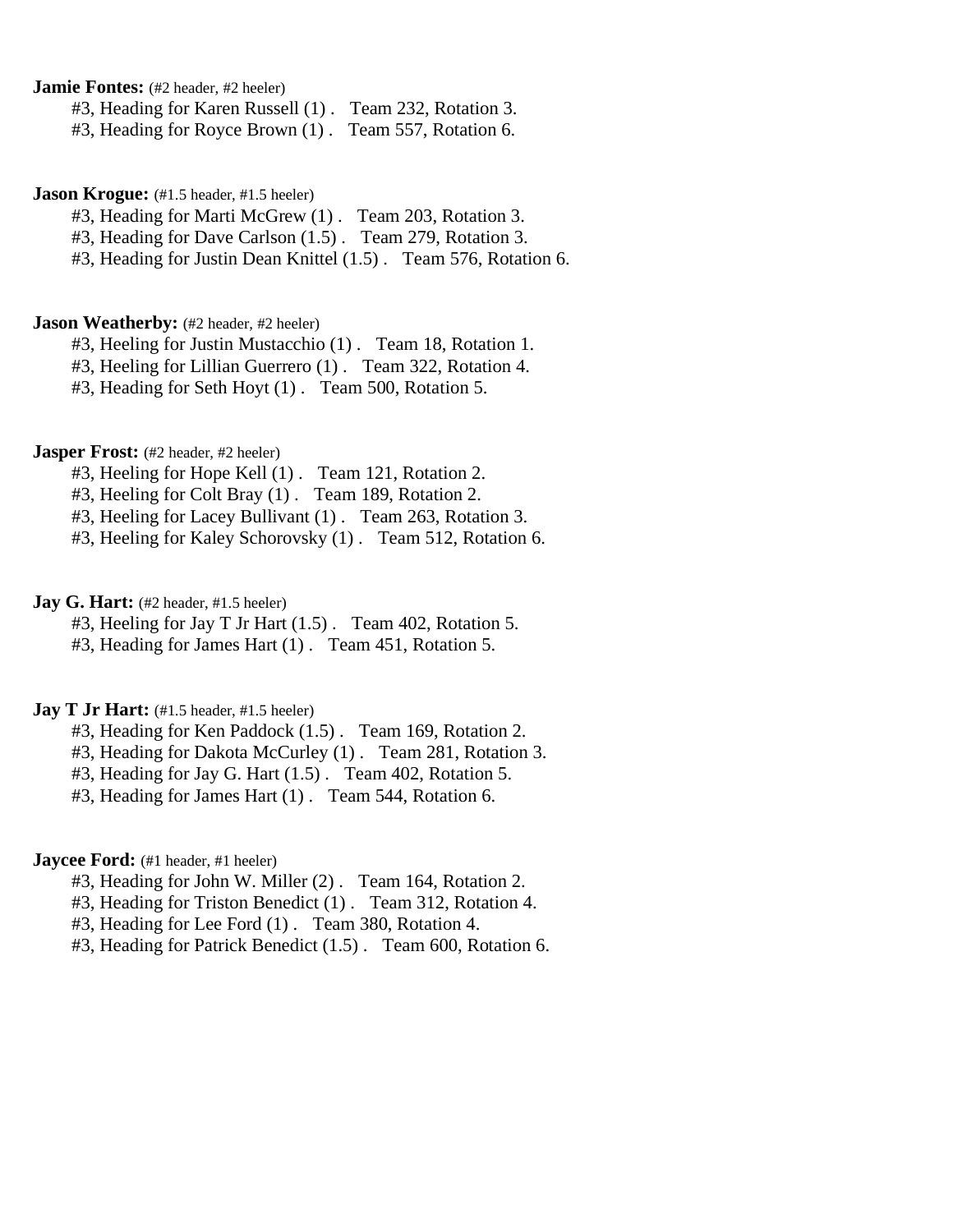**Jamie Fontes:** (#2 header, #2 heeler)

#3, Heading for Karen Russell (1) . Team 232, Rotation 3.
#3, Heading for Royce Brown (1) . Team 557, Rotation 6.

**Jason Krogue:** (#1.5 header, #1.5 heeler)

#3, Heading for Marti McGrew (1) . Team 203, Rotation 3.
#3, Heading for Dave Carlson (1.5) . Team 279, Rotation 3.
#3, Heading for Justin Dean Knittel (1.5) . Team 576, Rotation 6.

**Jason Weatherby:** (#2 header, #2 heeler)

#3, Heeling for Justin Mustacchio (1) . Team 18, Rotation 1.
#3, Heeling for Lillian Guerrero (1) . Team 322, Rotation 4.
#3, Heading for Seth Hoyt (1) . Team 500, Rotation 5.

**Jasper Frost:** (#2 header, #2 heeler)

#3, Heeling for Hope Kell (1) . Team 121, Rotation 2.
#3, Heeling for Colt Bray (1) . Team 189, Rotation 2.
#3, Heeling for Lacey Bullivant (1) . Team 263, Rotation 3.
#3, Heeling for Kaley Schorovsky (1) . Team 512, Rotation 6.

**Jay G. Hart:** (#2 header, #1.5 heeler)

#3, Heeling for Jay T Jr Hart (1.5) . Team 402, Rotation 5.
#3, Heading for James Hart (1) . Team 451, Rotation 5.

**Jay T Jr Hart:** (#1.5 header, #1.5 heeler)

#3, Heading for Ken Paddock (1.5) . Team 169, Rotation 2.
#3, Heading for Dakota McCurley (1) . Team 281, Rotation 3.
#3, Heading for Jay G. Hart (1.5) . Team 402, Rotation 5.
#3, Heading for James Hart (1) . Team 544, Rotation 6.

**Jaycee Ford:** (#1 header, #1 heeler)

#3, Heading for John W. Miller (2) . Team 164, Rotation 2.
#3, Heading for Triston Benedict (1) . Team 312, Rotation 4.
#3, Heading for Lee Ford (1) . Team 380, Rotation 4.
#3, Heading for Patrick Benedict (1.5) . Team 600, Rotation 6.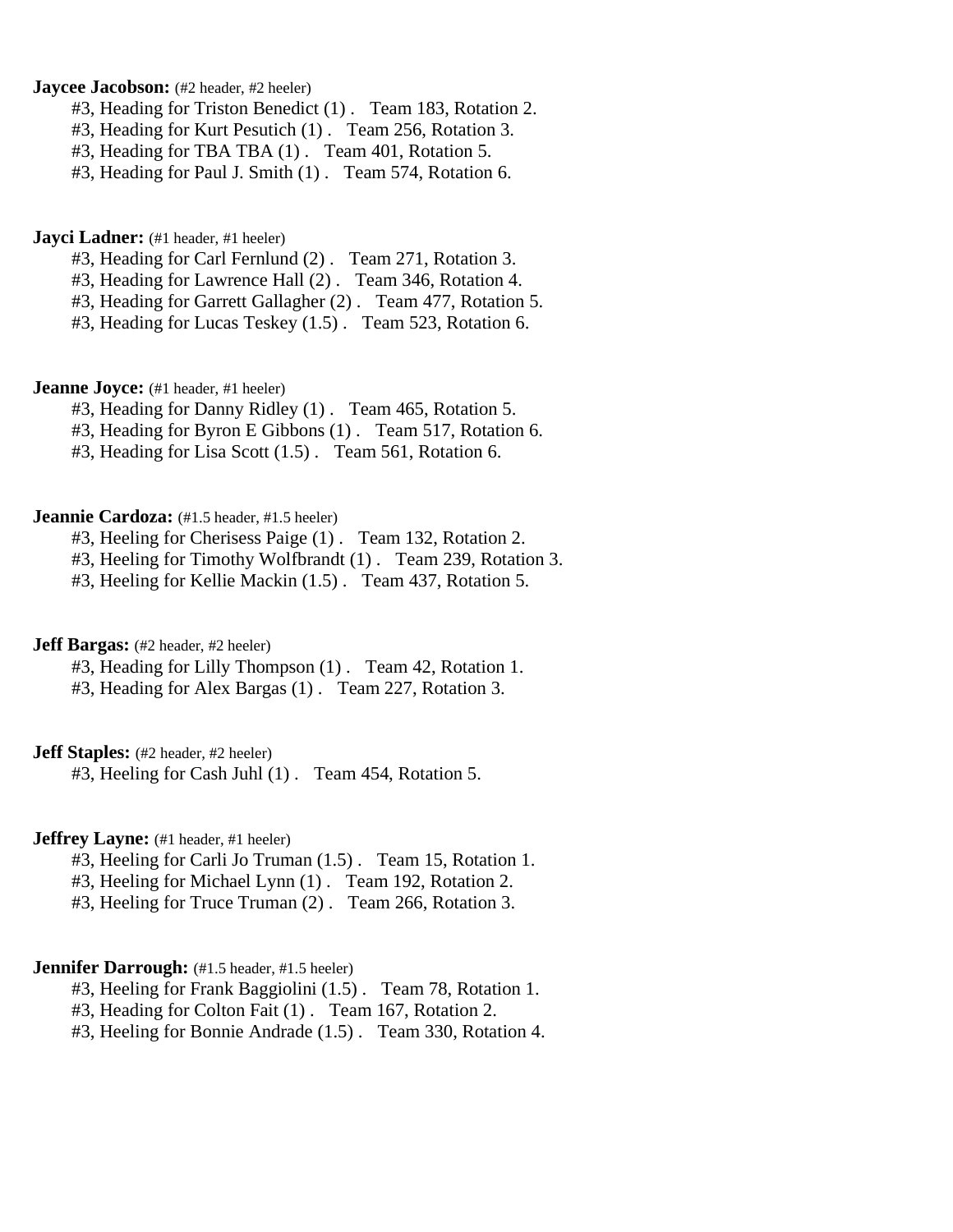**Jaycee Jacobson:** (#2 header, #2 heeler)

#3, Heading for Triston Benedict (1) . Team 183, Rotation 2.
#3, Heading for Kurt Pesutich (1) . Team 256, Rotation 3.
#3, Heading for TBA TBA (1) . Team 401, Rotation 5.
#3, Heading for Paul J. Smith (1) . Team 574, Rotation 6.

**Jayci Ladner:** (#1 header, #1 heeler)

#3, Heading for Carl Fernlund (2) . Team 271, Rotation 3.
#3, Heading for Lawrence Hall (2) . Team 346, Rotation 4.
#3, Heading for Garrett Gallagher (2) . Team 477, Rotation 5.
#3, Heading for Lucas Teskey (1.5) . Team 523, Rotation 6.

**Jeanne Joyce:** (#1 header, #1 heeler)

#3, Heading for Danny Ridley (1) . Team 465, Rotation 5.
#3, Heading for Byron E Gibbons (1) . Team 517, Rotation 6.
#3, Heading for Lisa Scott (1.5) . Team 561, Rotation 6.

**Jeannie Cardoza:** (#1.5 header, #1.5 heeler)

#3, Heeling for Cherisess Paige (1) . Team 132, Rotation 2.
#3, Heeling for Timothy Wolfbrandt (1) . Team 239, Rotation 3.
#3, Heeling for Kellie Mackin (1.5) . Team 437, Rotation 5.

**Jeff Bargas:** (#2 header, #2 heeler)

#3, Heading for Lilly Thompson (1) . Team 42, Rotation 1.
#3, Heading for Alex Bargas (1) . Team 227, Rotation 3.

**Jeff Staples:** (#2 header, #2 heeler)

#3, Heeling for Cash Juhl (1) . Team 454, Rotation 5.

**Jeffrey Layne:** (#1 header, #1 heeler)

#3, Heeling for Carli Jo Truman (1.5) . Team 15, Rotation 1.
#3, Heeling for Michael Lynn (1) . Team 192, Rotation 2.
#3, Heeling for Truce Truman (2) . Team 266, Rotation 3.

**Jennifer Darrough:** (#1.5 header, #1.5 heeler)

#3, Heeling for Frank Baggiolini (1.5) . Team 78, Rotation 1.
#3, Heading for Colton Fait (1) . Team 167, Rotation 2.
#3, Heeling for Bonnie Andrade (1.5) . Team 330, Rotation 4.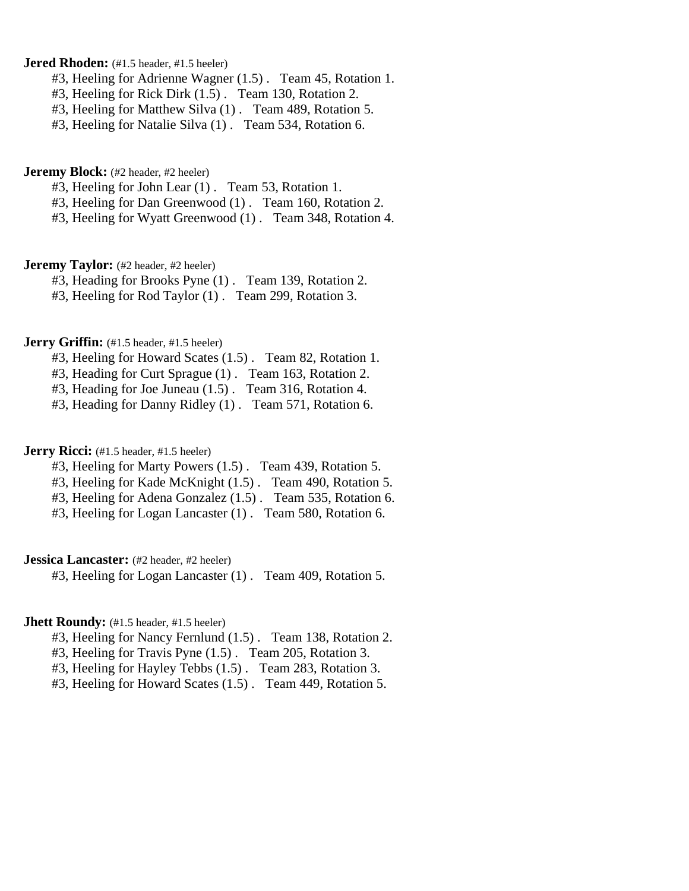**Jered Rhoden:** (#1.5 header, #1.5 heeler)

#3, Heeling for Adrienne Wagner (1.5) . Team 45, Rotation 1.
#3, Heeling for Rick Dirk (1.5) . Team 130, Rotation 2.
#3, Heeling for Matthew Silva (1) . Team 489, Rotation 5.
#3, Heeling for Natalie Silva (1) . Team 534, Rotation 6.

**Jeremy Block:** (#2 header, #2 heeler)

#3, Heeling for John Lear (1) . Team 53, Rotation 1.
#3, Heeling for Dan Greenwood (1) . Team 160, Rotation 2.
#3, Heeling for Wyatt Greenwood (1) . Team 348, Rotation 4.

**Jeremy Taylor:** (#2 header, #2 heeler)

#3, Heading for Brooks Pyne (1) . Team 139, Rotation 2.
#3, Heeling for Rod Taylor (1) . Team 299, Rotation 3.

**Jerry Griffin:** (#1.5 header, #1.5 heeler)

#3, Heeling for Howard Scates (1.5) . Team 82, Rotation 1.
#3, Heading for Curt Sprague (1) . Team 163, Rotation 2.
#3, Heading for Joe Juneau (1.5) . Team 316, Rotation 4.
#3, Heading for Danny Ridley (1) . Team 571, Rotation 6.

**Jerry Ricci:** (#1.5 header, #1.5 heeler)

#3, Heeling for Marty Powers (1.5) . Team 439, Rotation 5.
#3, Heeling for Kade McKnight (1.5) . Team 490, Rotation 5.
#3, Heeling for Adena Gonzalez (1.5) . Team 535, Rotation 6.
#3, Heeling for Logan Lancaster (1) . Team 580, Rotation 6.

**Jessica Lancaster:** (#2 header, #2 heeler)

#3, Heeling for Logan Lancaster (1) . Team 409, Rotation 5.

**Jhett Roundy:** (#1.5 header, #1.5 heeler)

#3, Heeling for Nancy Fernlund (1.5) . Team 138, Rotation 2.
#3, Heeling for Travis Pyne (1.5) . Team 205, Rotation 3.
#3, Heeling for Hayley Tebbs (1.5) . Team 283, Rotation 3.
#3, Heeling for Howard Scates (1.5) . Team 449, Rotation 5.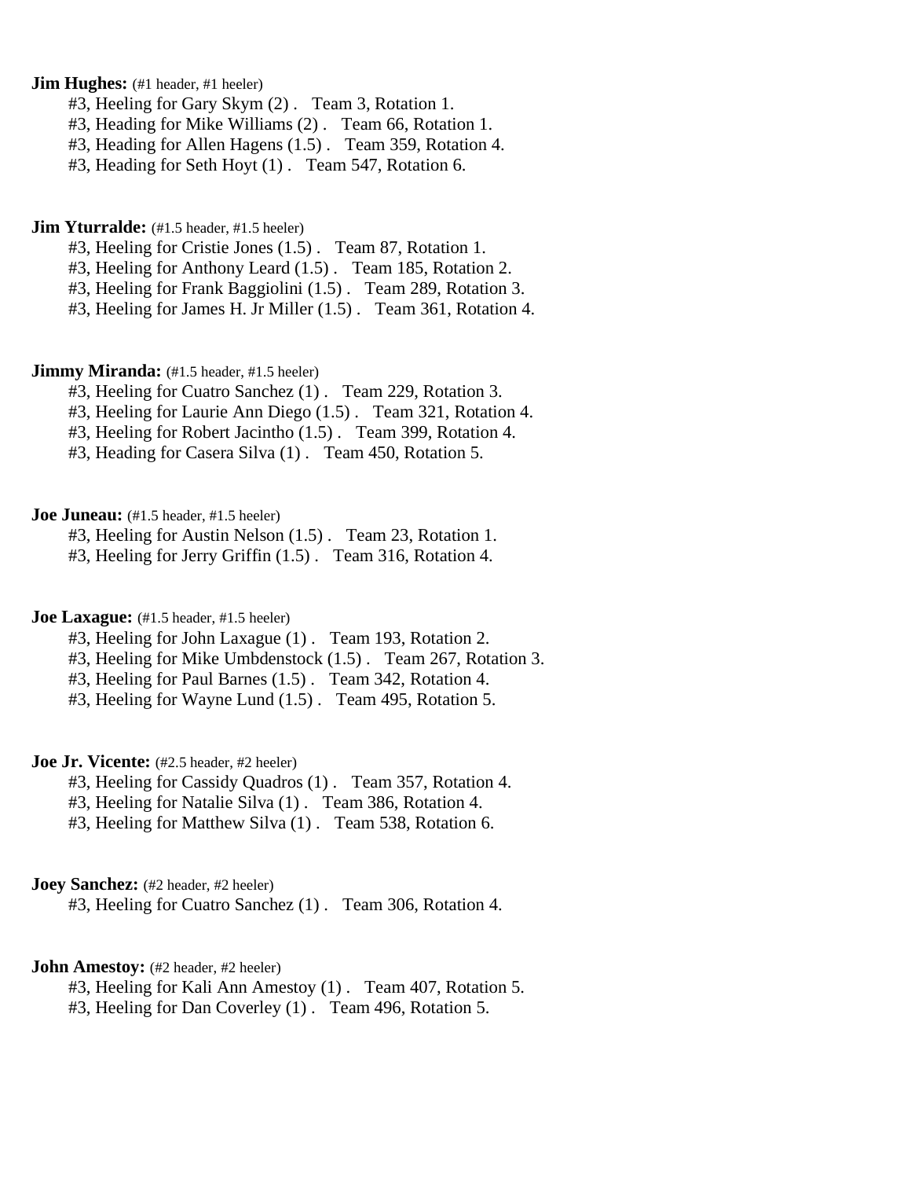**Jim Hughes:** (#1 header, #1 heeler)

#3, Heeling for Gary Skym (2) . Team 3, Rotation 1.
#3, Heading for Mike Williams (2) . Team 66, Rotation 1.
#3, Heading for Allen Hagens (1.5) . Team 359, Rotation 4.
#3, Heading for Seth Hoyt (1) . Team 547, Rotation 6.

**Jim Yturralde:** (#1.5 header, #1.5 heeler)

#3, Heeling for Cristie Jones (1.5) . Team 87, Rotation 1.
#3, Heeling for Anthony Leard (1.5) . Team 185, Rotation 2.
#3, Heeling for Frank Baggiolini (1.5) . Team 289, Rotation 3.
#3, Heeling for James H. Jr Miller (1.5) . Team 361, Rotation 4.

**Jimmy Miranda:** (#1.5 header, #1.5 heeler)

#3, Heeling for Cuatro Sanchez (1) . Team 229, Rotation 3.
#3, Heeling for Laurie Ann Diego (1.5) . Team 321, Rotation 4.
#3, Heeling for Robert Jacintho (1.5) . Team 399, Rotation 4.
#3, Heading for Casera Silva (1) . Team 450, Rotation 5.

**Joe Juneau:** (#1.5 header, #1.5 heeler)

#3, Heeling for Austin Nelson (1.5) . Team 23, Rotation 1.
#3, Heeling for Jerry Griffin (1.5) . Team 316, Rotation 4.

**Joe Laxague:** (#1.5 header, #1.5 heeler)

#3, Heeling for John Laxague (1) . Team 193, Rotation 2.
#3, Heeling for Mike Umbdenstock (1.5) . Team 267, Rotation 3.
#3, Heeling for Paul Barnes (1.5) . Team 342, Rotation 4.
#3, Heeling for Wayne Lund (1.5) . Team 495, Rotation 5.

**Joe Jr. Vicente:** (#2.5 header, #2 heeler)

#3, Heeling for Cassidy Quadros (1) . Team 357, Rotation 4.
#3, Heeling for Natalie Silva (1) . Team 386, Rotation 4.
#3, Heeling for Matthew Silva (1) . Team 538, Rotation 6.

**Joey Sanchez:** (#2 header, #2 heeler)

#3, Heeling for Cuatro Sanchez (1) . Team 306, Rotation 4.

**John Amestoy:** (#2 header, #2 heeler)

#3, Heeling for Kali Ann Amestoy (1) . Team 407, Rotation 5.
#3, Heeling for Dan Coverley (1) . Team 496, Rotation 5.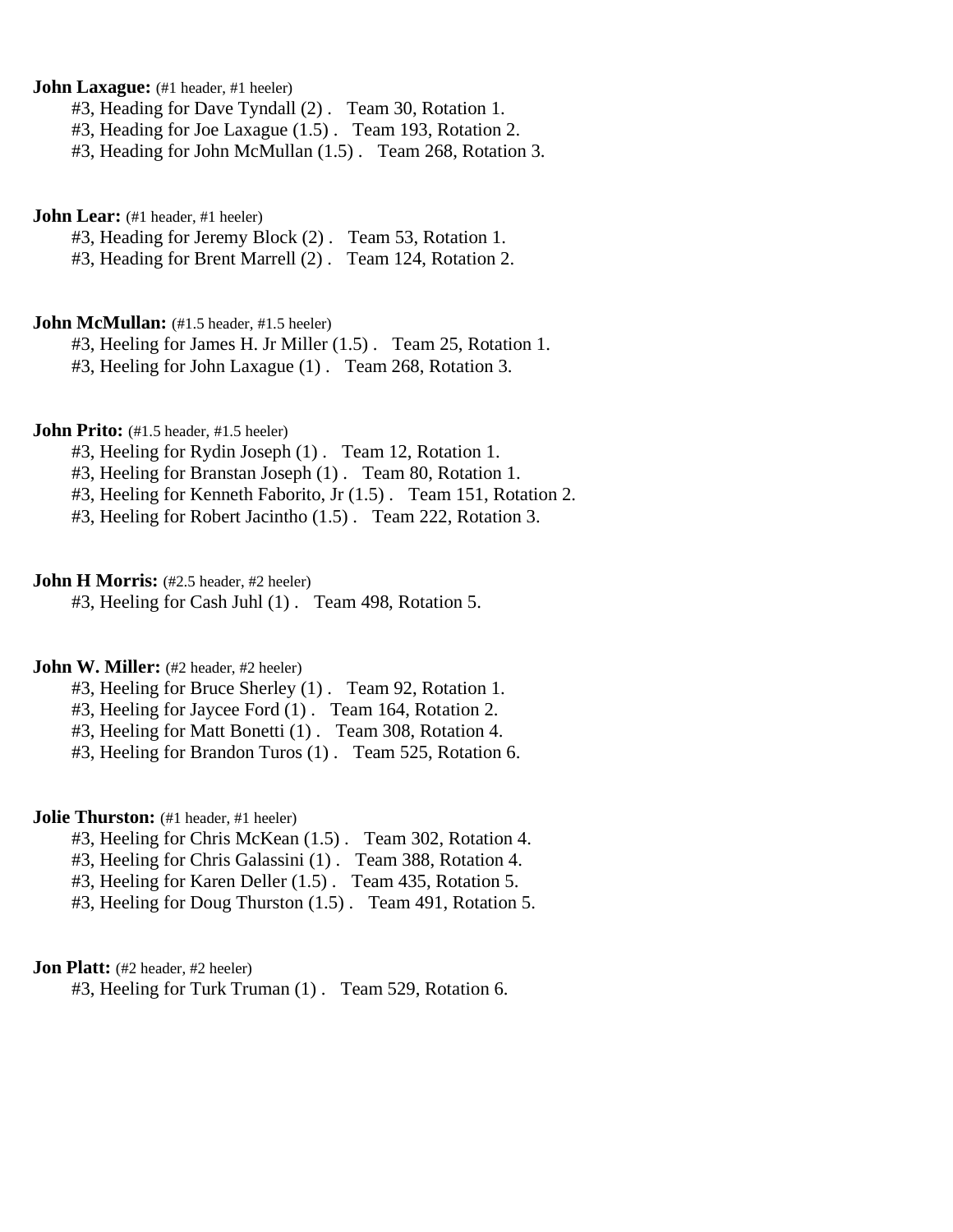**John Laxague:** (#1 header, #1 heeler)

#3, Heading for Dave Tyndall (2) . Team 30, Rotation 1.
#3, Heading for Joe Laxague (1.5) . Team 193, Rotation 2.
#3, Heading for John McMullan (1.5) . Team 268, Rotation 3.

**John Lear:** (#1 header, #1 heeler)

#3, Heading for Jeremy Block (2) . Team 53, Rotation 1.
#3, Heading for Brent Marrell (2) . Team 124, Rotation 2.

**John McMullan:** (#1.5 header, #1.5 heeler)

#3, Heeling for James H. Jr Miller (1.5) . Team 25, Rotation 1.
#3, Heeling for John Laxague (1) . Team 268, Rotation 3.

**John Prito:** (#1.5 header, #1.5 heeler)

#3, Heeling for Rydin Joseph (1) . Team 12, Rotation 1.
#3, Heeling for Branstan Joseph (1) . Team 80, Rotation 1.
#3, Heeling for Kenneth Faborito, Jr (1.5) . Team 151, Rotation 2.
#3, Heeling for Robert Jacintho (1.5) . Team 222, Rotation 3.

**John H Morris:** (#2.5 header, #2 heeler)

#3, Heeling for Cash Juhl (1) . Team 498, Rotation 5.

**John W. Miller:** (#2 header, #2 heeler)

#3, Heeling for Bruce Sherley (1) . Team 92, Rotation 1.
#3, Heeling for Jaycee Ford (1) . Team 164, Rotation 2.
#3, Heeling for Matt Bonetti (1) . Team 308, Rotation 4.
#3, Heeling for Brandon Turos (1) . Team 525, Rotation 6.

**Jolie Thurston:** (#1 header, #1 heeler)

#3, Heeling for Chris McKean (1.5) . Team 302, Rotation 4.
#3, Heeling for Chris Galassini (1) . Team 388, Rotation 4.
#3, Heeling for Karen Deller (1.5) . Team 435, Rotation 5.
#3, Heeling for Doug Thurston (1.5) . Team 491, Rotation 5.

**Jon Platt:** (#2 header, #2 heeler)

#3, Heeling for Turk Truman (1) . Team 529, Rotation 6.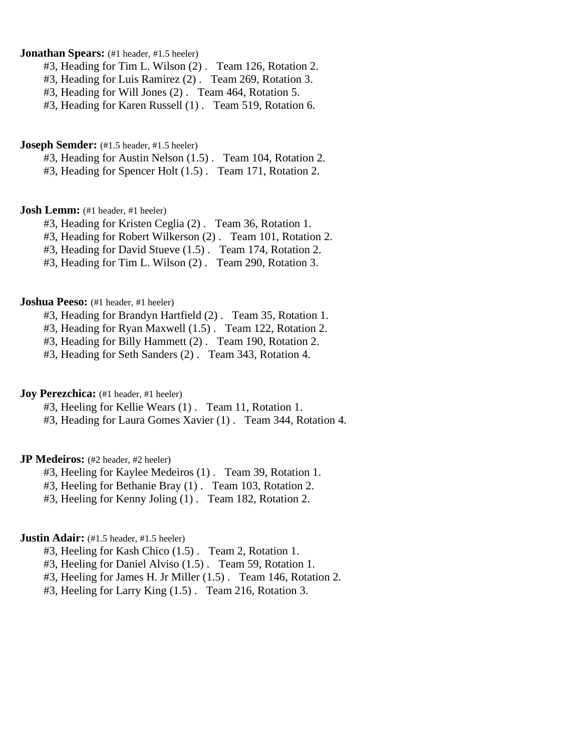**Jonathan Spears:** (#1 header, #1.5 heeler)

#3, Heading for Tim L. Wilson (2) .   Team 126, Rotation 2.
#3, Heading for Luis Ramirez (2) .   Team 269, Rotation 3.
#3, Heading for Will Jones (2) .   Team 464, Rotation 5.
#3, Heading for Karen Russell (1) .   Team 519, Rotation 6.

**Joseph Semder:** (#1.5 header, #1.5 heeler)

#3, Heading for Austin Nelson (1.5) .   Team 104, Rotation 2.
#3, Heading for Spencer Holt (1.5) .   Team 171, Rotation 2.

**Josh Lemm:** (#1 header, #1 heeler)

#3, Heading for Kristen Ceglia (2) .   Team 36, Rotation 1.
#3, Heading for Robert Wilkerson (2) .   Team 101, Rotation 2.
#3, Heading for David Stueve (1.5) .   Team 174, Rotation 2.
#3, Heading for Tim L. Wilson (2) .   Team 290, Rotation 3.

**Joshua Peeso:** (#1 header, #1 heeler)

#3, Heading for Brandyn Hartfield (2) .   Team 35, Rotation 1.
#3, Heading for Ryan Maxwell (1.5) .   Team 122, Rotation 2.
#3, Heading for Billy Hammett (2) .   Team 190, Rotation 2.
#3, Heading for Seth Sanders (2) .   Team 343, Rotation 4.

**Joy Perezchica:** (#1 header, #1 heeler)

#3, Heeling for Kellie Wears (1) .   Team 11, Rotation 1.
#3, Heading for Laura Gomes Xavier (1) .   Team 344, Rotation 4.

**JP Medeiros:** (#2 header, #2 heeler)

#3, Heeling for Kaylee Medeiros (1) .   Team 39, Rotation 1.
#3, Heeling for Bethanie Bray (1) .   Team 103, Rotation 2.
#3, Heeling for Kenny Joling (1) .   Team 182, Rotation 2.

**Justin Adair:** (#1.5 header, #1.5 heeler)

#3, Heeling for Kash Chico (1.5) .   Team 2, Rotation 1.
#3, Heeling for Daniel Alviso (1.5) .   Team 59, Rotation 1.
#3, Heeling for James H. Jr Miller (1.5) .   Team 146, Rotation 2.
#3, Heeling for Larry King (1.5) .   Team 216, Rotation 3.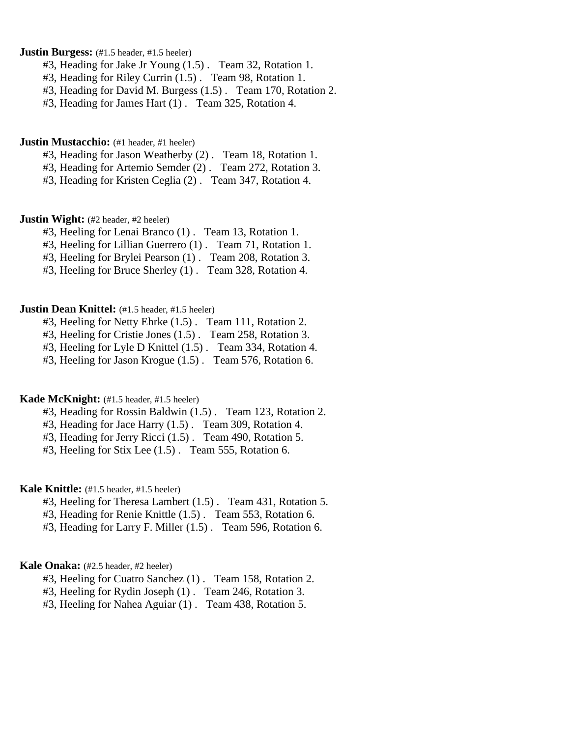**Justin Burgess:** (#1.5 header, #1.5 heeler)

#3, Heading for Jake Jr Young (1.5) . Team 32, Rotation 1.
#3, Heading for Riley Currin (1.5) . Team 98, Rotation 1.
#3, Heading for David M. Burgess (1.5) . Team 170, Rotation 2.
#3, Heading for James Hart (1) . Team 325, Rotation 4.

**Justin Mustacchio:** (#1 header, #1 heeler)

#3, Heading for Jason Weatherby (2) . Team 18, Rotation 1.
#3, Heading for Artemio Semder (2) . Team 272, Rotation 3.
#3, Heading for Kristen Ceglia (2) . Team 347, Rotation 4.

**Justin Wight:** (#2 header, #2 heeler)

#3, Heeling for Lenai Branco (1) . Team 13, Rotation 1.
#3, Heeling for Lillian Guerrero (1) . Team 71, Rotation 1.
#3, Heeling for Brylei Pearson (1) . Team 208, Rotation 3.
#3, Heeling for Bruce Sherley (1) . Team 328, Rotation 4.

**Justin Dean Knittel:** (#1.5 header, #1.5 heeler)

#3, Heeling for Netty Ehrke (1.5) . Team 111, Rotation 2.
#3, Heeling for Cristie Jones (1.5) . Team 258, Rotation 3.
#3, Heeling for Lyle D Knittel (1.5) . Team 334, Rotation 4.
#3, Heeling for Jason Krogue (1.5) . Team 576, Rotation 6.

**Kade McKnight:** (#1.5 header, #1.5 heeler)

#3, Heading for Rossin Baldwin (1.5) . Team 123, Rotation 2.
#3, Heading for Jace Harry (1.5) . Team 309, Rotation 4.
#3, Heading for Jerry Ricci (1.5) . Team 490, Rotation 5.
#3, Heeling for Stix Lee (1.5) . Team 555, Rotation 6.

**Kale Knittle:** (#1.5 header, #1.5 heeler)

#3, Heeling for Theresa Lambert (1.5) . Team 431, Rotation 5.
#3, Heading for Renie Knittle (1.5) . Team 553, Rotation 6.
#3, Heading for Larry F. Miller (1.5) . Team 596, Rotation 6.

**Kale Onaka:** (#2.5 header, #2 heeler)

#3, Heeling for Cuatro Sanchez (1) . Team 158, Rotation 2.
#3, Heeling for Rydin Joseph (1) . Team 246, Rotation 3.
#3, Heeling for Nahea Aguiar (1) . Team 438, Rotation 5.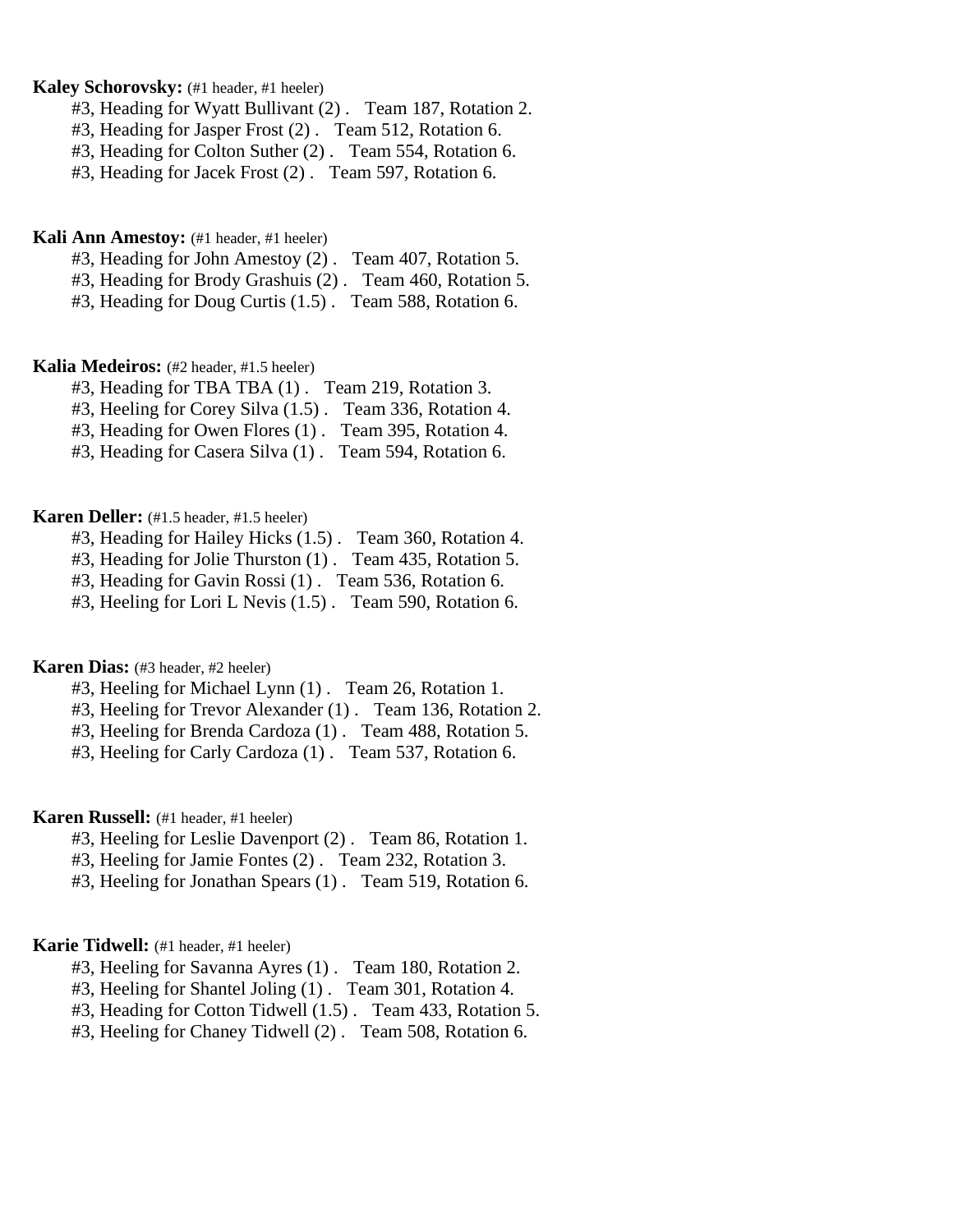**Kaley Schorovsky:** (#1 header, #1 heeler)

#3, Heading for Wyatt Bullivant (2) . Team 187, Rotation 2.
#3, Heading for Jasper Frost (2) . Team 512, Rotation 6.
#3, Heading for Colton Suther (2) . Team 554, Rotation 6.
#3, Heading for Jacek Frost (2) . Team 597, Rotation 6.

**Kali Ann Amestoy:** (#1 header, #1 heeler)

#3, Heading for John Amestoy (2) . Team 407, Rotation 5.
#3, Heading for Brody Grashuis (2) . Team 460, Rotation 5.
#3, Heading for Doug Curtis (1.5) . Team 588, Rotation 6.

**Kalia Medeiros:** (#2 header, #1.5 heeler)

#3, Heading for TBA TBA (1) . Team 219, Rotation 3.
#3, Heeling for Corey Silva (1.5) . Team 336, Rotation 4.
#3, Heading for Owen Flores (1) . Team 395, Rotation 4.
#3, Heading for Casera Silva (1) . Team 594, Rotation 6.

**Karen Deller:** (#1.5 header, #1.5 heeler)

#3, Heading for Hailey Hicks (1.5) . Team 360, Rotation 4.
#3, Heading for Jolie Thurston (1) . Team 435, Rotation 5.
#3, Heading for Gavin Rossi (1) . Team 536, Rotation 6.
#3, Heeling for Lori L Nevis (1.5) . Team 590, Rotation 6.

**Karen Dias:** (#3 header, #2 heeler)

#3, Heeling for Michael Lynn (1) . Team 26, Rotation 1.
#3, Heeling for Trevor Alexander (1) . Team 136, Rotation 2.
#3, Heeling for Brenda Cardoza (1) . Team 488, Rotation 5.
#3, Heeling for Carly Cardoza (1) . Team 537, Rotation 6.

**Karen Russell:** (#1 header, #1 heeler)

#3, Heeling for Leslie Davenport (2) . Team 86, Rotation 1.
#3, Heeling for Jamie Fontes (2) . Team 232, Rotation 3.
#3, Heeling for Jonathan Spears (1) . Team 519, Rotation 6.

**Karie Tidwell:** (#1 header, #1 heeler)

#3, Heeling for Savanna Ayres (1) . Team 180, Rotation 2.
#3, Heeling for Shantel Joling (1) . Team 301, Rotation 4.
#3, Heading for Cotton Tidwell (1.5) . Team 433, Rotation 5.
#3, Heeling for Chaney Tidwell (2) . Team 508, Rotation 6.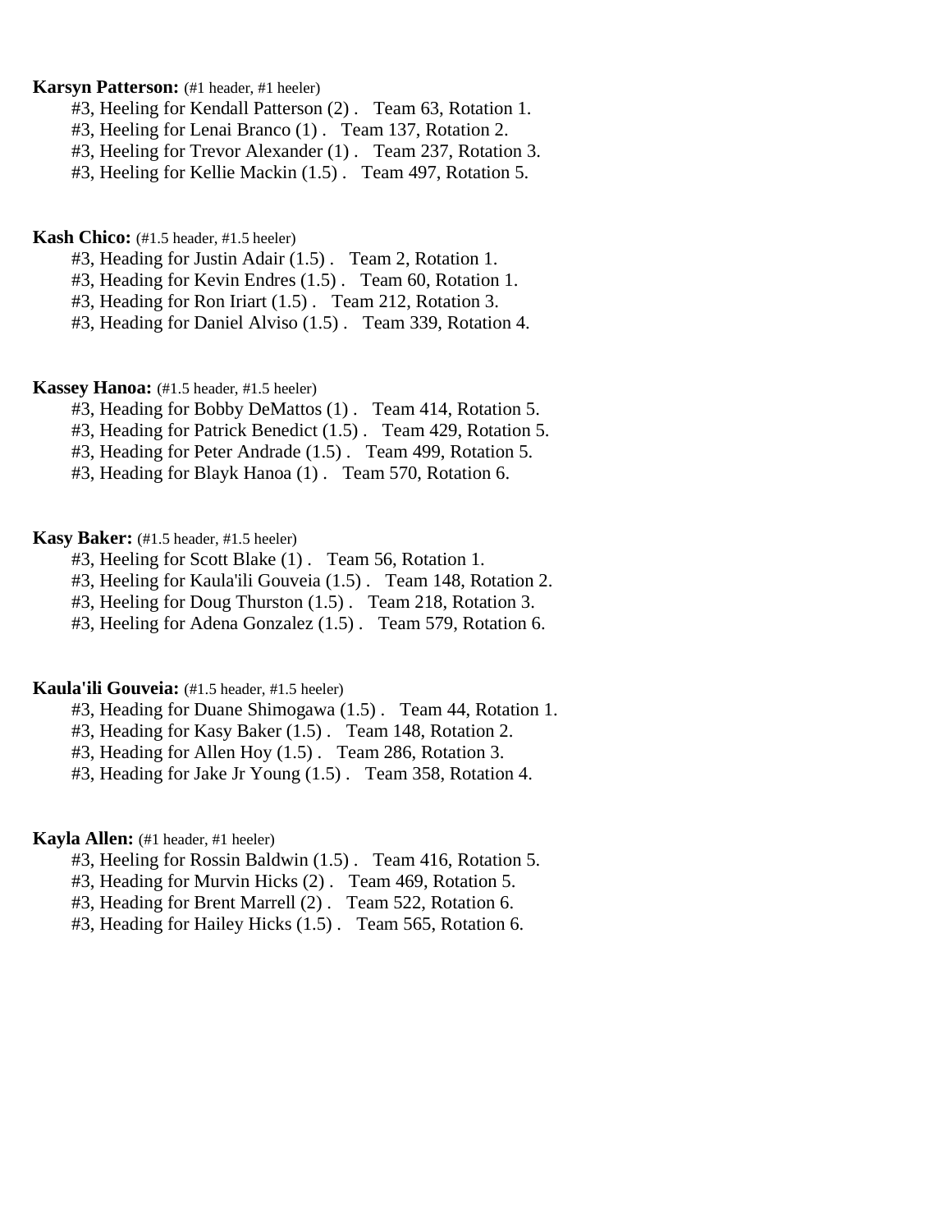**Karsyn Patterson:** (#1 header, #1 heeler)

#3, Heeling for Kendall Patterson (2) . Team 63, Rotation 1.
#3, Heeling for Lenai Branco (1) . Team 137, Rotation 2.
#3, Heeling for Trevor Alexander (1) . Team 237, Rotation 3.
#3, Heeling for Kellie Mackin (1.5) . Team 497, Rotation 5.

**Kash Chico:** (#1.5 header, #1.5 heeler)

#3, Heading for Justin Adair (1.5) . Team 2, Rotation 1.
#3, Heading for Kevin Endres (1.5) . Team 60, Rotation 1.
#3, Heading for Ron Iriart (1.5) . Team 212, Rotation 3.
#3, Heading for Daniel Alviso (1.5) . Team 339, Rotation 4.

**Kassey Hanoa:** (#1.5 header, #1.5 heeler)

#3, Heading for Bobby DeMattos (1) . Team 414, Rotation 5.
#3, Heading for Patrick Benedict (1.5) . Team 429, Rotation 5.
#3, Heading for Peter Andrade (1.5) . Team 499, Rotation 5.
#3, Heading for Blayk Hanoa (1) . Team 570, Rotation 6.

**Kasy Baker:** (#1.5 header, #1.5 heeler)

#3, Heeling for Scott Blake (1) . Team 56, Rotation 1.
#3, Heeling for Kaula'ili Gouveia (1.5) . Team 148, Rotation 2.
#3, Heeling for Doug Thurston (1.5) . Team 218, Rotation 3.
#3, Heeling for Adena Gonzalez (1.5) . Team 579, Rotation 6.

**Kaula'ili Gouveia:** (#1.5 header, #1.5 heeler)

#3, Heading for Duane Shimogawa (1.5) . Team 44, Rotation 1.
#3, Heading for Kasy Baker (1.5) . Team 148, Rotation 2.
#3, Heading for Allen Hoy (1.5) . Team 286, Rotation 3.
#3, Heading for Jake Jr Young (1.5) . Team 358, Rotation 4.

**Kayla Allen:** (#1 header, #1 heeler)

#3, Heeling for Rossin Baldwin (1.5) . Team 416, Rotation 5.
#3, Heading for Murvin Hicks (2) . Team 469, Rotation 5.
#3, Heading for Brent Marrell (2) . Team 522, Rotation 6.
#3, Heading for Hailey Hicks (1.5) . Team 565, Rotation 6.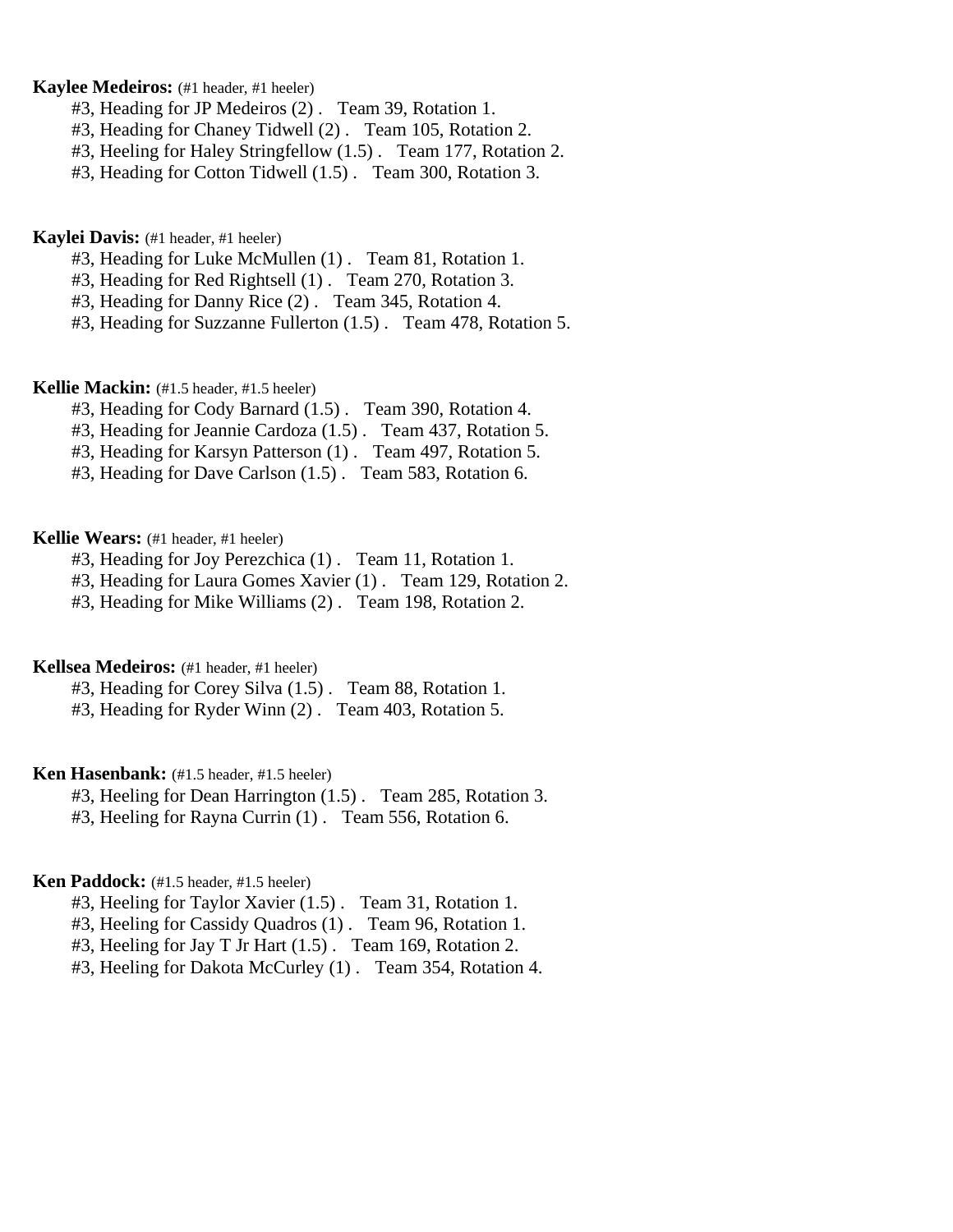**Kaylee Medeiros:** (#1 header, #1 heeler)

#3, Heading for JP Medeiros (2) . Team 39, Rotation 1.
#3, Heading for Chaney Tidwell (2) . Team 105, Rotation 2.
#3, Heeling for Haley Stringfellow (1.5) . Team 177, Rotation 2.
#3, Heading for Cotton Tidwell (1.5) . Team 300, Rotation 3.

**Kaylei Davis:** (#1 header, #1 heeler)

#3, Heading for Luke McMullen (1) . Team 81, Rotation 1.
#3, Heading for Red Rightsell (1) . Team 270, Rotation 3.
#3, Heading for Danny Rice (2) . Team 345, Rotation 4.
#3, Heading for Suzzanne Fullerton (1.5) . Team 478, Rotation 5.

**Kellie Mackin:** (#1.5 header, #1.5 heeler)

#3, Heading for Cody Barnard (1.5) . Team 390, Rotation 4.
#3, Heading for Jeannie Cardoza (1.5) . Team 437, Rotation 5.
#3, Heading for Karsyn Patterson (1) . Team 497, Rotation 5.
#3, Heading for Dave Carlson (1.5) . Team 583, Rotation 6.

**Kellie Wears:** (#1 header, #1 heeler)

#3, Heading for Joy Perezchica (1) . Team 11, Rotation 1.
#3, Heading for Laura Gomes Xavier (1) . Team 129, Rotation 2.
#3, Heading for Mike Williams (2) . Team 198, Rotation 2.

**Kellsea Medeiros:** (#1 header, #1 heeler)

#3, Heading for Corey Silva (1.5) . Team 88, Rotation 1.
#3, Heading for Ryder Winn (2) . Team 403, Rotation 5.

**Ken Hasenbank:** (#1.5 header, #1.5 heeler)

#3, Heeling for Dean Harrington (1.5) . Team 285, Rotation 3.
#3, Heeling for Rayna Currin (1) . Team 556, Rotation 6.

**Ken Paddock:** (#1.5 header, #1.5 heeler)

#3, Heeling for Taylor Xavier (1.5) . Team 31, Rotation 1.
#3, Heeling for Cassidy Quadros (1) . Team 96, Rotation 1.
#3, Heeling for Jay T Jr Hart (1.5) . Team 169, Rotation 2.
#3, Heeling for Dakota McCurley (1) . Team 354, Rotation 4.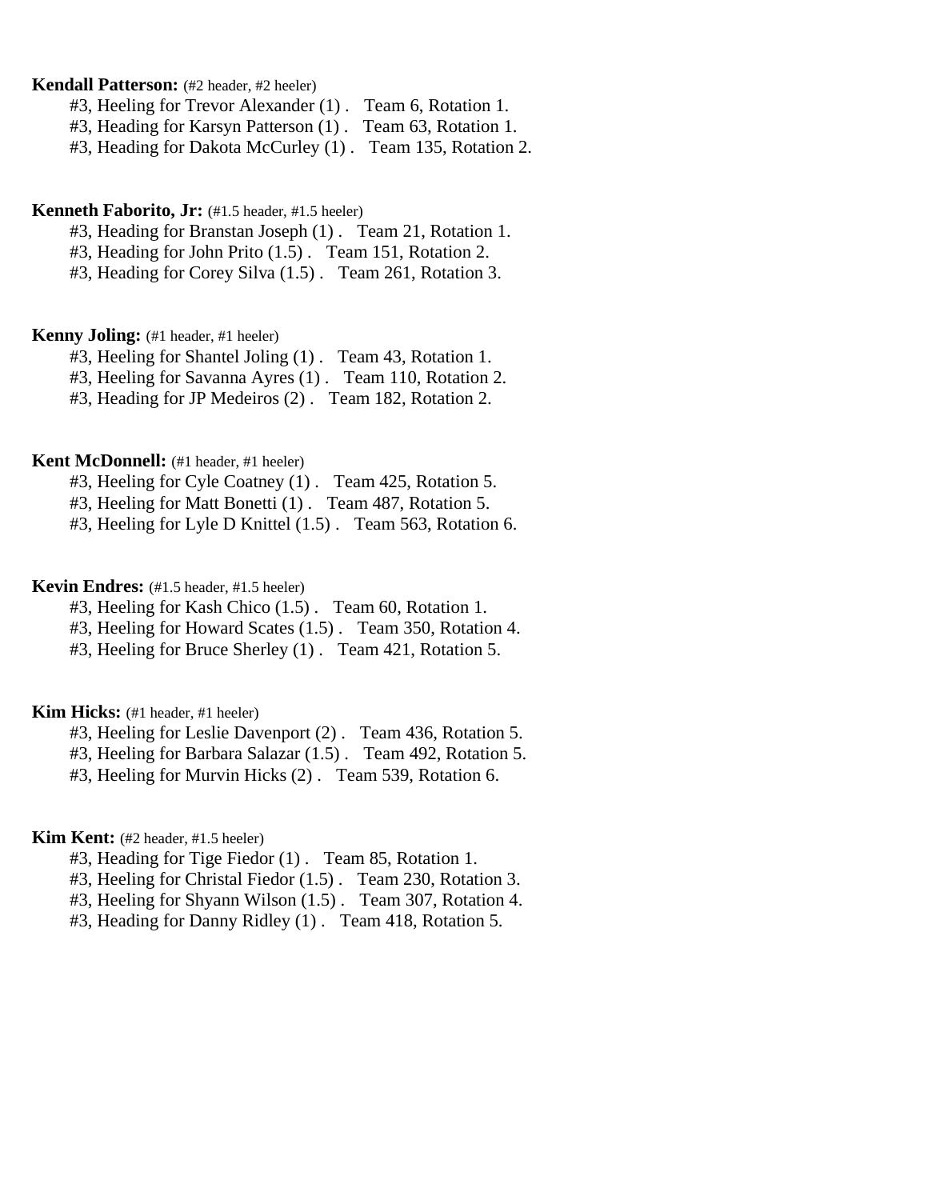**Kendall Patterson:** (#2 header, #2 heeler)

#3, Heeling for Trevor Alexander (1) . Team 6, Rotation 1.
#3, Heading for Karsyn Patterson (1) . Team 63, Rotation 1.
#3, Heading for Dakota McCurley (1) . Team 135, Rotation 2.

**Kenneth Faborito, Jr:** (#1.5 header, #1.5 heeler)

#3, Heading for Branstan Joseph (1) . Team 21, Rotation 1.
#3, Heading for John Prito (1.5) . Team 151, Rotation 2.
#3, Heading for Corey Silva (1.5) . Team 261, Rotation 3.

**Kenny Joling:** (#1 header, #1 heeler)

#3, Heeling for Shantel Joling (1) . Team 43, Rotation 1.
#3, Heeling for Savanna Ayres (1) . Team 110, Rotation 2.
#3, Heading for JP Medeiros (2) . Team 182, Rotation 2.

**Kent McDonnell:** (#1 header, #1 heeler)

#3, Heeling for Cyle Coatney (1) . Team 425, Rotation 5.
#3, Heeling for Matt Bonetti (1) . Team 487, Rotation 5.
#3, Heeling for Lyle D Knittel (1.5) . Team 563, Rotation 6.

**Kevin Endres:** (#1.5 header, #1.5 heeler)

#3, Heeling for Kash Chico (1.5) . Team 60, Rotation 1.
#3, Heeling for Howard Scates (1.5) . Team 350, Rotation 4.
#3, Heeling for Bruce Sherley (1) . Team 421, Rotation 5.

**Kim Hicks:** (#1 header, #1 heeler)

#3, Heeling for Leslie Davenport (2) . Team 436, Rotation 5.
#3, Heeling for Barbara Salazar (1.5) . Team 492, Rotation 5.
#3, Heeling for Murvin Hicks (2) . Team 539, Rotation 6.

**Kim Kent:** (#2 header, #1.5 heeler)

#3, Heading for Tige Fiedor (1) . Team 85, Rotation 1.
#3, Heeling for Christal Fiedor (1.5) . Team 230, Rotation 3.
#3, Heeling for Shyann Wilson (1.5) . Team 307, Rotation 4.
#3, Heading for Danny Ridley (1) . Team 418, Rotation 5.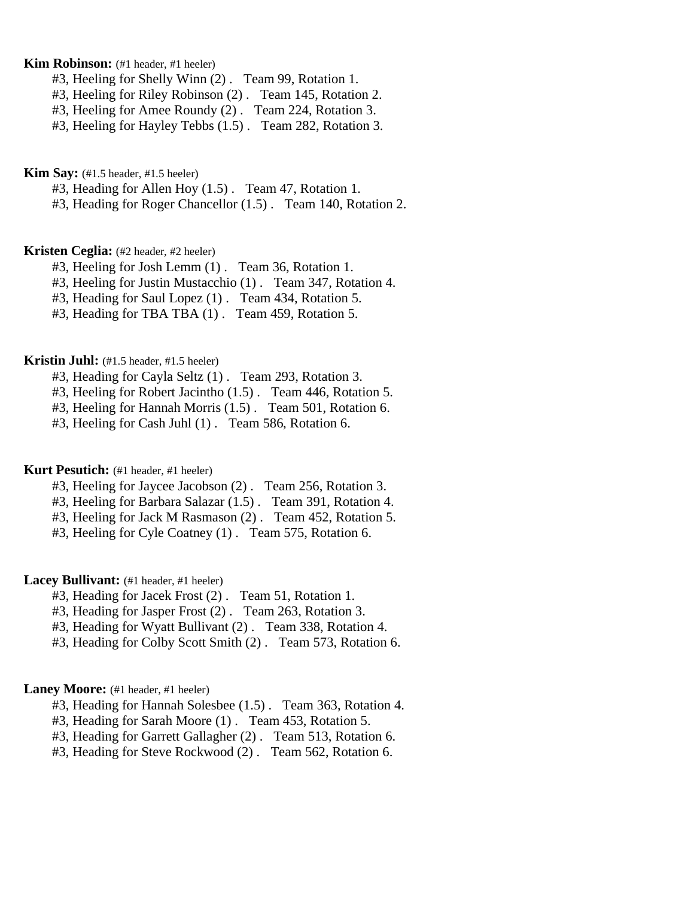**Kim Robinson:** (#1 header, #1 heeler)

#3, Heeling for Shelly Winn (2) . Team 99, Rotation 1.
#3, Heeling for Riley Robinson (2) . Team 145, Rotation 2.
#3, Heeling for Amee Roundy (2) . Team 224, Rotation 3.
#3, Heeling for Hayley Tebbs (1.5) . Team 282, Rotation 3.

**Kim Say:** (#1.5 header, #1.5 heeler)

#3, Heading for Allen Hoy (1.5) . Team 47, Rotation 1.
#3, Heading for Roger Chancellor (1.5) . Team 140, Rotation 2.

**Kristen Ceglia:** (#2 header, #2 heeler)

#3, Heeling for Josh Lemm (1) . Team 36, Rotation 1.
#3, Heeling for Justin Mustacchio (1) . Team 347, Rotation 4.
#3, Heading for Saul Lopez (1) . Team 434, Rotation 5.
#3, Heading for TBA TBA (1) . Team 459, Rotation 5.

**Kristin Juhl:** (#1.5 header, #1.5 heeler)

#3, Heading for Cayla Seltz (1) . Team 293, Rotation 3.
#3, Heeling for Robert Jacintho (1.5) . Team 446, Rotation 5.
#3, Heeling for Hannah Morris (1.5) . Team 501, Rotation 6.
#3, Heeling for Cash Juhl (1) . Team 586, Rotation 6.

**Kurt Pesutich:** (#1 header, #1 heeler)

#3, Heeling for Jaycee Jacobson (2) . Team 256, Rotation 3.
#3, Heeling for Barbara Salazar (1.5) . Team 391, Rotation 4.
#3, Heeling for Jack M Rasmason (2) . Team 452, Rotation 5.
#3, Heeling for Cyle Coatney (1) . Team 575, Rotation 6.

**Lacey Bullivant:** (#1 header, #1 heeler)

#3, Heading for Jacek Frost (2) . Team 51, Rotation 1.
#3, Heading for Jasper Frost (2) . Team 263, Rotation 3.
#3, Heading for Wyatt Bullivant (2) . Team 338, Rotation 4.
#3, Heading for Colby Scott Smith (2) . Team 573, Rotation 6.

**Laney Moore:** (#1 header, #1 heeler)

#3, Heading for Hannah Solesbee (1.5) . Team 363, Rotation 4.
#3, Heading for Sarah Moore (1) . Team 453, Rotation 5.
#3, Heading for Garrett Gallagher (2) . Team 513, Rotation 6.
#3, Heading for Steve Rockwood (2) . Team 562, Rotation 6.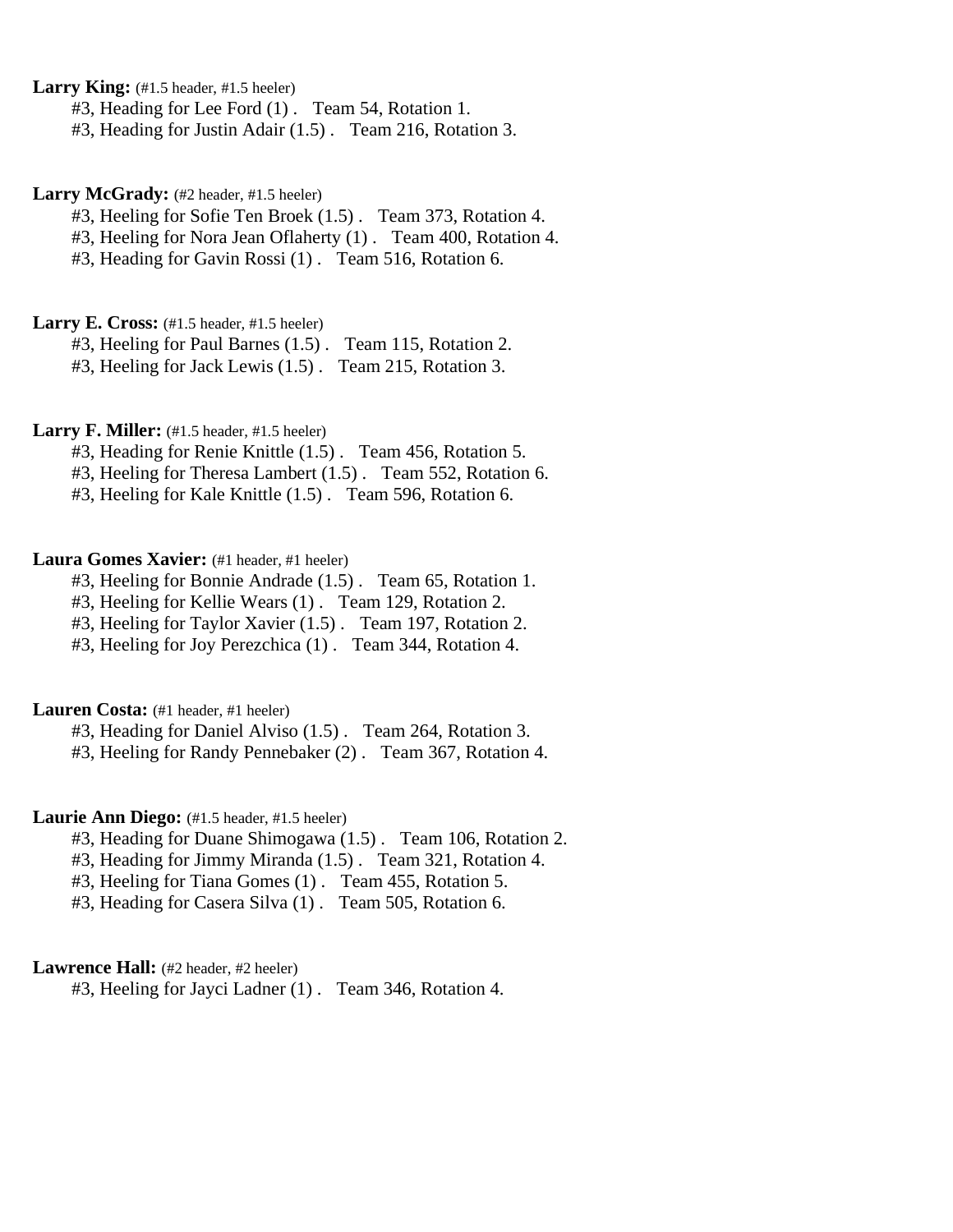**Larry King:** (#1.5 header, #1.5 heeler)

#3, Heading for Lee Ford (1) . Team 54, Rotation 1.
#3, Heading for Justin Adair (1.5) . Team 216, Rotation 3.

**Larry McGrady:** (#2 header, #1.5 heeler)

#3, Heeling for Sofie Ten Broek (1.5) . Team 373, Rotation 4.
#3, Heeling for Nora Jean Oflaherty (1) . Team 400, Rotation 4.
#3, Heading for Gavin Rossi (1) . Team 516, Rotation 6.

**Larry E. Cross:** (#1.5 header, #1.5 heeler)

#3, Heeling for Paul Barnes (1.5) . Team 115, Rotation 2.
#3, Heeling for Jack Lewis (1.5) . Team 215, Rotation 3.

**Larry F. Miller:** (#1.5 header, #1.5 heeler)

#3, Heading for Renie Knittle (1.5) . Team 456, Rotation 5.
#3, Heeling for Theresa Lambert (1.5) . Team 552, Rotation 6.
#3, Heeling for Kale Knittle (1.5) . Team 596, Rotation 6.

**Laura Gomes Xavier:** (#1 header, #1 heeler)

#3, Heeling for Bonnie Andrade (1.5) . Team 65, Rotation 1.
#3, Heeling for Kellie Wears (1) . Team 129, Rotation 2.
#3, Heeling for Taylor Xavier (1.5) . Team 197, Rotation 2.
#3, Heeling for Joy Perezchica (1) . Team 344, Rotation 4.

**Lauren Costa:** (#1 header, #1 heeler)

#3, Heading for Daniel Alviso (1.5) . Team 264, Rotation 3.
#3, Heeling for Randy Pennebaker (2) . Team 367, Rotation 4.

**Laurie Ann Diego:** (#1.5 header, #1.5 heeler)

#3, Heading for Duane Shimogawa (1.5) . Team 106, Rotation 2.
#3, Heading for Jimmy Miranda (1.5) . Team 321, Rotation 4.
#3, Heeling for Tiana Gomes (1) . Team 455, Rotation 5.
#3, Heading for Casera Silva (1) . Team 505, Rotation 6.

**Lawrence Hall:** (#2 header, #2 heeler)

#3, Heeling for Jayci Ladner (1) . Team 346, Rotation 4.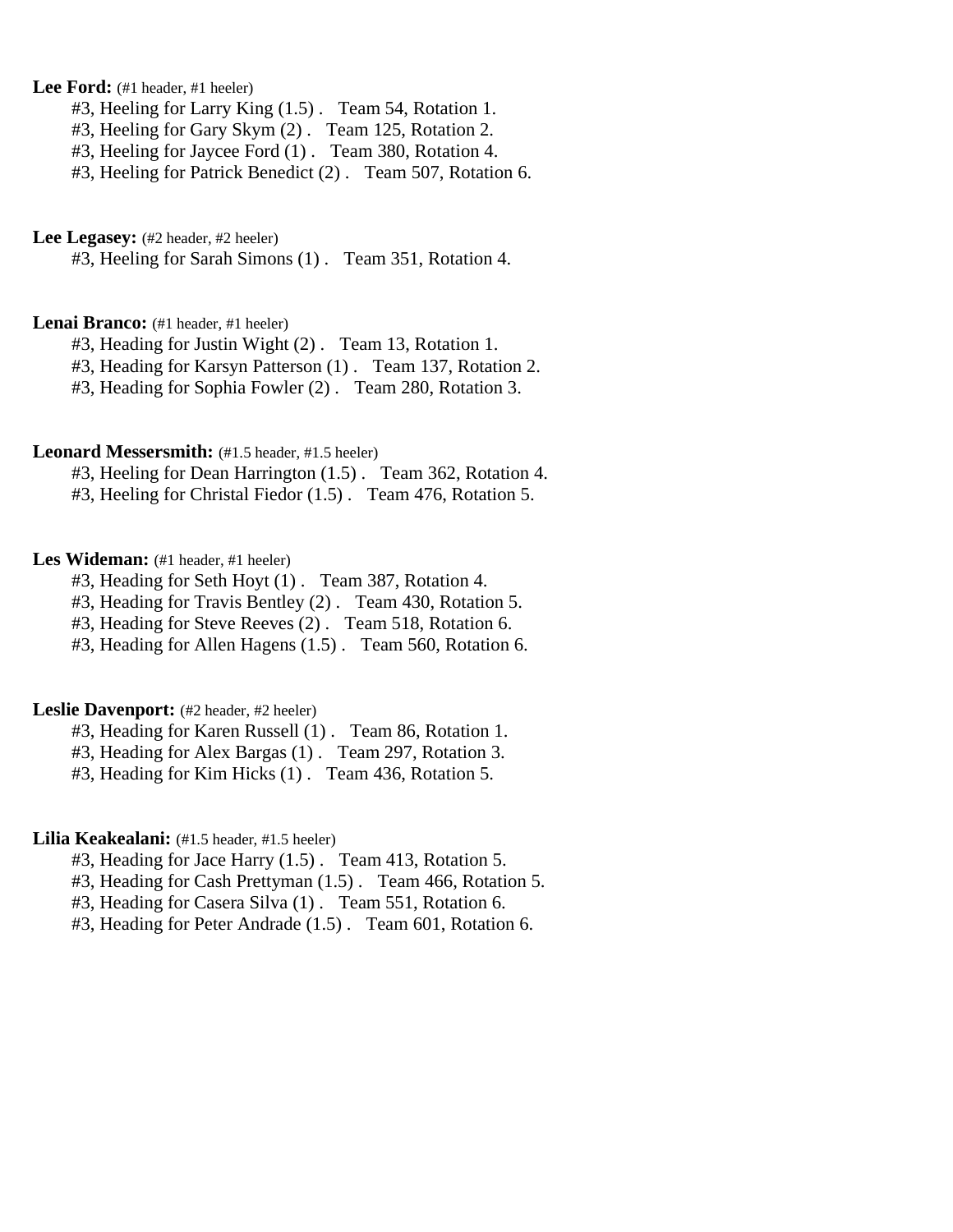**Lee Ford:** (#1 header, #1 heeler)

#3, Heeling for Larry King (1.5) . Team 54, Rotation 1.
#3, Heeling for Gary Skym (2) . Team 125, Rotation 2.
#3, Heeling for Jaycee Ford (1) . Team 380, Rotation 4.
#3, Heeling for Patrick Benedict (2) . Team 507, Rotation 6.

**Lee Legasey:** (#2 header, #2 heeler)

#3, Heeling for Sarah Simons (1) . Team 351, Rotation 4.

**Lenai Branco:** (#1 header, #1 heeler)

#3, Heading for Justin Wight (2) . Team 13, Rotation 1.
#3, Heading for Karsyn Patterson (1) . Team 137, Rotation 2.
#3, Heading for Sophia Fowler (2) . Team 280, Rotation 3.

**Leonard Messersmith:** (#1.5 header, #1.5 heeler)

#3, Heeling for Dean Harrington (1.5) . Team 362, Rotation 4.
#3, Heeling for Christal Fiedor (1.5) . Team 476, Rotation 5.

**Les Wideman:** (#1 header, #1 heeler)

#3, Heading for Seth Hoyt (1) . Team 387, Rotation 4.
#3, Heading for Travis Bentley (2) . Team 430, Rotation 5.
#3, Heading for Steve Reeves (2) . Team 518, Rotation 6.
#3, Heading for Allen Hagens (1.5) . Team 560, Rotation 6.

**Leslie Davenport:** (#2 header, #2 heeler)

#3, Heading for Karen Russell (1) . Team 86, Rotation 1.
#3, Heading for Alex Bargas (1) . Team 297, Rotation 3.
#3, Heading for Kim Hicks (1) . Team 436, Rotation 5.

**Lilia Keakealani:** (#1.5 header, #1.5 heeler)

#3, Heading for Jace Harry (1.5) . Team 413, Rotation 5.
#3, Heading for Cash Prettyman (1.5) . Team 466, Rotation 5.
#3, Heading for Casera Silva (1) . Team 551, Rotation 6.
#3, Heading for Peter Andrade (1.5) . Team 601, Rotation 6.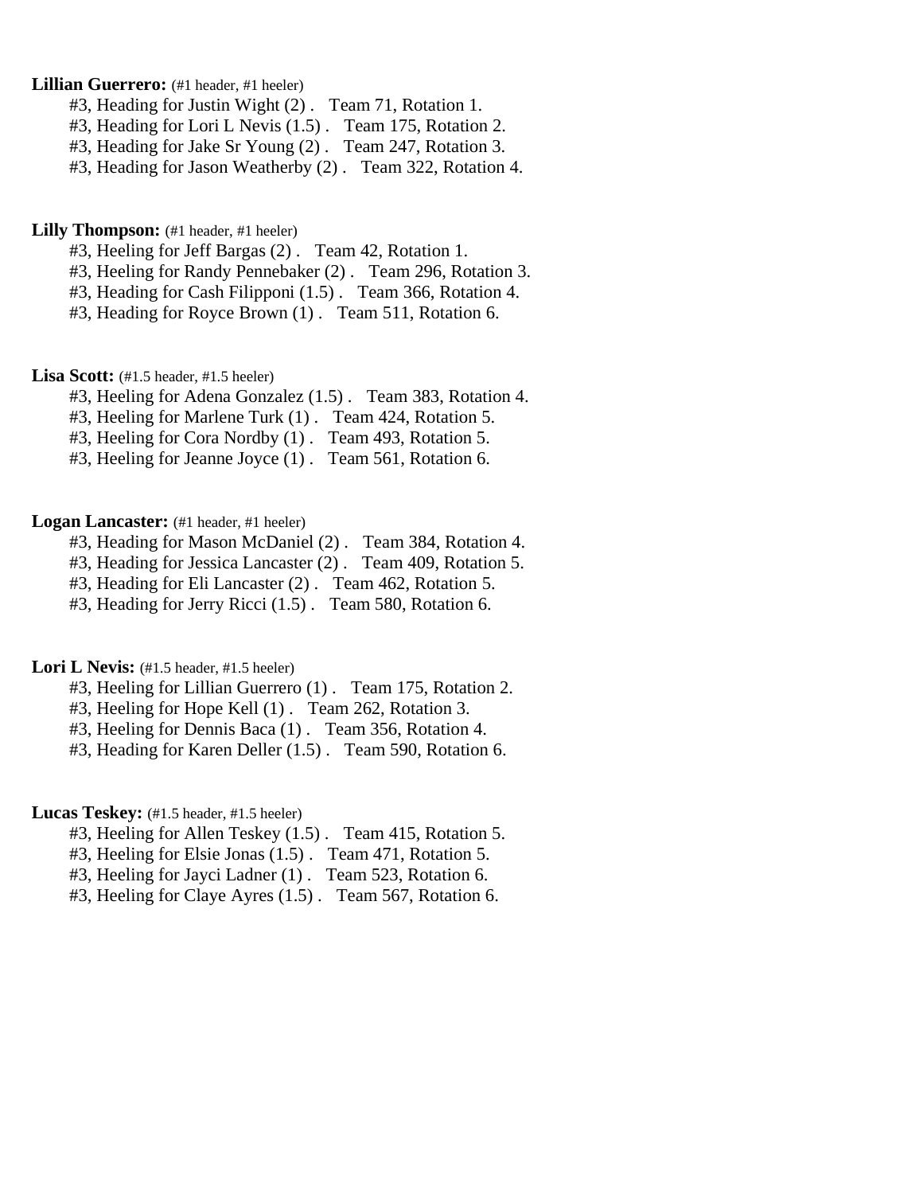**Lillian Guerrero:** (#1 header, #1 heeler)

#3, Heading for Justin Wight (2) . Team 71, Rotation 1.
#3, Heading for Lori L Nevis (1.5) . Team 175, Rotation 2.
#3, Heading for Jake Sr Young (2) . Team 247, Rotation 3.
#3, Heading for Jason Weatherby (2) . Team 322, Rotation 4.

**Lilly Thompson:** (#1 header, #1 heeler)

#3, Heeling for Jeff Bargas (2) . Team 42, Rotation 1.
#3, Heeling for Randy Pennebaker (2) . Team 296, Rotation 3.
#3, Heading for Cash Filipponi (1.5) . Team 366, Rotation 4.
#3, Heading for Royce Brown (1) . Team 511, Rotation 6.

**Lisa Scott:** (#1.5 header, #1.5 heeler)

#3, Heeling for Adena Gonzalez (1.5) . Team 383, Rotation 4.
#3, Heeling for Marlene Turk (1) . Team 424, Rotation 5.
#3, Heeling for Cora Nordby (1) . Team 493, Rotation 5.
#3, Heeling for Jeanne Joyce (1) . Team 561, Rotation 6.

**Logan Lancaster:** (#1 header, #1 heeler)

#3, Heading for Mason McDaniel (2) . Team 384, Rotation 4.
#3, Heading for Jessica Lancaster (2) . Team 409, Rotation 5.
#3, Heading for Eli Lancaster (2) . Team 462, Rotation 5.
#3, Heading for Jerry Ricci (1.5) . Team 580, Rotation 6.

**Lori L Nevis:** (#1.5 header, #1.5 heeler)

#3, Heeling for Lillian Guerrero (1) . Team 175, Rotation 2.
#3, Heeling for Hope Kell (1) . Team 262, Rotation 3.
#3, Heeling for Dennis Baca (1) . Team 356, Rotation 4.
#3, Heading for Karen Deller (1.5) . Team 590, Rotation 6.

**Lucas Teskey:** (#1.5 header, #1.5 heeler)

#3, Heeling for Allen Teskey (1.5) . Team 415, Rotation 5.
#3, Heeling for Elsie Jonas (1.5) . Team 471, Rotation 5.
#3, Heeling for Jayci Ladner (1) . Team 523, Rotation 6.
#3, Heeling for Claye Ayres (1.5) . Team 567, Rotation 6.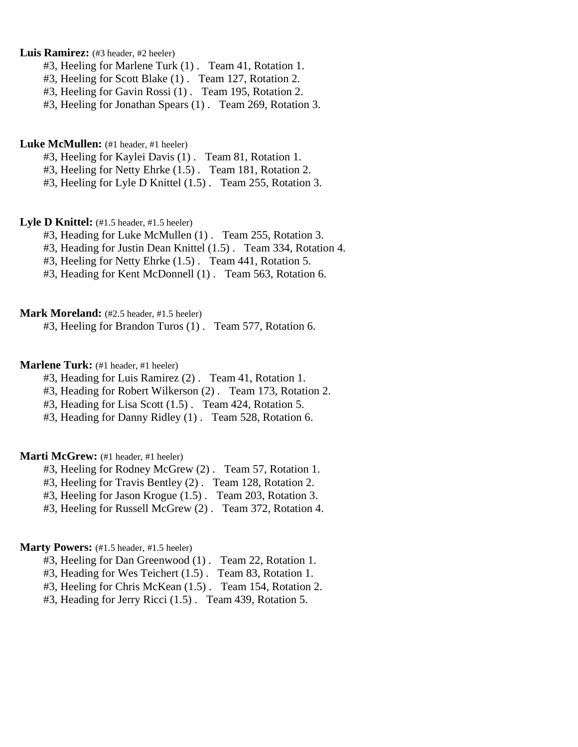**Luis Ramirez:** (#3 header, #2 heeler)

#3, Heeling for Marlene Turk (1) . Team 41, Rotation 1.
#3, Heeling for Scott Blake (1) . Team 127, Rotation 2.
#3, Heeling for Gavin Rossi (1) . Team 195, Rotation 2.
#3, Heeling for Jonathan Spears (1) . Team 269, Rotation 3.

**Luke McMullen:** (#1 header, #1 heeler)

#3, Heeling for Kaylei Davis (1) . Team 81, Rotation 1.
#3, Heeling for Netty Ehrke (1.5) . Team 181, Rotation 2.
#3, Heeling for Lyle D Knittel (1.5) . Team 255, Rotation 3.

**Lyle D Knittel:** (#1.5 header, #1.5 heeler)

#3, Heading for Luke McMullen (1) . Team 255, Rotation 3.
#3, Heading for Justin Dean Knittel (1.5) . Team 334, Rotation 4.
#3, Heeling for Netty Ehrke (1.5) . Team 441, Rotation 5.
#3, Heading for Kent McDonnell (1) . Team 563, Rotation 6.

**Mark Moreland:** (#2.5 header, #1.5 heeler)

#3, Heeling for Brandon Turos (1) . Team 577, Rotation 6.

**Marlene Turk:** (#1 header, #1 heeler)

#3, Heading for Luis Ramirez (2) . Team 41, Rotation 1.
#3, Heading for Robert Wilkerson (2) . Team 173, Rotation 2.
#3, Heading for Lisa Scott (1.5) . Team 424, Rotation 5.
#3, Heading for Danny Ridley (1) . Team 528, Rotation 6.

**Marti McGrew:** (#1 header, #1 heeler)

#3, Heeling for Rodney McGrew (2) . Team 57, Rotation 1.
#3, Heeling for Travis Bentley (2) . Team 128, Rotation 2.
#3, Heeling for Jason Krogue (1.5) . Team 203, Rotation 3.
#3, Heeling for Russell McGrew (2) . Team 372, Rotation 4.

**Marty Powers:** (#1.5 header, #1.5 heeler)

#3, Heeling for Dan Greenwood (1) . Team 22, Rotation 1.
#3, Heading for Wes Teichert (1.5) . Team 83, Rotation 1.
#3, Heeling for Chris McKean (1.5) . Team 154, Rotation 2.
#3, Heading for Jerry Ricci (1.5) . Team 439, Rotation 5.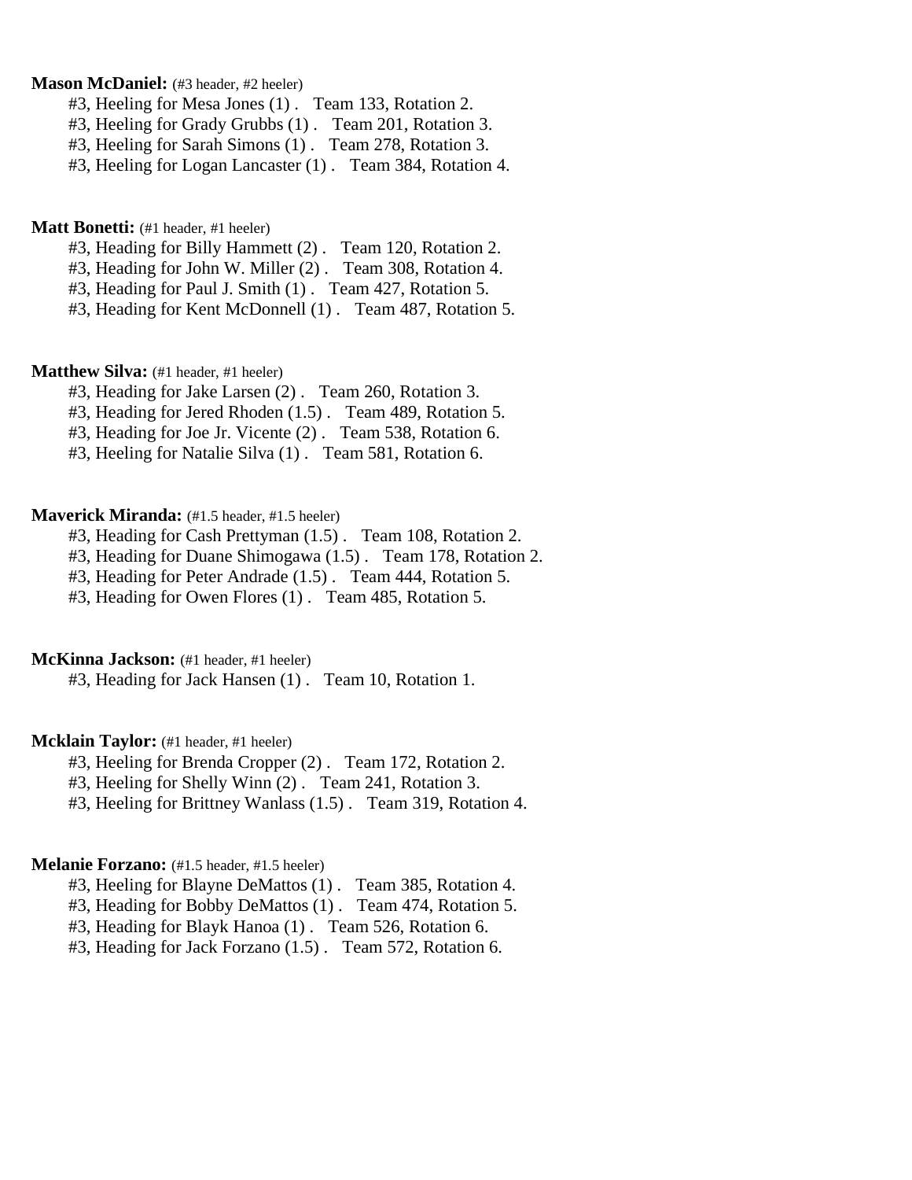**Mason McDaniel:** (#3 header, #2 heeler)

#3, Heeling for Mesa Jones (1) . Team 133, Rotation 2.
#3, Heeling for Grady Grubbs (1) . Team 201, Rotation 3.
#3, Heeling for Sarah Simons (1) . Team 278, Rotation 3.
#3, Heeling for Logan Lancaster (1) . Team 384, Rotation 4.

**Matt Bonetti:** (#1 header, #1 heeler)

#3, Heading for Billy Hammett (2) . Team 120, Rotation 2.
#3, Heading for John W. Miller (2) . Team 308, Rotation 4.
#3, Heading for Paul J. Smith (1) . Team 427, Rotation 5.
#3, Heading for Kent McDonnell (1) . Team 487, Rotation 5.

**Matthew Silva:** (#1 header, #1 heeler)

#3, Heading for Jake Larsen (2) . Team 260, Rotation 3.
#3, Heading for Jered Rhoden (1.5) . Team 489, Rotation 5.
#3, Heading for Joe Jr. Vicente (2) . Team 538, Rotation 6.
#3, Heeling for Natalie Silva (1) . Team 581, Rotation 6.

**Maverick Miranda:** (#1.5 header, #1.5 heeler)

#3, Heading for Cash Prettyman (1.5) . Team 108, Rotation 2.
#3, Heading for Duane Shimogawa (1.5) . Team 178, Rotation 2.
#3, Heading for Peter Andrade (1.5) . Team 444, Rotation 5.
#3, Heading for Owen Flores (1) . Team 485, Rotation 5.

**McKinna Jackson:** (#1 header, #1 heeler)

#3, Heading for Jack Hansen (1) . Team 10, Rotation 1.

**Mcklain Taylor:** (#1 header, #1 heeler)

#3, Heeling for Brenda Cropper (2) . Team 172, Rotation 2.
#3, Heeling for Shelly Winn (2) . Team 241, Rotation 3.
#3, Heeling for Brittney Wanlass (1.5) . Team 319, Rotation 4.

**Melanie Forzano:** (#1.5 header, #1.5 heeler)

#3, Heeling for Blayne DeMattos (1) . Team 385, Rotation 4.
#3, Heading for Bobby DeMattos (1) . Team 474, Rotation 5.
#3, Heading for Blayk Hanoa (1) . Team 526, Rotation 6.
#3, Heading for Jack Forzano (1.5) . Team 572, Rotation 6.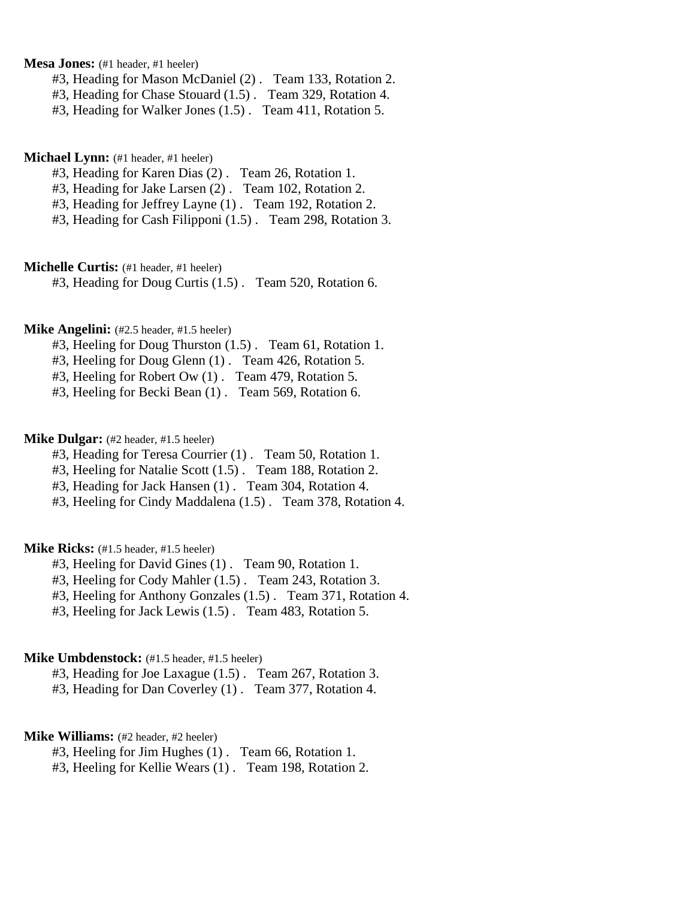**Mesa Jones:** (#1 header, #1 heeler)

#3, Heading for Mason McDaniel (2) . Team 133, Rotation 2.
#3, Heading for Chase Stouard (1.5) . Team 329, Rotation 4.
#3, Heading for Walker Jones (1.5) . Team 411, Rotation 5.

**Michael Lynn:** (#1 header, #1 heeler)

#3, Heading for Karen Dias (2) . Team 26, Rotation 1.
#3, Heading for Jake Larsen (2) . Team 102, Rotation 2.
#3, Heading for Jeffrey Layne (1) . Team 192, Rotation 2.
#3, Heading for Cash Filipponi (1.5) . Team 298, Rotation 3.

**Michelle Curtis:** (#1 header, #1 heeler)

#3, Heading for Doug Curtis (1.5) . Team 520, Rotation 6.

**Mike Angelini:** (#2.5 header, #1.5 heeler)

#3, Heeling for Doug Thurston (1.5) . Team 61, Rotation 1.
#3, Heeling for Doug Glenn (1) . Team 426, Rotation 5.
#3, Heeling for Robert Ow (1) . Team 479, Rotation 5.
#3, Heeling for Becki Bean (1) . Team 569, Rotation 6.

**Mike Dulgar:** (#2 header, #1.5 heeler)

#3, Heading for Teresa Courrier (1) . Team 50, Rotation 1.
#3, Heeling for Natalie Scott (1.5) . Team 188, Rotation 2.
#3, Heading for Jack Hansen (1) . Team 304, Rotation 4.
#3, Heeling for Cindy Maddalena (1.5) . Team 378, Rotation 4.

**Mike Ricks:** (#1.5 header, #1.5 heeler)

#3, Heeling for David Gines (1) . Team 90, Rotation 1.
#3, Heeling for Cody Mahler (1.5) . Team 243, Rotation 3.
#3, Heeling for Anthony Gonzales (1.5) . Team 371, Rotation 4.
#3, Heeling for Jack Lewis (1.5) . Team 483, Rotation 5.

**Mike Umbdenstock:** (#1.5 header, #1.5 heeler)

#3, Heading for Joe Laxague (1.5) . Team 267, Rotation 3.
#3, Heading for Dan Coverley (1) . Team 377, Rotation 4.

**Mike Williams:** (#2 header, #2 heeler)

#3, Heeling for Jim Hughes (1) . Team 66, Rotation 1.
#3, Heeling for Kellie Wears (1) . Team 198, Rotation 2.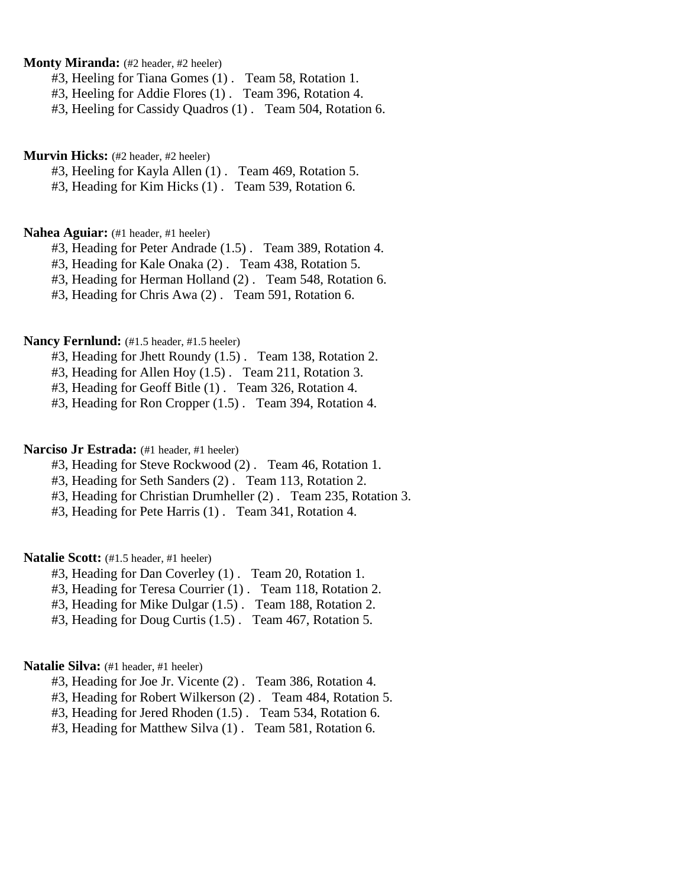**Monty Miranda:** (#2 header, #2 heeler)

#3, Heeling for Tiana Gomes (1) .   Team 58, Rotation 1.
#3, Heeling for Addie Flores (1) .   Team 396, Rotation 4.
#3, Heeling for Cassidy Quadros (1) .   Team 504, Rotation 6.

**Murvin Hicks:** (#2 header, #2 heeler)

#3, Heeling for Kayla Allen (1) .   Team 469, Rotation 5.
#3, Heading for Kim Hicks (1) .   Team 539, Rotation 6.

**Nahea Aguiar:** (#1 header, #1 heeler)

#3, Heading for Peter Andrade (1.5) .   Team 389, Rotation 4.
#3, Heading for Kale Onaka (2) .   Team 438, Rotation 5.
#3, Heading for Herman Holland (2) .   Team 548, Rotation 6.
#3, Heading for Chris Awa (2) .   Team 591, Rotation 6.

**Nancy Fernlund:** (#1.5 header, #1.5 heeler)

#3, Heading for Jhett Roundy (1.5) .   Team 138, Rotation 2.
#3, Heading for Allen Hoy (1.5) .   Team 211, Rotation 3.
#3, Heading for Geoff Bitle (1) .   Team 326, Rotation 4.
#3, Heading for Ron Cropper (1.5) .   Team 394, Rotation 4.

**Narciso Jr Estrada:** (#1 header, #1 heeler)

#3, Heading for Steve Rockwood (2) .   Team 46, Rotation 1.
#3, Heading for Seth Sanders (2) .   Team 113, Rotation 2.
#3, Heading for Christian Drumheller (2) .   Team 235, Rotation 3.
#3, Heading for Pete Harris (1) .   Team 341, Rotation 4.

**Natalie Scott:** (#1.5 header, #1 heeler)

#3, Heading for Dan Coverley (1) .   Team 20, Rotation 1.
#3, Heading for Teresa Courrier (1) .   Team 118, Rotation 2.
#3, Heading for Mike Dulgar (1.5) .   Team 188, Rotation 2.
#3, Heading for Doug Curtis (1.5) .   Team 467, Rotation 5.

**Natalie Silva:** (#1 header, #1 heeler)

#3, Heading for Joe Jr. Vicente (2) .   Team 386, Rotation 4.
#3, Heading for Robert Wilkerson (2) .   Team 484, Rotation 5.
#3, Heading for Jered Rhoden (1.5) .   Team 534, Rotation 6.
#3, Heading for Matthew Silva (1) .   Team 581, Rotation 6.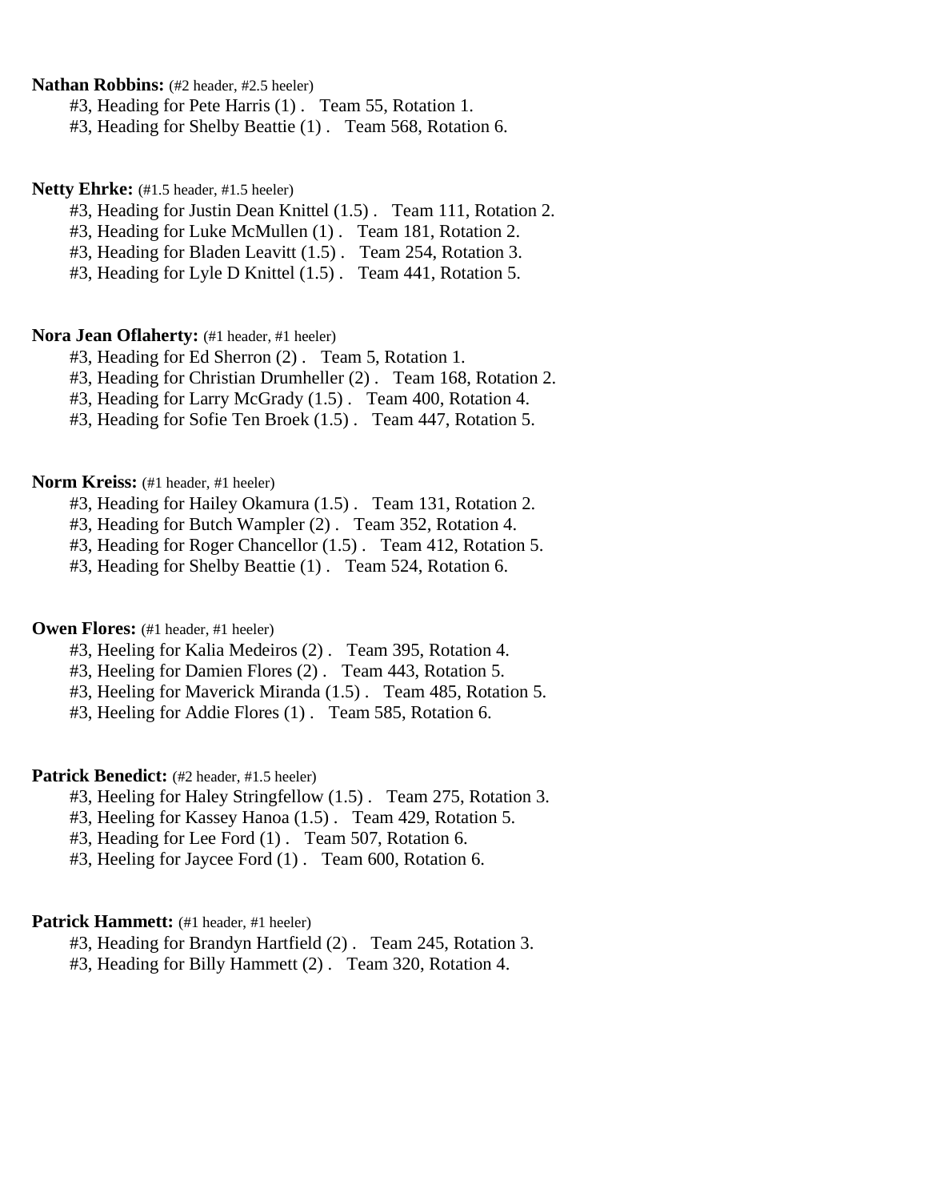**Nathan Robbins:** (#2 header, #2.5 heeler)

#3, Heading for Pete Harris (1) . Team 55, Rotation 1.
#3, Heading for Shelby Beattie (1) . Team 568, Rotation 6.

**Netty Ehrke:** (#1.5 header, #1.5 heeler)

#3, Heading for Justin Dean Knittel (1.5) . Team 111, Rotation 2.
#3, Heading for Luke McMullen (1) . Team 181, Rotation 2.
#3, Heading for Bladen Leavitt (1.5) . Team 254, Rotation 3.
#3, Heading for Lyle D Knittel (1.5) . Team 441, Rotation 5.

**Nora Jean Oflaherty:** (#1 header, #1 heeler)

#3, Heading for Ed Sherron (2) . Team 5, Rotation 1.
#3, Heading for Christian Drumheller (2) . Team 168, Rotation 2.
#3, Heading for Larry McGrady (1.5) . Team 400, Rotation 4.
#3, Heading for Sofie Ten Broek (1.5) . Team 447, Rotation 5.

**Norm Kreiss:** (#1 header, #1 heeler)

#3, Heading for Hailey Okamura (1.5) . Team 131, Rotation 2.
#3, Heading for Butch Wampler (2) . Team 352, Rotation 4.
#3, Heading for Roger Chancellor (1.5) . Team 412, Rotation 5.
#3, Heading for Shelby Beattie (1) . Team 524, Rotation 6.

**Owen Flores:** (#1 header, #1 heeler)

#3, Heeling for Kalia Medeiros (2) . Team 395, Rotation 4.
#3, Heeling for Damien Flores (2) . Team 443, Rotation 5.
#3, Heeling for Maverick Miranda (1.5) . Team 485, Rotation 5.
#3, Heeling for Addie Flores (1) . Team 585, Rotation 6.

**Patrick Benedict:** (#2 header, #1.5 heeler)

#3, Heeling for Haley Stringfellow (1.5) . Team 275, Rotation 3.
#3, Heeling for Kassey Hanoa (1.5) . Team 429, Rotation 5.
#3, Heading for Lee Ford (1) . Team 507, Rotation 6.
#3, Heeling for Jaycee Ford (1) . Team 600, Rotation 6.

**Patrick Hammett:** (#1 header, #1 heeler)

#3, Heading for Brandyn Hartfield (2) . Team 245, Rotation 3.
#3, Heading for Billy Hammett (2) . Team 320, Rotation 4.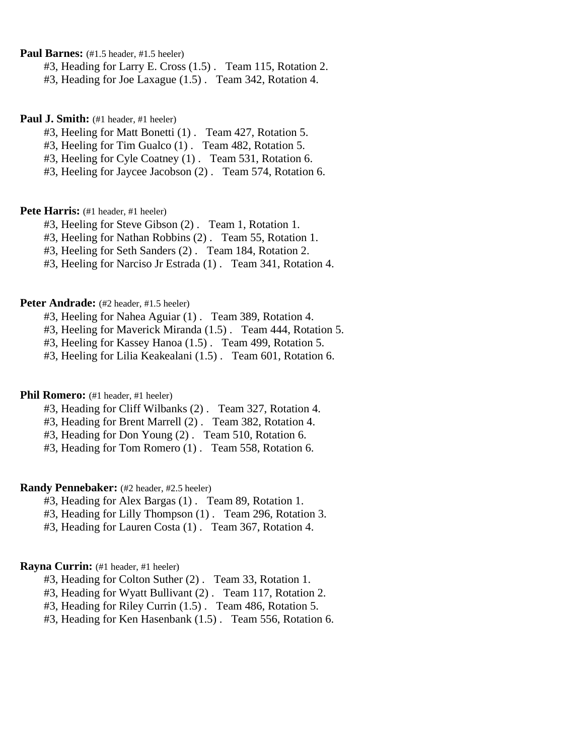**Paul Barnes:** (#1.5 header, #1.5 heeler)

#3, Heading for Larry E. Cross (1.5) .   Team 115, Rotation 2.
#3, Heading for Joe Laxague (1.5) .   Team 342, Rotation 4.

**Paul J. Smith:** (#1 header, #1 heeler)

#3, Heeling for Matt Bonetti (1) .   Team 427, Rotation 5.
#3, Heeling for Tim Gualco (1) .   Team 482, Rotation 5.
#3, Heeling for Cyle Coatney (1) .   Team 531, Rotation 6.
#3, Heeling for Jaycee Jacobson (2) .   Team 574, Rotation 6.

**Pete Harris:** (#1 header, #1 heeler)

#3, Heeling for Steve Gibson (2) .   Team 1, Rotation 1.
#3, Heeling for Nathan Robbins (2) .   Team 55, Rotation 1.
#3, Heeling for Seth Sanders (2) .   Team 184, Rotation 2.
#3, Heeling for Narciso Jr Estrada (1) .   Team 341, Rotation 4.

**Peter Andrade:** (#2 header, #1.5 heeler)

#3, Heeling for Nahea Aguiar (1) .   Team 389, Rotation 4.
#3, Heeling for Maverick Miranda (1.5) .   Team 444, Rotation 5.
#3, Heeling for Kassey Hanoa (1.5) .   Team 499, Rotation 5.
#3, Heeling for Lilia Keakealani (1.5) .   Team 601, Rotation 6.

**Phil Romero:** (#1 header, #1 heeler)

#3, Heading for Cliff Wilbanks (2) .   Team 327, Rotation 4.
#3, Heading for Brent Marrell (2) .   Team 382, Rotation 4.
#3, Heading for Don Young (2) .   Team 510, Rotation 6.
#3, Heading for Tom Romero (1) .   Team 558, Rotation 6.

**Randy Pennebaker:** (#2 header, #2.5 heeler)

#3, Heading for Alex Bargas (1) .   Team 89, Rotation 1.
#3, Heading for Lilly Thompson (1) .   Team 296, Rotation 3.
#3, Heading for Lauren Costa (1) .   Team 367, Rotation 4.

**Rayna Currin:** (#1 header, #1 heeler)

#3, Heading for Colton Suther (2) .   Team 33, Rotation 1.
#3, Heading for Wyatt Bullivant (2) .   Team 117, Rotation 2.
#3, Heading for Riley Currin (1.5) .   Team 486, Rotation 5.
#3, Heading for Ken Hasenbank (1.5) .   Team 556, Rotation 6.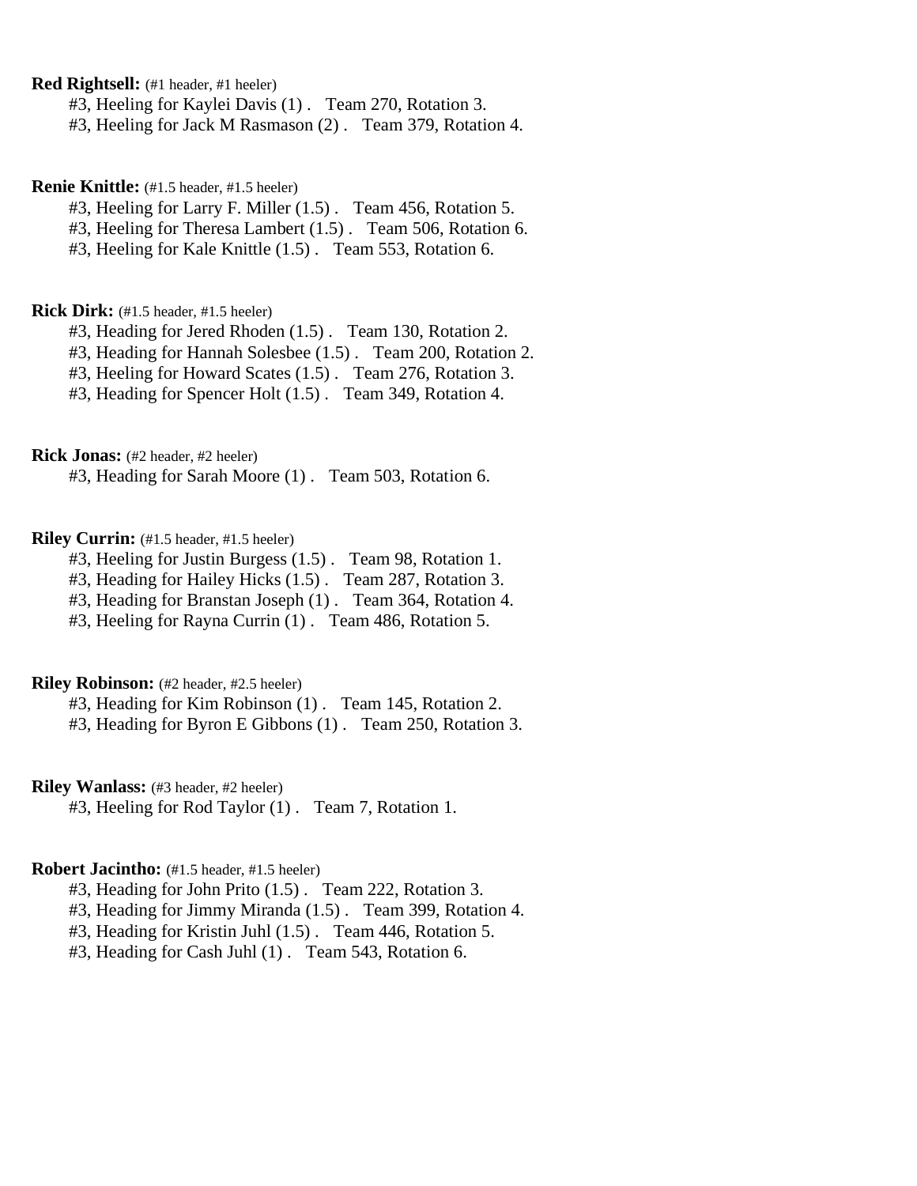**Red Rightsell:** (#1 header, #1 heeler)

#3, Heeling for Kaylei Davis (1) . Team 270, Rotation 3.
#3, Heeling for Jack M Rasmason (2) . Team 379, Rotation 4.

**Renie Knittle:** (#1.5 header, #1.5 heeler)

#3, Heeling for Larry F. Miller (1.5) . Team 456, Rotation 5.
#3, Heeling for Theresa Lambert (1.5) . Team 506, Rotation 6.
#3, Heeling for Kale Knittle (1.5) . Team 553, Rotation 6.

**Rick Dirk:** (#1.5 header, #1.5 heeler)

#3, Heading for Jered Rhoden (1.5) . Team 130, Rotation 2.
#3, Heading for Hannah Solesbee (1.5) . Team 200, Rotation 2.
#3, Heeling for Howard Scates (1.5) . Team 276, Rotation 3.
#3, Heading for Spencer Holt (1.5) . Team 349, Rotation 4.

**Rick Jonas:** (#2 header, #2 heeler)

#3, Heading for Sarah Moore (1) . Team 503, Rotation 6.

**Riley Currin:** (#1.5 header, #1.5 heeler)

#3, Heeling for Justin Burgess (1.5) . Team 98, Rotation 1.
#3, Heading for Hailey Hicks (1.5) . Team 287, Rotation 3.
#3, Heading for Branstan Joseph (1) . Team 364, Rotation 4.
#3, Heeling for Rayna Currin (1) . Team 486, Rotation 5.

**Riley Robinson:** (#2 header, #2.5 heeler)

#3, Heading for Kim Robinson (1) . Team 145, Rotation 2.
#3, Heading for Byron E Gibbons (1) . Team 250, Rotation 3.

**Riley Wanlass:** (#3 header, #2 heeler)

#3, Heeling for Rod Taylor (1) . Team 7, Rotation 1.

**Robert Jacintho:** (#1.5 header, #1.5 heeler)

#3, Heading for John Prito (1.5) . Team 222, Rotation 3.
#3, Heading for Jimmy Miranda (1.5) . Team 399, Rotation 4.
#3, Heading for Kristin Juhl (1.5) . Team 446, Rotation 5.
#3, Heading for Cash Juhl (1) . Team 543, Rotation 6.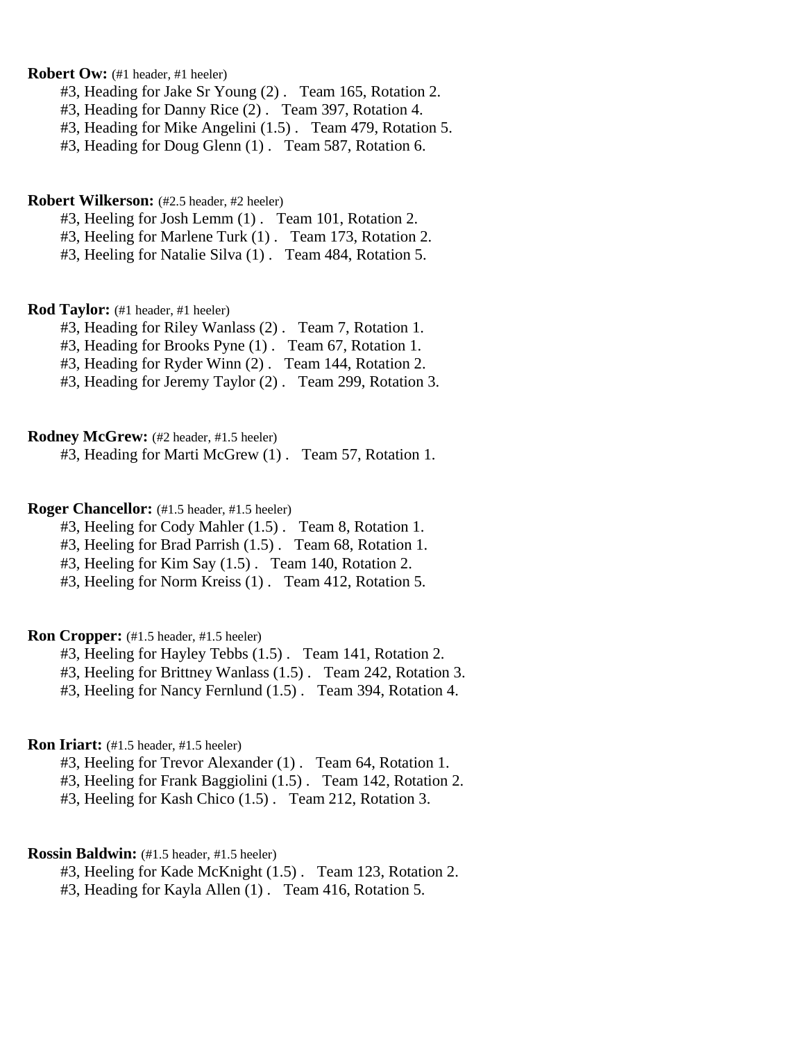**Robert Ow:** (#1 header, #1 heeler)

#3, Heading for Jake Sr Young (2) . Team 165, Rotation 2.
#3, Heading for Danny Rice (2) . Team 397, Rotation 4.
#3, Heading for Mike Angelini (1.5) . Team 479, Rotation 5.
#3, Heading for Doug Glenn (1) . Team 587, Rotation 6.

**Robert Wilkerson:** (#2.5 header, #2 heeler)

#3, Heeling for Josh Lemm (1) . Team 101, Rotation 2.
#3, Heeling for Marlene Turk (1) . Team 173, Rotation 2.
#3, Heeling for Natalie Silva (1) . Team 484, Rotation 5.

**Rod Taylor:** (#1 header, #1 heeler)

#3, Heading for Riley Wanlass (2) . Team 7, Rotation 1.
#3, Heading for Brooks Pyne (1) . Team 67, Rotation 1.
#3, Heading for Ryder Winn (2) . Team 144, Rotation 2.
#3, Heading for Jeremy Taylor (2) . Team 299, Rotation 3.

**Rodney McGrew:** (#2 header, #1.5 heeler)

#3, Heading for Marti McGrew (1) . Team 57, Rotation 1.

**Roger Chancellor:** (#1.5 header, #1.5 heeler)

#3, Heeling for Cody Mahler (1.5) . Team 8, Rotation 1.
#3, Heeling for Brad Parrish (1.5) . Team 68, Rotation 1.
#3, Heeling for Kim Say (1.5) . Team 140, Rotation 2.
#3, Heeling for Norm Kreiss (1) . Team 412, Rotation 5.

**Ron Cropper:** (#1.5 header, #1.5 heeler)

#3, Heeling for Hayley Tebbs (1.5) . Team 141, Rotation 2.
#3, Heeling for Brittney Wanlass (1.5) . Team 242, Rotation 3.
#3, Heeling for Nancy Fernlund (1.5) . Team 394, Rotation 4.

**Ron Iriart:** (#1.5 header, #1.5 heeler)

#3, Heeling for Trevor Alexander (1) . Team 64, Rotation 1.
#3, Heeling for Frank Baggiolini (1.5) . Team 142, Rotation 2.
#3, Heeling for Kash Chico (1.5) . Team 212, Rotation 3.

**Rossin Baldwin:** (#1.5 header, #1.5 heeler)

#3, Heeling for Kade McKnight (1.5) . Team 123, Rotation 2.
#3, Heading for Kayla Allen (1) . Team 416, Rotation 5.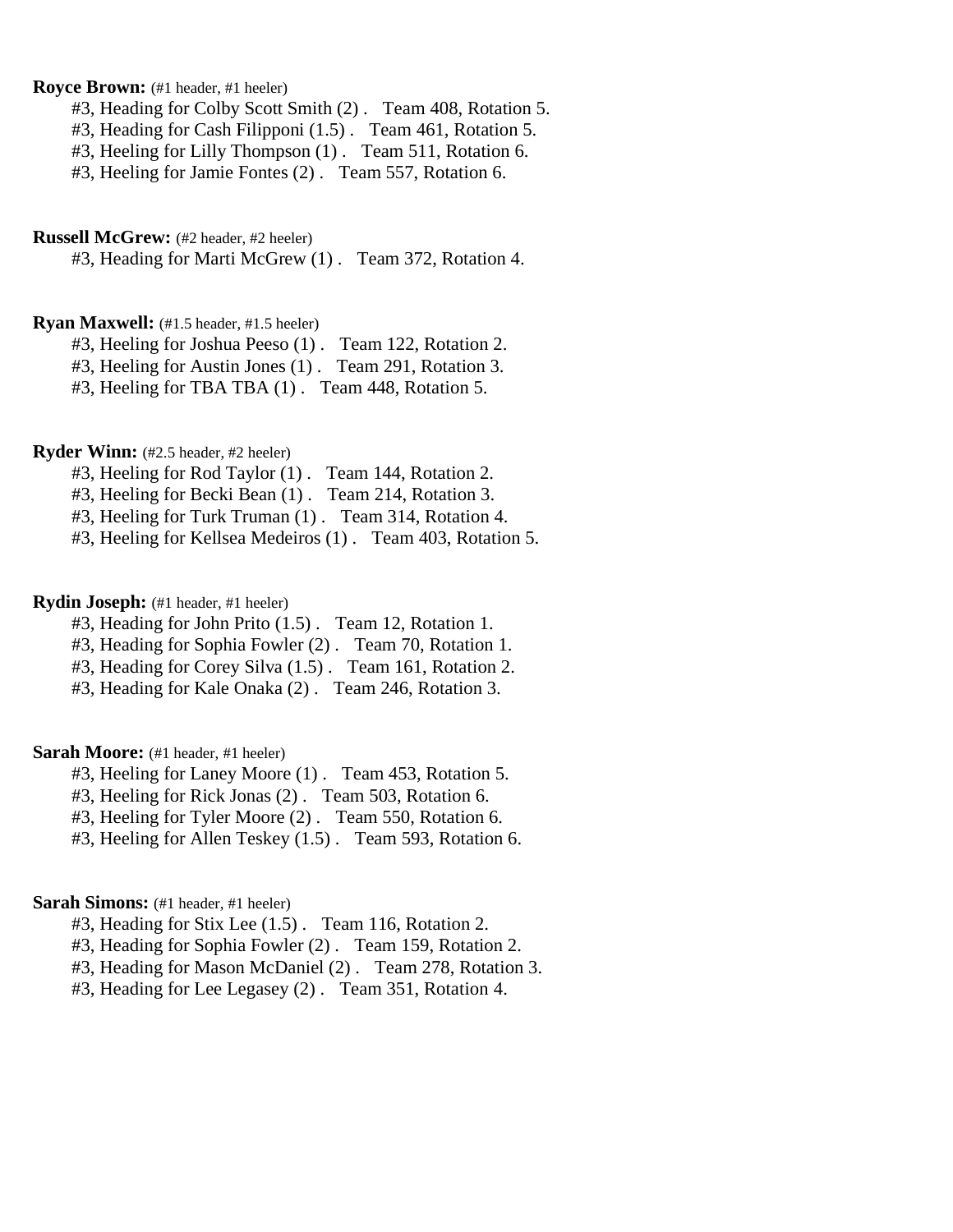**Royce Brown:** (#1 header, #1 heeler)

#3, Heading for Colby Scott Smith (2) .   Team 408, Rotation 5.
#3, Heading for Cash Filipponi (1.5) .   Team 461, Rotation 5.
#3, Heeling for Lilly Thompson (1) .   Team 511, Rotation 6.
#3, Heeling for Jamie Fontes (2) .   Team 557, Rotation 6.

**Russell McGrew:** (#2 header, #2 heeler)

#3, Heading for Marti McGrew (1) .   Team 372, Rotation 4.

**Ryan Maxwell:** (#1.5 header, #1.5 heeler)

#3, Heeling for Joshua Peeso (1) .   Team 122, Rotation 2.
#3, Heeling for Austin Jones (1) .   Team 291, Rotation 3.
#3, Heeling for TBA TBA (1) .   Team 448, Rotation 5.

**Ryder Winn:** (#2.5 header, #2 heeler)

#3, Heeling for Rod Taylor (1) .   Team 144, Rotation 2.
#3, Heeling for Becki Bean (1) .   Team 214, Rotation 3.
#3, Heeling for Turk Truman (1) .   Team 314, Rotation 4.
#3, Heeling for Kellsea Medeiros (1) .   Team 403, Rotation 5.

**Rydin Joseph:** (#1 header, #1 heeler)

#3, Heading for John Prito (1.5) .   Team 12, Rotation 1.
#3, Heading for Sophia Fowler (2) .   Team 70, Rotation 1.
#3, Heading for Corey Silva (1.5) .   Team 161, Rotation 2.
#3, Heading for Kale Onaka (2) .   Team 246, Rotation 3.

**Sarah Moore:** (#1 header, #1 heeler)

#3, Heeling for Laney Moore (1) .   Team 453, Rotation 5.
#3, Heeling for Rick Jonas (2) .   Team 503, Rotation 6.
#3, Heeling for Tyler Moore (2) .   Team 550, Rotation 6.
#3, Heeling for Allen Teskey (1.5) .   Team 593, Rotation 6.

**Sarah Simons:** (#1 header, #1 heeler)

#3, Heading for Stix Lee (1.5) .   Team 116, Rotation 2.
#3, Heading for Sophia Fowler (2) .   Team 159, Rotation 2.
#3, Heading for Mason McDaniel (2) .   Team 278, Rotation 3.
#3, Heading for Lee Legasey (2) .   Team 351, Rotation 4.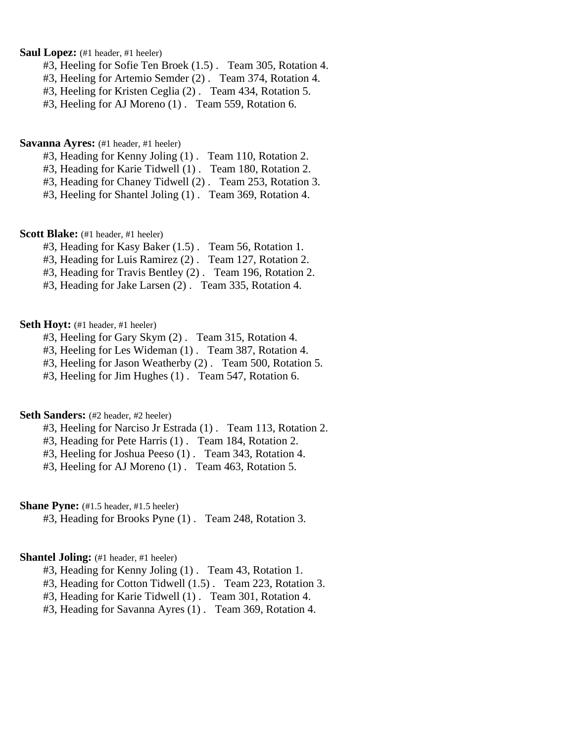**Saul Lopez:** (#1 header, #1 heeler)

#3, Heeling for Sofie Ten Broek (1.5) . Team 305, Rotation 4.
#3, Heeling for Artemio Semder (2) . Team 374, Rotation 4.
#3, Heeling for Kristen Ceglia (2) . Team 434, Rotation 5.
#3, Heeling for AJ Moreno (1) . Team 559, Rotation 6.

**Savanna Ayres:** (#1 header, #1 heeler)

#3, Heading for Kenny Joling (1) . Team 110, Rotation 2.
#3, Heading for Karie Tidwell (1) . Team 180, Rotation 2.
#3, Heading for Chaney Tidwell (2) . Team 253, Rotation 3.
#3, Heeling for Shantel Joling (1) . Team 369, Rotation 4.

**Scott Blake:** (#1 header, #1 heeler)

#3, Heading for Kasy Baker (1.5) . Team 56, Rotation 1.
#3, Heading for Luis Ramirez (2) . Team 127, Rotation 2.
#3, Heading for Travis Bentley (2) . Team 196, Rotation 2.
#3, Heading for Jake Larsen (2) . Team 335, Rotation 4.

**Seth Hoyt:** (#1 header, #1 heeler)

#3, Heeling for Gary Skym (2) . Team 315, Rotation 4.
#3, Heeling for Les Wideman (1) . Team 387, Rotation 4.
#3, Heeling for Jason Weatherby (2) . Team 500, Rotation 5.
#3, Heeling for Jim Hughes (1) . Team 547, Rotation 6.

**Seth Sanders:** (#2 header, #2 heeler)

#3, Heeling for Narciso Jr Estrada (1) . Team 113, Rotation 2.
#3, Heading for Pete Harris (1) . Team 184, Rotation 2.
#3, Heeling for Joshua Peeso (1) . Team 343, Rotation 4.
#3, Heeling for AJ Moreno (1) . Team 463, Rotation 5.

**Shane Pyne:** (#1.5 header, #1.5 heeler)

#3, Heading for Brooks Pyne (1) . Team 248, Rotation 3.

**Shantel Joling:** (#1 header, #1 heeler)

#3, Heading for Kenny Joling (1) . Team 43, Rotation 1.
#3, Heading for Cotton Tidwell (1.5) . Team 223, Rotation 3.
#3, Heading for Karie Tidwell (1) . Team 301, Rotation 4.
#3, Heading for Savanna Ayres (1) . Team 369, Rotation 4.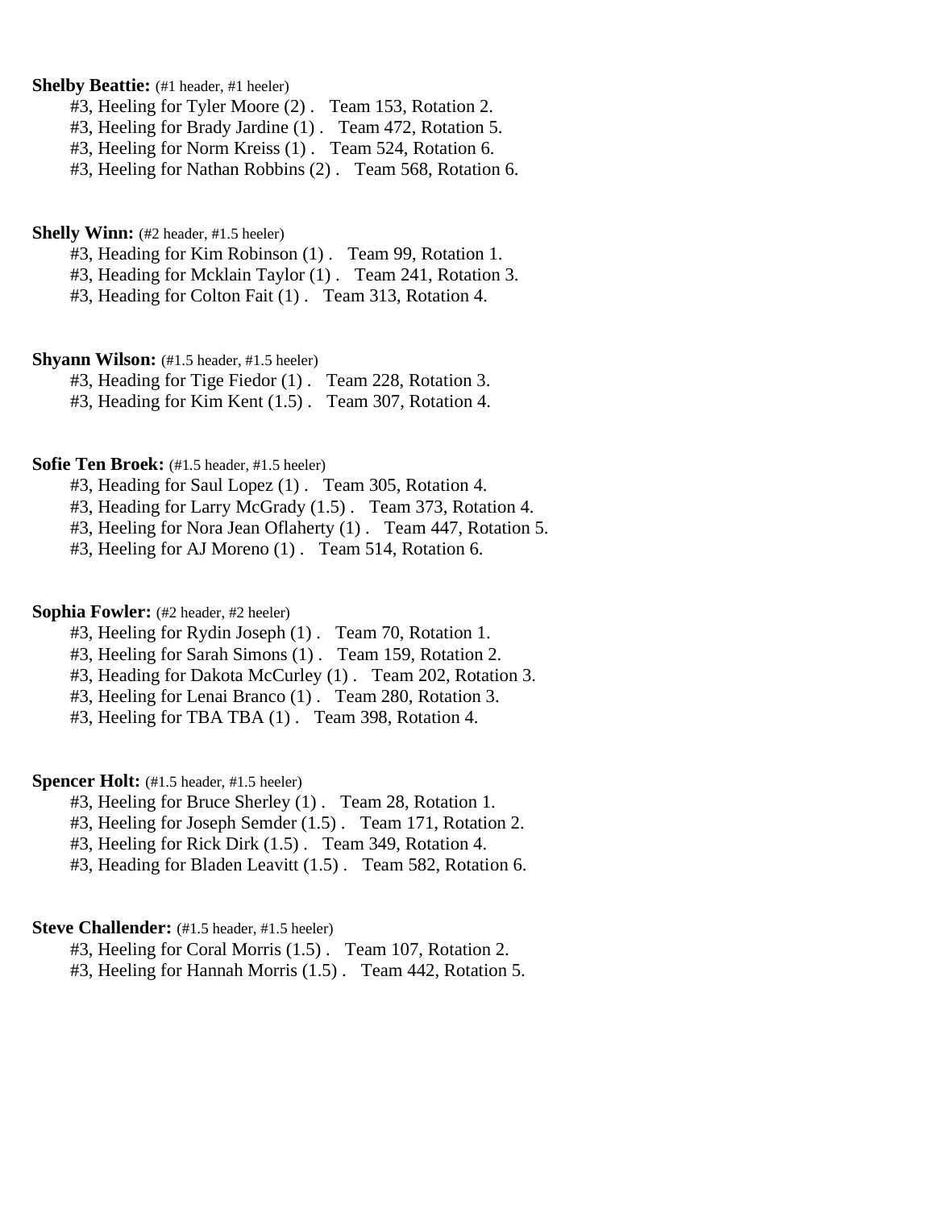**Shelby Beattie:** (#1 header, #1 heeler)

#3, Heeling for Tyler Moore (2) . Team 153, Rotation 2.
#3, Heeling for Brady Jardine (1) . Team 472, Rotation 5.
#3, Heeling for Norm Kreiss (1) . Team 524, Rotation 6.
#3, Heeling for Nathan Robbins (2) . Team 568, Rotation 6.

**Shelly Winn:** (#2 header, #1.5 heeler)

#3, Heading for Kim Robinson (1) . Team 99, Rotation 1.
#3, Heading for Mcklain Taylor (1) . Team 241, Rotation 3.
#3, Heading for Colton Fait (1) . Team 313, Rotation 4.

**Shyann Wilson:** (#1.5 header, #1.5 heeler)

#3, Heading for Tige Fiedor (1) . Team 228, Rotation 3.
#3, Heading for Kim Kent (1.5) . Team 307, Rotation 4.

**Sofie Ten Broek:** (#1.5 header, #1.5 heeler)

#3, Heading for Saul Lopez (1) . Team 305, Rotation 4.
#3, Heading for Larry McGrady (1.5) . Team 373, Rotation 4.
#3, Heeling for Nora Jean Oflaherty (1) . Team 447, Rotation 5.
#3, Heeling for AJ Moreno (1) . Team 514, Rotation 6.

**Sophia Fowler:** (#2 header, #2 heeler)

#3, Heeling for Rydin Joseph (1) . Team 70, Rotation 1.
#3, Heeling for Sarah Simons (1) . Team 159, Rotation 2.
#3, Heading for Dakota McCurley (1) . Team 202, Rotation 3.
#3, Heeling for Lenai Branco (1) . Team 280, Rotation 3.
#3, Heeling for TBA TBA (1) . Team 398, Rotation 4.

**Spencer Holt:** (#1.5 header, #1.5 heeler)

#3, Heeling for Bruce Sherley (1) . Team 28, Rotation 1.
#3, Heeling for Joseph Semder (1.5) . Team 171, Rotation 2.
#3, Heeling for Rick Dirk (1.5) . Team 349, Rotation 4.
#3, Heading for Bladen Leavitt (1.5) . Team 582, Rotation 6.

**Steve Challender:** (#1.5 header, #1.5 heeler)

#3, Heeling for Coral Morris (1.5) . Team 107, Rotation 2.
#3, Heeling for Hannah Morris (1.5) . Team 442, Rotation 5.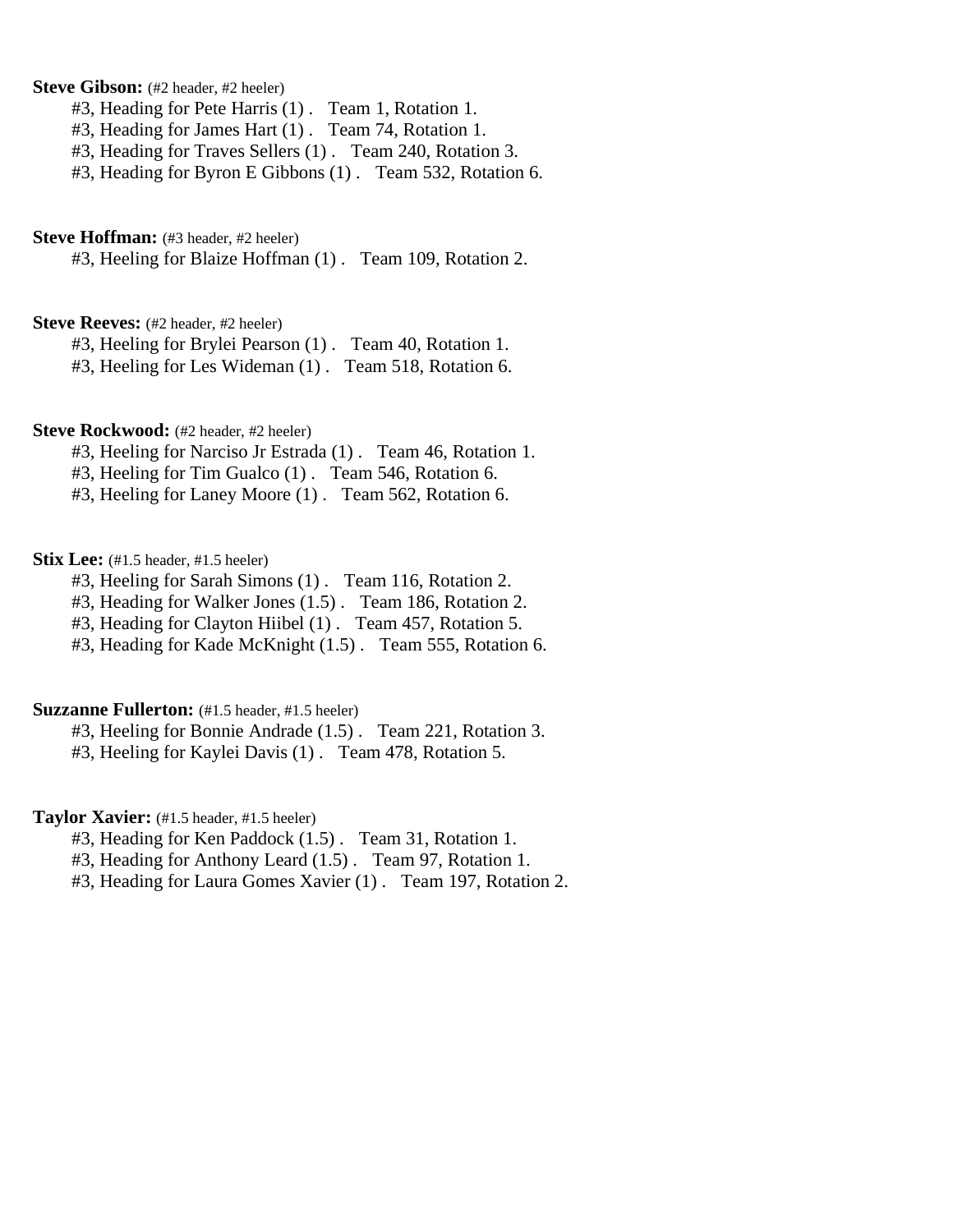**Steve Gibson:** (#2 header, #2 heeler)

#3, Heading for Pete Harris (1) .   Team 1, Rotation 1.
#3, Heading for James Hart (1) .   Team 74, Rotation 1.
#3, Heading for Traves Sellers (1) .   Team 240, Rotation 3.
#3, Heading for Byron E Gibbons (1) .   Team 532, Rotation 6.

**Steve Hoffman:** (#3 header, #2 heeler)

#3, Heeling for Blaize Hoffman (1) .   Team 109, Rotation 2.

**Steve Reeves:** (#2 header, #2 heeler)

#3, Heeling for Brylei Pearson (1) .   Team 40, Rotation 1.
#3, Heeling for Les Wideman (1) .   Team 518, Rotation 6.

**Steve Rockwood:** (#2 header, #2 heeler)

#3, Heeling for Narciso Jr Estrada (1) .   Team 46, Rotation 1.
#3, Heeling for Tim Gualco (1) .   Team 546, Rotation 6.
#3, Heeling for Laney Moore (1) .   Team 562, Rotation 6.

**Stix Lee:** (#1.5 header, #1.5 heeler)

#3, Heeling for Sarah Simons (1) .   Team 116, Rotation 2.
#3, Heading for Walker Jones (1.5) .   Team 186, Rotation 2.
#3, Heading for Clayton Hiibel (1) .   Team 457, Rotation 5.
#3, Heading for Kade McKnight (1.5) .   Team 555, Rotation 6.

**Suzzanne Fullerton:** (#1.5 header, #1.5 heeler)

#3, Heeling for Bonnie Andrade (1.5) .   Team 221, Rotation 3.
#3, Heeling for Kaylei Davis (1) .   Team 478, Rotation 5.

**Taylor Xavier:** (#1.5 header, #1.5 heeler)

#3, Heading for Ken Paddock (1.5) .   Team 31, Rotation 1.
#3, Heading for Anthony Leard (1.5) .   Team 97, Rotation 1.
#3, Heading for Laura Gomes Xavier (1) .   Team 197, Rotation 2.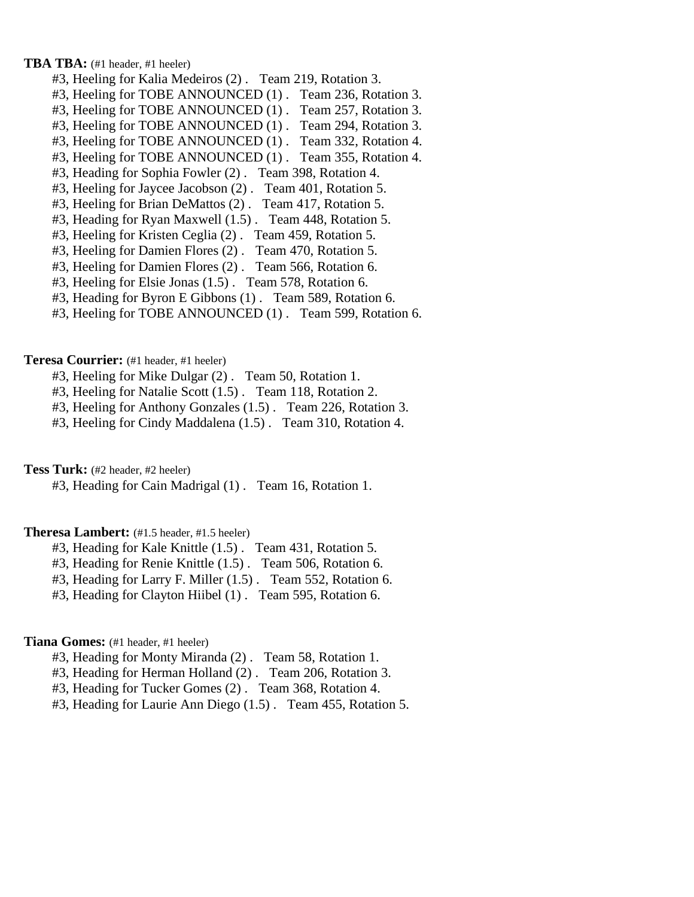**TBA TBA:** (#1 header, #1 heeler)

#3, Heeling for Kalia Medeiros (2) . Team 219, Rotation 3.
#3, Heeling for TOBE ANNOUNCED (1) . Team 236, Rotation 3.
#3, Heeling for TOBE ANNOUNCED (1) . Team 257, Rotation 3.
#3, Heeling for TOBE ANNOUNCED (1) . Team 294, Rotation 3.
#3, Heeling for TOBE ANNOUNCED (1) . Team 332, Rotation 4.
#3, Heeling for TOBE ANNOUNCED (1) . Team 355, Rotation 4.
#3, Heading for Sophia Fowler (2) . Team 398, Rotation 4.
#3, Heeling for Jaycee Jacobson (2) . Team 401, Rotation 5.
#3, Heeling for Brian DeMattos (2) . Team 417, Rotation 5.
#3, Heading for Ryan Maxwell (1.5) . Team 448, Rotation 5.
#3, Heeling for Kristen Ceglia (2) . Team 459, Rotation 5.
#3, Heeling for Damien Flores (2) . Team 470, Rotation 5.
#3, Heeling for Damien Flores (2) . Team 566, Rotation 6.
#3, Heeling for Elsie Jonas (1.5) . Team 578, Rotation 6.
#3, Heading for Byron E Gibbons (1) . Team 589, Rotation 6.
#3, Heeling for TOBE ANNOUNCED (1) . Team 599, Rotation 6.

**Teresa Courrier:** (#1 header, #1 heeler)

#3, Heeling for Mike Dulgar (2) . Team 50, Rotation 1.
#3, Heeling for Natalie Scott (1.5) . Team 118, Rotation 2.
#3, Heeling for Anthony Gonzales (1.5) . Team 226, Rotation 3.
#3, Heeling for Cindy Maddalena (1.5) . Team 310, Rotation 4.

**Tess Turk:** (#2 header, #2 heeler)

#3, Heading for Cain Madrigal (1) . Team 16, Rotation 1.

**Theresa Lambert:** (#1.5 header, #1.5 heeler)

#3, Heading for Kale Knittle (1.5) . Team 431, Rotation 5.
#3, Heading for Renie Knittle (1.5) . Team 506, Rotation 6.
#3, Heading for Larry F. Miller (1.5) . Team 552, Rotation 6.
#3, Heading for Clayton Hiibel (1) . Team 595, Rotation 6.

**Tiana Gomes:** (#1 header, #1 heeler)

#3, Heading for Monty Miranda (2) . Team 58, Rotation 1.
#3, Heading for Herman Holland (2) . Team 206, Rotation 3.
#3, Heading for Tucker Gomes (2) . Team 368, Rotation 4.
#3, Heading for Laurie Ann Diego (1.5) . Team 455, Rotation 5.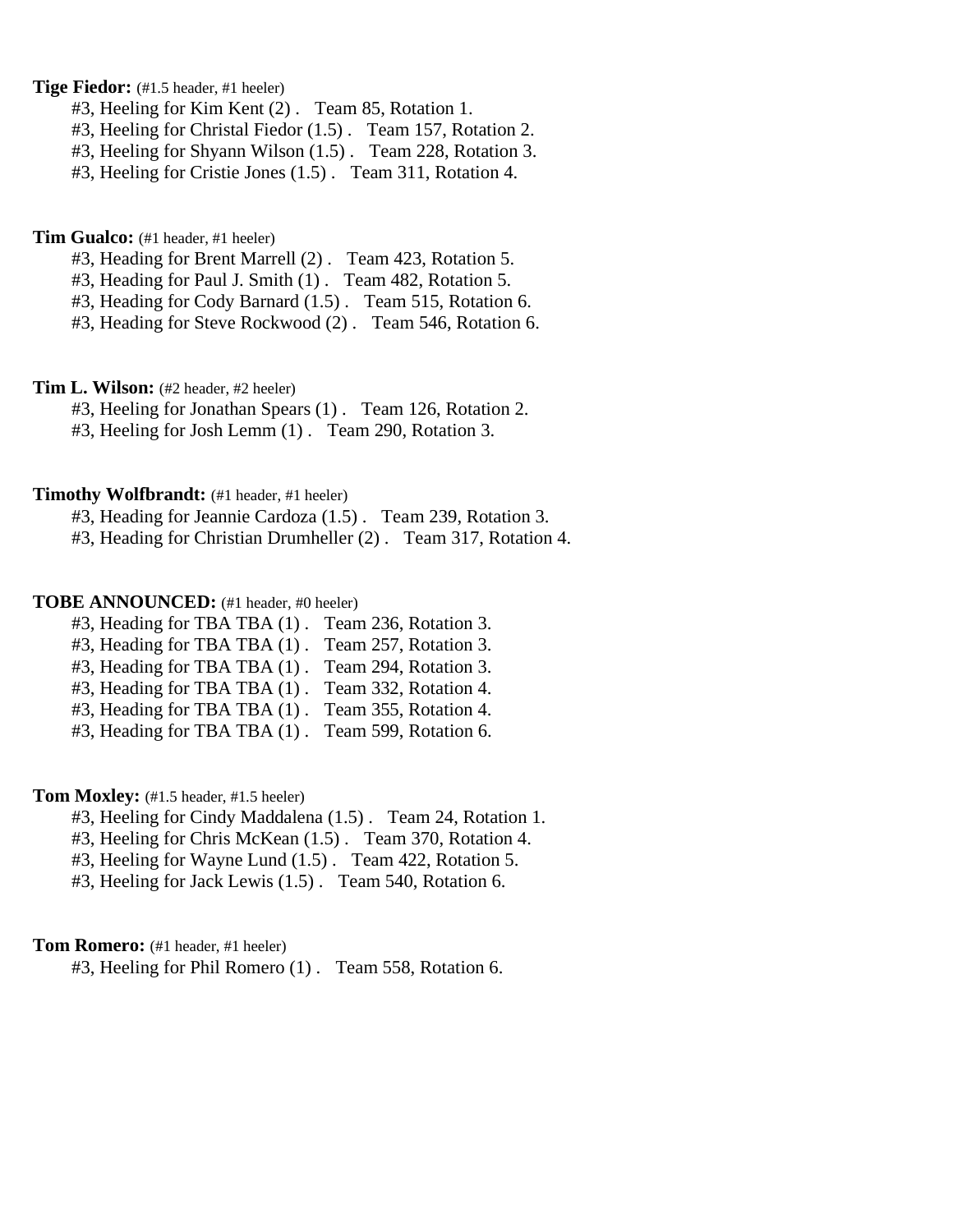**Tige Fiedor:** (#1.5 header, #1 heeler)

#3, Heeling for Kim Kent (2) .   Team 85, Rotation 1.
#3, Heeling for Christal Fiedor (1.5) .   Team 157, Rotation 2.
#3, Heeling for Shyann Wilson (1.5) .   Team 228, Rotation 3.
#3, Heeling for Cristie Jones (1.5) .   Team 311, Rotation 4.

**Tim Gualco:** (#1 header, #1 heeler)

#3, Heading for Brent Marrell (2) .   Team 423, Rotation 5.
#3, Heading for Paul J. Smith (1) .   Team 482, Rotation 5.
#3, Heading for Cody Barnard (1.5) .   Team 515, Rotation 6.
#3, Heading for Steve Rockwood (2) .   Team 546, Rotation 6.

**Tim L. Wilson:** (#2 header, #2 heeler)

#3, Heeling for Jonathan Spears (1) .   Team 126, Rotation 2.
#3, Heeling for Josh Lemm (1) .   Team 290, Rotation 3.

**Timothy Wolfbrandt:** (#1 header, #1 heeler)

#3, Heading for Jeannie Cardoza (1.5) .   Team 239, Rotation 3.
#3, Heading for Christian Drumheller (2) .   Team 317, Rotation 4.

**TOBE ANNOUNCED:** (#1 header, #0 heeler)

#3, Heading for TBA TBA (1) .   Team 236, Rotation 3.
#3, Heading for TBA TBA (1) .   Team 257, Rotation 3.
#3, Heading for TBA TBA (1) .   Team 294, Rotation 3.
#3, Heading for TBA TBA (1) .   Team 332, Rotation 4.
#3, Heading for TBA TBA (1) .   Team 355, Rotation 4.
#3, Heading for TBA TBA (1) .   Team 599, Rotation 6.

**Tom Moxley:** (#1.5 header, #1.5 heeler)

#3, Heeling for Cindy Maddalena (1.5) .   Team 24, Rotation 1.
#3, Heeling for Chris McKean (1.5) .   Team 370, Rotation 4.
#3, Heeling for Wayne Lund (1.5) .   Team 422, Rotation 5.
#3, Heeling for Jack Lewis (1.5) .   Team 540, Rotation 6.

**Tom Romero:** (#1 header, #1 heeler)

#3, Heeling for Phil Romero (1) .   Team 558, Rotation 6.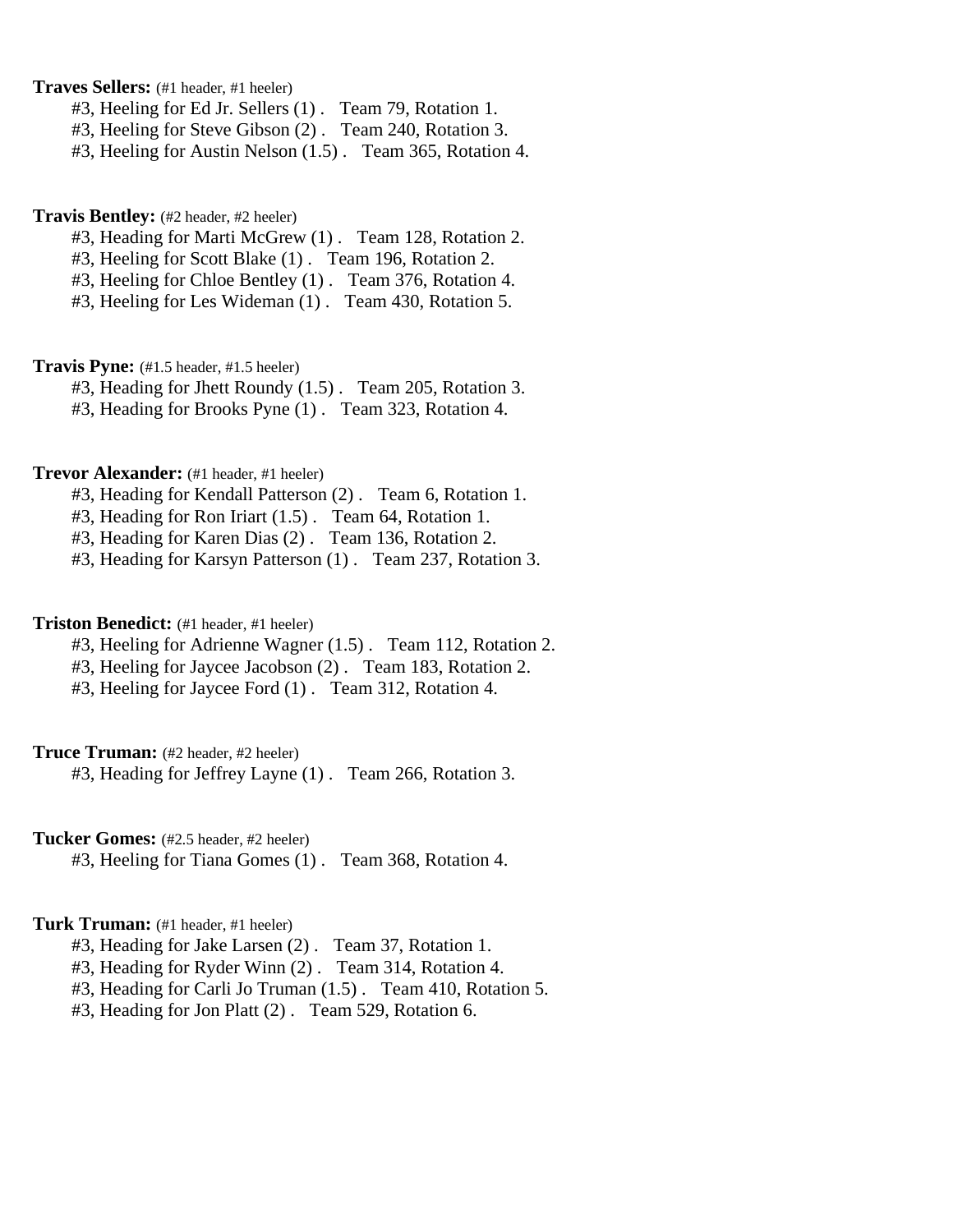**Traves Sellers:** (#1 header, #1 heeler)

#3, Heeling for Ed Jr. Sellers (1) . Team 79, Rotation 1.
#3, Heeling for Steve Gibson (2) . Team 240, Rotation 3.
#3, Heeling for Austin Nelson (1.5) . Team 365, Rotation 4.

**Travis Bentley:** (#2 header, #2 heeler)

#3, Heading for Marti McGrew (1) . Team 128, Rotation 2.
#3, Heeling for Scott Blake (1) . Team 196, Rotation 2.
#3, Heeling for Chloe Bentley (1) . Team 376, Rotation 4.
#3, Heeling for Les Wideman (1) . Team 430, Rotation 5.

**Travis Pyne:** (#1.5 header, #1.5 heeler)

#3, Heading for Jhett Roundy (1.5) . Team 205, Rotation 3.
#3, Heading for Brooks Pyne (1) . Team 323, Rotation 4.

**Trevor Alexander:** (#1 header, #1 heeler)

#3, Heading for Kendall Patterson (2) . Team 6, Rotation 1.
#3, Heading for Ron Iriart (1.5) . Team 64, Rotation 1.
#3, Heading for Karen Dias (2) . Team 136, Rotation 2.
#3, Heading for Karsyn Patterson (1) . Team 237, Rotation 3.

**Triston Benedict:** (#1 header, #1 heeler)

#3, Heeling for Adrienne Wagner (1.5) . Team 112, Rotation 2.
#3, Heeling for Jaycee Jacobson (2) . Team 183, Rotation 2.
#3, Heeling for Jaycee Ford (1) . Team 312, Rotation 4.

**Truce Truman:** (#2 header, #2 heeler)

#3, Heading for Jeffrey Layne (1) . Team 266, Rotation 3.

**Tucker Gomes:** (#2.5 header, #2 heeler)

#3, Heeling for Tiana Gomes (1) . Team 368, Rotation 4.

**Turk Truman:** (#1 header, #1 heeler)

#3, Heading for Jake Larsen (2) . Team 37, Rotation 1.
#3, Heading for Ryder Winn (2) . Team 314, Rotation 4.
#3, Heading for Carli Jo Truman (1.5) . Team 410, Rotation 5.
#3, Heading for Jon Platt (2) . Team 529, Rotation 6.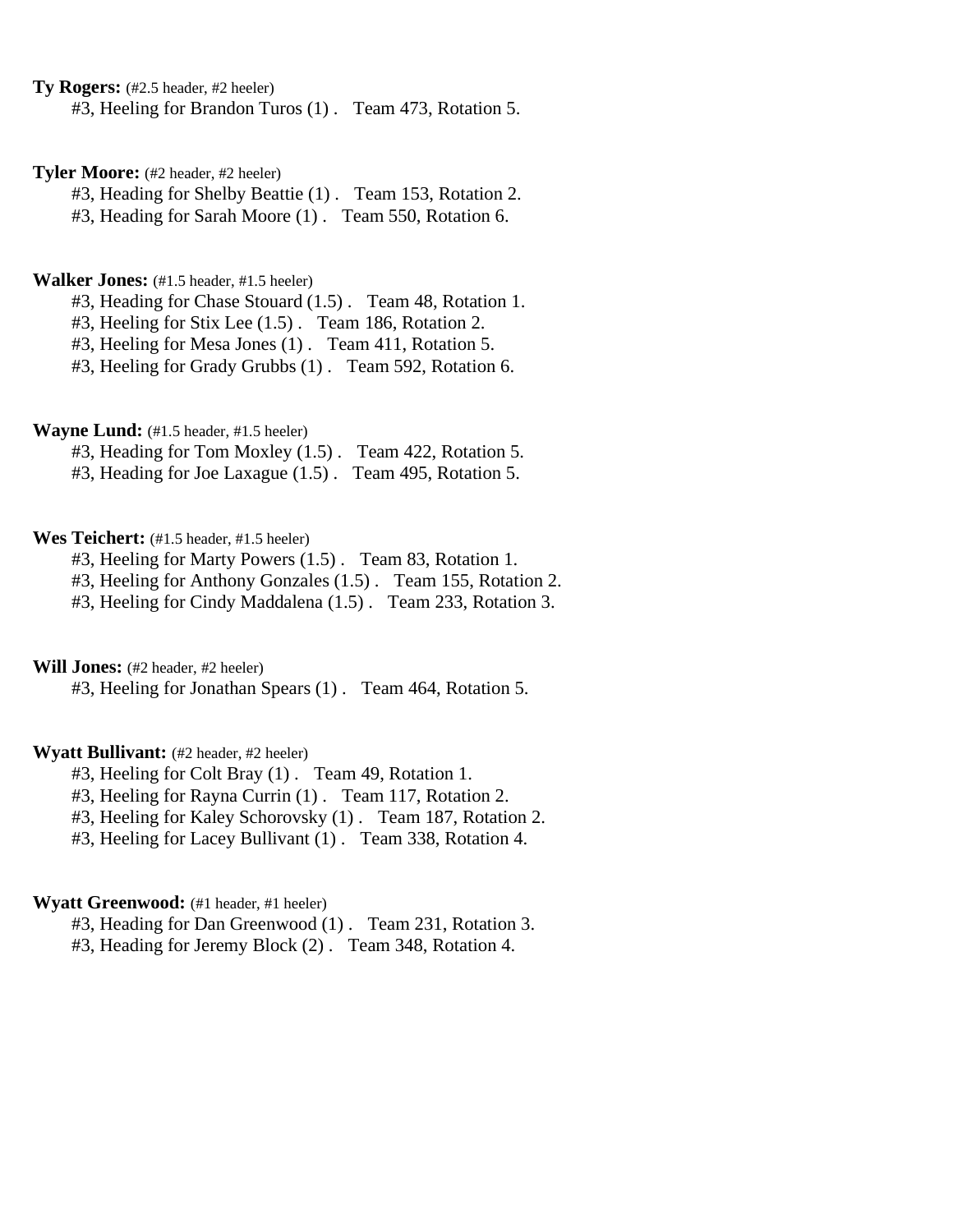**Ty Rogers:** (#2.5 header, #2 heeler)

#3, Heeling for Brandon Turos (1) . Team 473, Rotation 5.

**Tyler Moore:** (#2 header, #2 heeler)

#3, Heading for Shelby Beattie (1) . Team 153, Rotation 2.
#3, Heading for Sarah Moore (1) . Team 550, Rotation 6.

**Walker Jones:** (#1.5 header, #1.5 heeler)

#3, Heading for Chase Stouard (1.5) . Team 48, Rotation 1.
#3, Heeling for Stix Lee (1.5) . Team 186, Rotation 2.
#3, Heeling for Mesa Jones (1) . Team 411, Rotation 5.
#3, Heeling for Grady Grubbs (1) . Team 592, Rotation 6.

**Wayne Lund:** (#1.5 header, #1.5 heeler)

#3, Heading for Tom Moxley (1.5) . Team 422, Rotation 5.
#3, Heading for Joe Laxague (1.5) . Team 495, Rotation 5.

**Wes Teichert:** (#1.5 header, #1.5 heeler)

#3, Heeling for Marty Powers (1.5) . Team 83, Rotation 1.
#3, Heeling for Anthony Gonzales (1.5) . Team 155, Rotation 2.
#3, Heeling for Cindy Maddalena (1.5) . Team 233, Rotation 3.

**Will Jones:** (#2 header, #2 heeler)

#3, Heeling for Jonathan Spears (1) . Team 464, Rotation 5.

**Wyatt Bullivant:** (#2 header, #2 heeler)

#3, Heeling for Colt Bray (1) . Team 49, Rotation 1.
#3, Heeling for Rayna Currin (1) . Team 117, Rotation 2.
#3, Heeling for Kaley Schorovsky (1) . Team 187, Rotation 2.
#3, Heeling for Lacey Bullivant (1) . Team 338, Rotation 4.

**Wyatt Greenwood:** (#1 header, #1 heeler)

#3, Heading for Dan Greenwood (1) . Team 231, Rotation 3.
#3, Heading for Jeremy Block (2) . Team 348, Rotation 4.